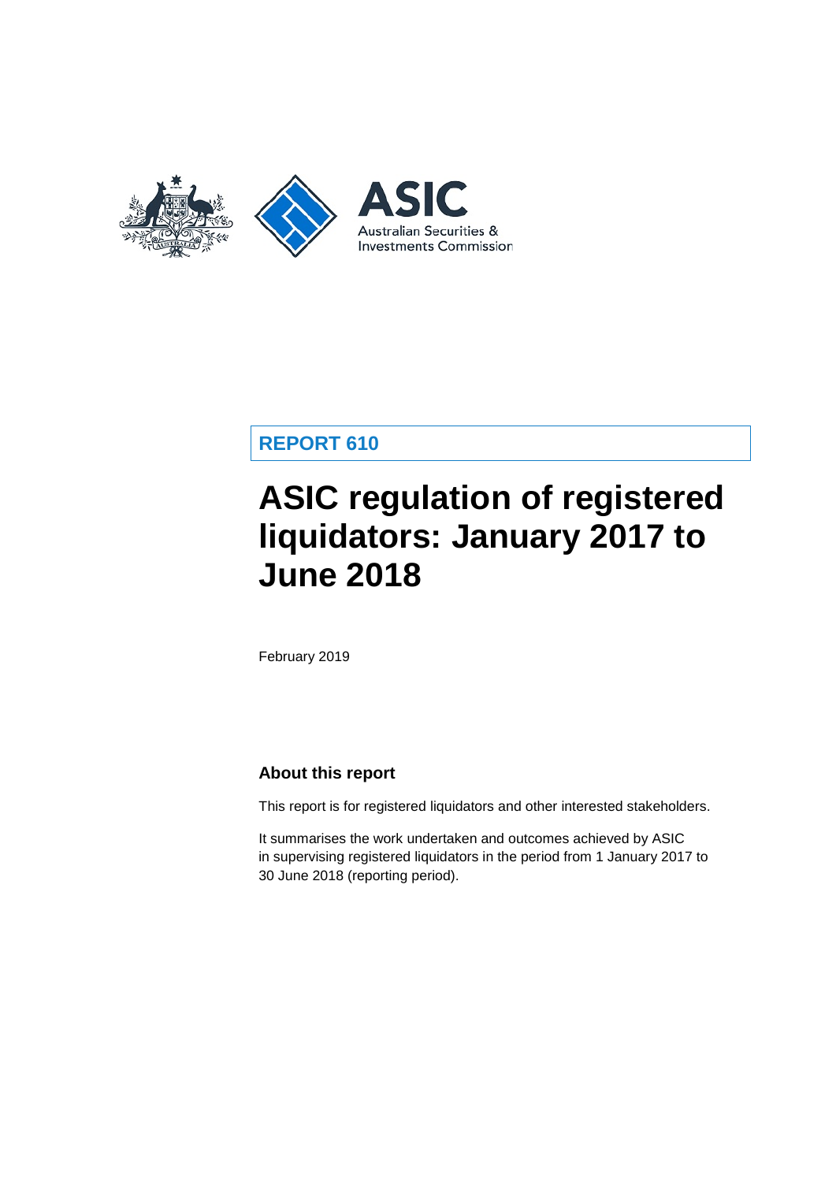ASIC

Australian Securities & Investments Commission

**REPORT 610**

# ASIC regulation of registered liquidators: January 2017 to June 2018

February 2019

## About this report

This report is for registered liquidators and other interested stakeholders.

It summarises the work undertaken and outcomes achieved by ASIC in supervising registered liquidators in the period from 1 January 2017 to 30 June 2018 (reporting period).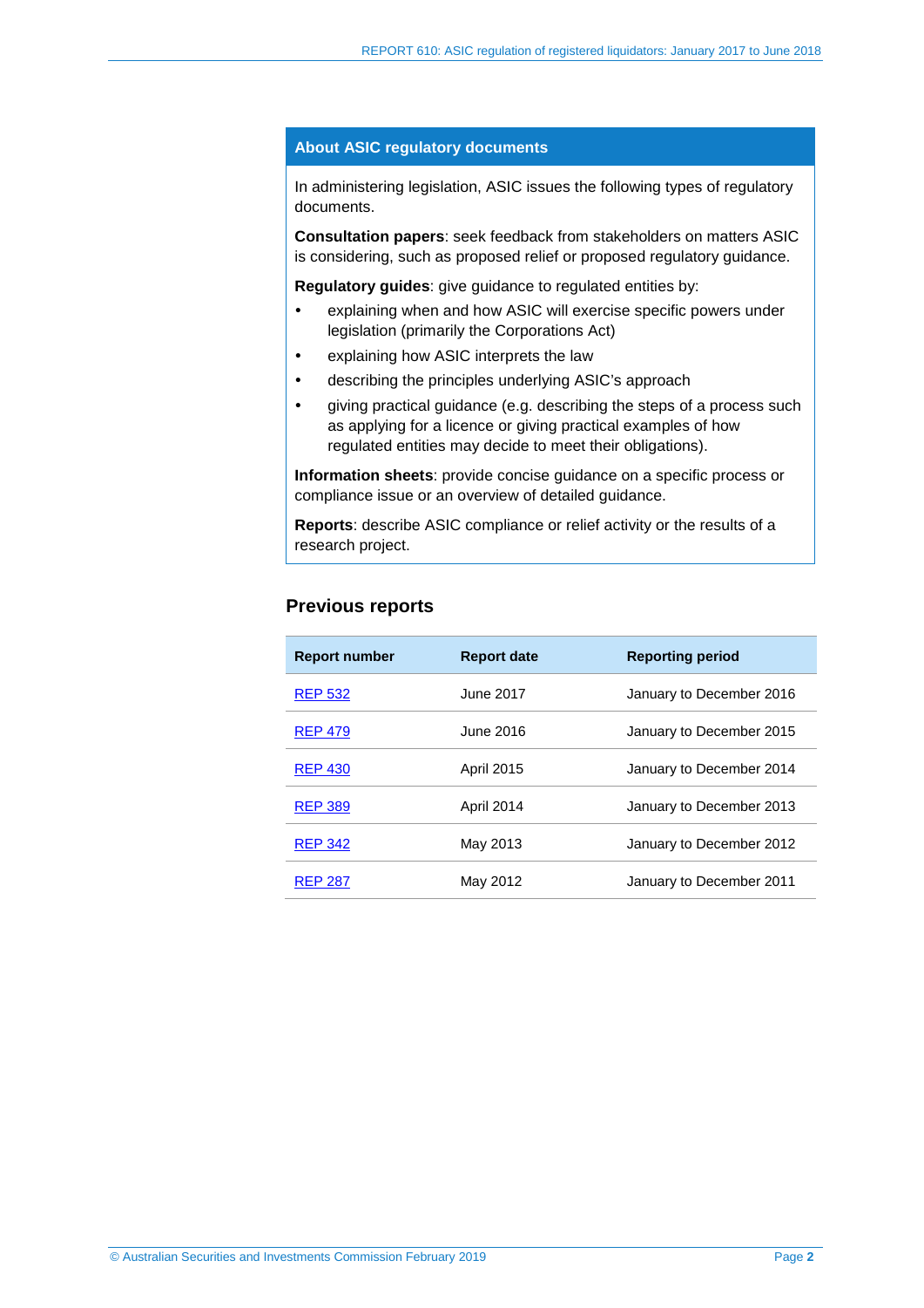## About ASIC regulatory documents

In administering legislation, ASIC issues the following types of regulatory documents.

**Consultation papers**: seek feedback from stakeholders on matters ASIC is considering, such as proposed relief or proposed regulatory guidance.

**Regulatory guides**: give guidance to regulated entities by:

- explaining when and how ASIC will exercise specific powers under legislation (primarily the Corporations Act)
- explaining how ASIC interprets the law
- describing the principles underlying ASIC's approach
- giving practical guidance (e.g. describing the steps of a process such as applying for a licence or giving practical examples of how regulated entities may decide to meet their obligations).

**Information sheets**: provide concise guidance on a specific process or compliance issue or an overview of detailed guidance.

**Reports**: describe ASIC compliance or relief activity or the results of a research project.

## Previous reports

| Report number | Report date | Reporting period |
|---|---|---|
| REP 532 | June 2017 | January to December 2016 |
| REP 479 | June 2016 | January to December 2015 |
| REP 430 | April 2015 | January to December 2014 |
| REP 389 | April 2014 | January to December 2013 |
| REP 342 | May 2013 | January to December 2012 |
| REP 287 | May 2012 | January to December 2011 |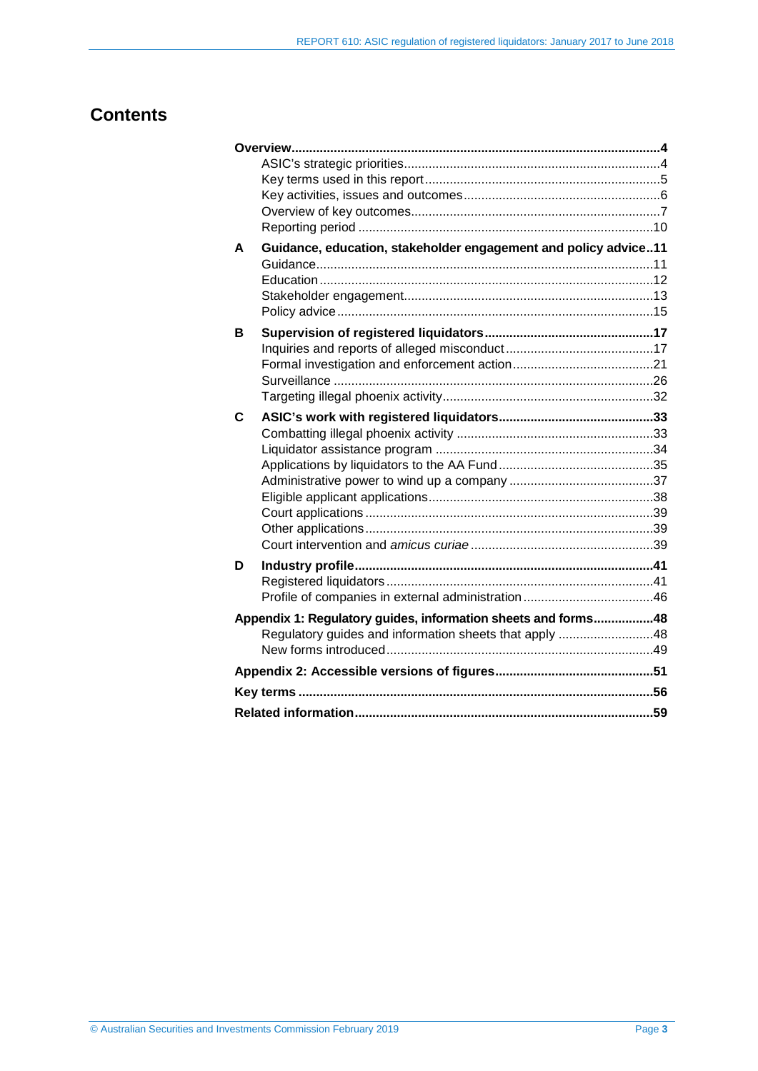# Contents

**Overview** ... **4**
- ASIC's strategic priorities ... 4
- Key terms used in this report ... 5
- Key activities, issues and outcomes ... 6
- Overview of key outcomes ... 7
- Reporting period ... 10

**A Guidance, education, stakeholder engagement and policy advice** ... **11**
- Guidance ... 11
- Education ... 12
- Stakeholder engagement ... 13
- Policy advice ... 15

**B Supervision of registered liquidators** ... **17**
- Inquiries and reports of alleged misconduct ... 17
- Formal investigation and enforcement action ... 21
- Surveillance ... 26
- Targeting illegal phoenix activity ... 32

**C ASIC's work with registered liquidators** ... **33**
- Combatting illegal phoenix activity ... 33
- Liquidator assistance program ... 34
- Applications by liquidators to the AA Fund ... 35
- Administrative power to wind up a company ... 37
- Eligible applicant applications ... 38
- Court applications ... 39
- Other applications ... 39
- Court intervention and *amicus curiae* ... 39

**D Industry profile** ... **41**
- Registered liquidators ... 41
- Profile of companies in external administration ... 46

**Appendix 1: Regulatory guides, information sheets and forms** ... **48**
- Regulatory guides and information sheets that apply ... 48
- New forms introduced ... 49

**Appendix 2: Accessible versions of figures** ... **51**

**Key terms** ... **56**

**Related information** ... **59**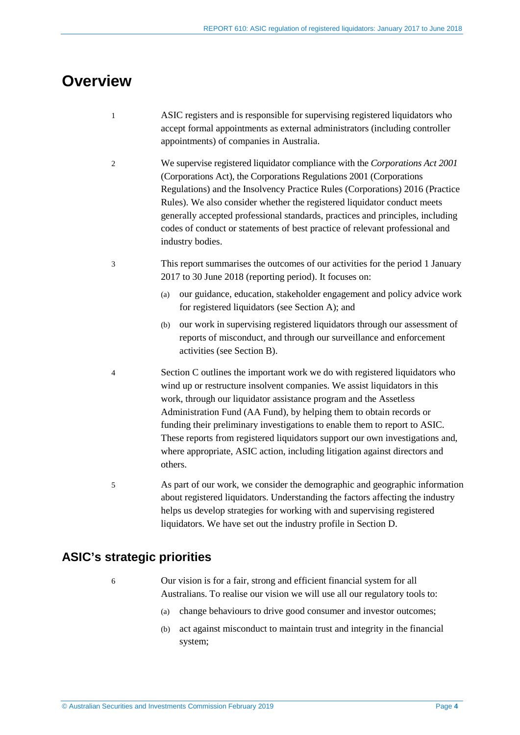# Overview

1 ASIC registers and is responsible for supervising registered liquidators who accept formal appointments as external administrators (including controller appointments) of companies in Australia.

2 We supervise registered liquidator compliance with the *Corporations Act 2001* (Corporations Act), the Corporations Regulations 2001 (Corporations Regulations) and the Insolvency Practice Rules (Corporations) 2016 (Practice Rules). We also consider whether the registered liquidator conduct meets generally accepted professional standards, practices and principles, including codes of conduct or statements of best practice of relevant professional and industry bodies.

3 This report summarises the outcomes of our activities for the period 1 January 2017 to 30 June 2018 (reporting period). It focuses on:

(a) our guidance, education, stakeholder engagement and policy advice work for registered liquidators (see Section A); and

(b) our work in supervising registered liquidators through our assessment of reports of misconduct, and through our surveillance and enforcement activities (see Section B).

4 Section C outlines the important work we do with registered liquidators who wind up or restructure insolvent companies. We assist liquidators in this work, through our liquidator assistance program and the Assetless Administration Fund (AA Fund), by helping them to obtain records or funding their preliminary investigations to enable them to report to ASIC. These reports from registered liquidators support our own investigations and, where appropriate, ASIC action, including litigation against directors and others.

5 As part of our work, we consider the demographic and geographic information about registered liquidators. Understanding the factors affecting the industry helps us develop strategies for working with and supervising registered liquidators. We have set out the industry profile in Section D.

## ASIC's strategic priorities

6 Our vision is for a fair, strong and efficient financial system for all Australians. To realise our vision we will use all our regulatory tools to:

(a) change behaviours to drive good consumer and investor outcomes;

(b) act against misconduct to maintain trust and integrity in the financial system;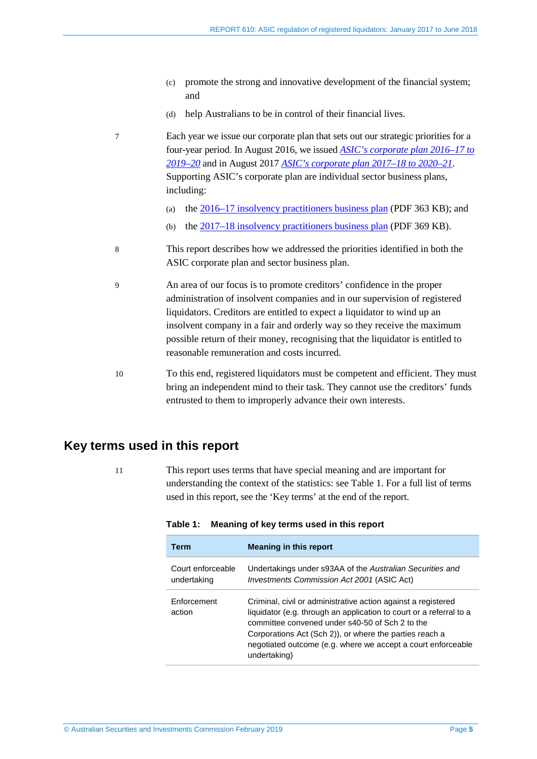(c) promote the strong and innovative development of the financial system; and

(d) help Australians to be in control of their financial lives.

7 Each year we issue our corporate plan that sets out our strategic priorities for a four-year period. In August 2016, we issued *ASIC's corporate plan 2016–17 to 2019–20* and in August 2017 *ASIC's corporate plan 2017–18 to 2020–21*. Supporting ASIC's corporate plan are individual sector business plans, including:

(a) the 2016–17 insolvency practitioners business plan (PDF 363 KB); and

(b) the 2017–18 insolvency practitioners business plan (PDF 369 KB).

8 This report describes how we addressed the priorities identified in both the ASIC corporate plan and sector business plan.

9 An area of our focus is to promote creditors' confidence in the proper administration of insolvent companies and in our supervision of registered liquidators. Creditors are entitled to expect a liquidator to wind up an insolvent company in a fair and orderly way so they receive the maximum possible return of their money, recognising that the liquidator is entitled to reasonable remuneration and costs incurred.

10 To this end, registered liquidators must be competent and efficient. They must bring an independent mind to their task. They cannot use the creditors' funds entrusted to them to improperly advance their own interests.

## Key terms used in this report

11 This report uses terms that have special meaning and are important for understanding the context of the statistics: see Table 1. For a full list of terms used in this report, see the 'Key terms' at the end of the report.

**Table 1: Meaning of key terms used in this report**

| Term | Meaning in this report |
|---|---|
| Court enforceable undertaking | Undertakings under s93AA of the *Australian Securities and Investments Commission Act 2001* (ASIC Act) |
| Enforcement action | Criminal, civil or administrative action against a registered liquidator (e.g. through an application to court or a referral to a committee convened under s40-50 of Sch 2 to the Corporations Act (Sch 2)), or where the parties reach a negotiated outcome (e.g. where we accept a court enforceable undertaking) |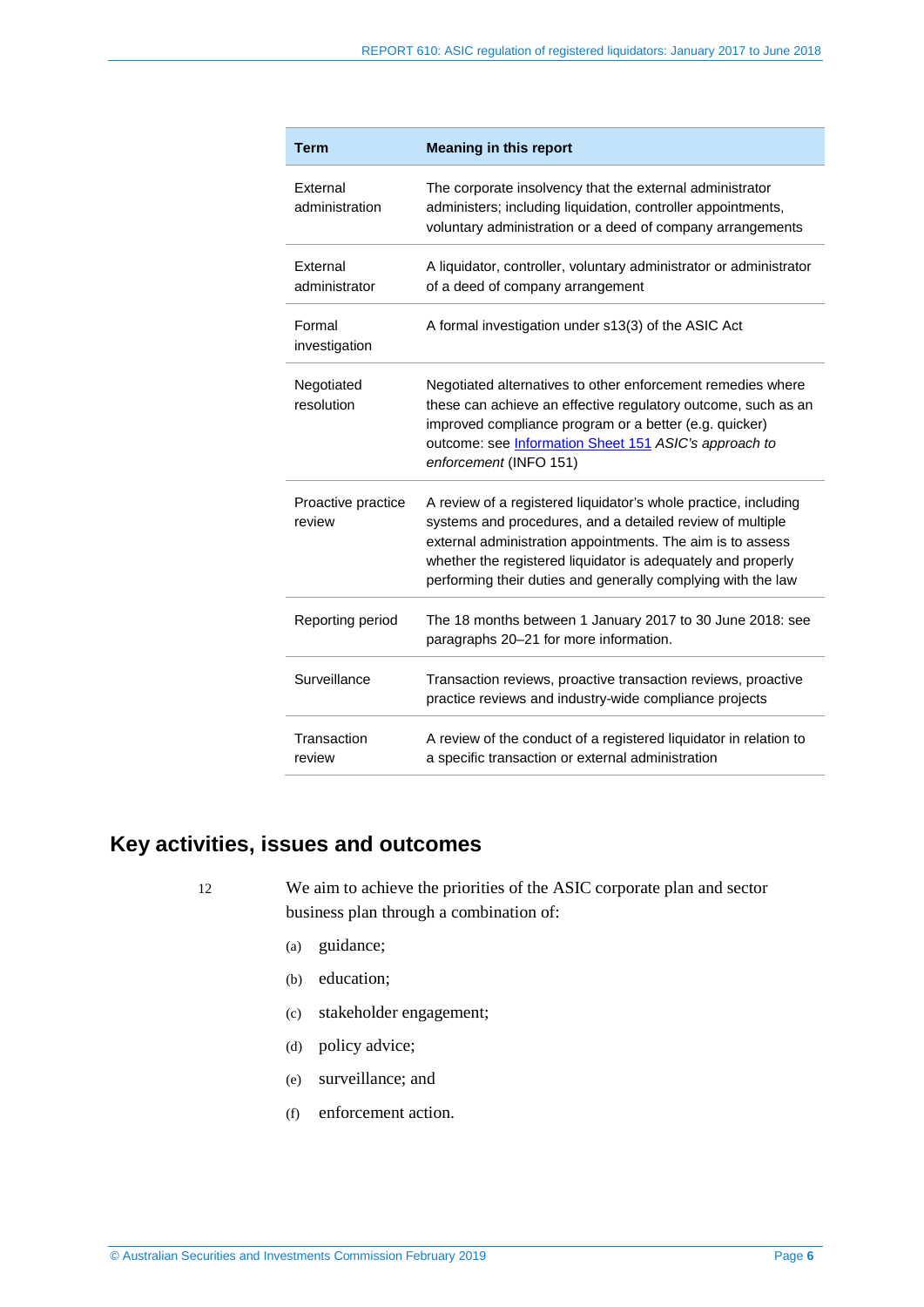| Term | Meaning in this report |
| --- | --- |
| External administration | The corporate insolvency that the external administrator administers; including liquidation, controller appointments, voluntary administration or a deed of company arrangements |
| External administrator | A liquidator, controller, voluntary administrator or administrator of a deed of company arrangement |
| Formal investigation | A formal investigation under s13(3) of the ASIC Act |
| Negotiated resolution | Negotiated alternatives to other enforcement remedies where these can achieve an effective regulatory outcome, such as an improved compliance program or a better (e.g. quicker) outcome: see Information Sheet 151 *ASIC's approach to enforcement* (INFO 151) |
| Proactive practice review | A review of a registered liquidator's whole practice, including systems and procedures, and a detailed review of multiple external administration appointments. The aim is to assess whether the registered liquidator is adequately and properly performing their duties and generally complying with the law |
| Reporting period | The 18 months between 1 January 2017 to 30 June 2018: see paragraphs 20–21 for more information. |
| Surveillance | Transaction reviews, proactive transaction reviews, proactive practice reviews and industry-wide compliance projects |
| Transaction review | A review of the conduct of a registered liquidator in relation to a specific transaction or external administration |

## Key activities, issues and outcomes

12 We aim to achieve the priorities of the ASIC corporate plan and sector business plan through a combination of:

(a) guidance;

(b) education;

(c) stakeholder engagement;

(d) policy advice;

(e) surveillance; and

(f) enforcement action.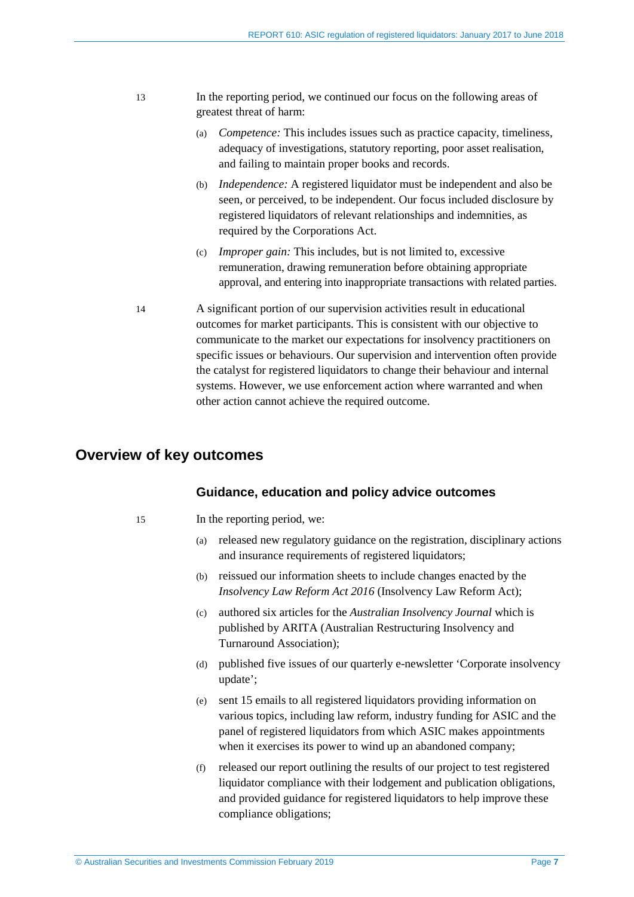13 In the reporting period, we continued our focus on the following areas of greatest threat of harm:

(a) *Competence:* This includes issues such as practice capacity, timeliness, adequacy of investigations, statutory reporting, poor asset realisation, and failing to maintain proper books and records.

(b) *Independence:* A registered liquidator must be independent and also be seen, or perceived, to be independent. Our focus included disclosure by registered liquidators of relevant relationships and indemnities, as required by the Corporations Act.

(c) *Improper gain:* This includes, but is not limited to, excessive remuneration, drawing remuneration before obtaining appropriate approval, and entering into inappropriate transactions with related parties.

14 A significant portion of our supervision activities result in educational outcomes for market participants. This is consistent with our objective to communicate to the market our expectations for insolvency practitioners on specific issues or behaviours. Our supervision and intervention often provide the catalyst for registered liquidators to change their behaviour and internal systems. However, we use enforcement action where warranted and when other action cannot achieve the required outcome.

## Overview of key outcomes

### Guidance, education and policy advice outcomes

15 In the reporting period, we:

(a) released new regulatory guidance on the registration, disciplinary actions and insurance requirements of registered liquidators;

(b) reissued our information sheets to include changes enacted by the *Insolvency Law Reform Act 2016* (Insolvency Law Reform Act);

(c) authored six articles for the *Australian Insolvency Journal* which is published by ARITA (Australian Restructuring Insolvency and Turnaround Association);

(d) published five issues of our quarterly e-newsletter 'Corporate insolvency update';

(e) sent 15 emails to all registered liquidators providing information on various topics, including law reform, industry funding for ASIC and the panel of registered liquidators from which ASIC makes appointments when it exercises its power to wind up an abandoned company;

(f) released our report outlining the results of our project to test registered liquidator compliance with their lodgement and publication obligations, and provided guidance for registered liquidators to help improve these compliance obligations;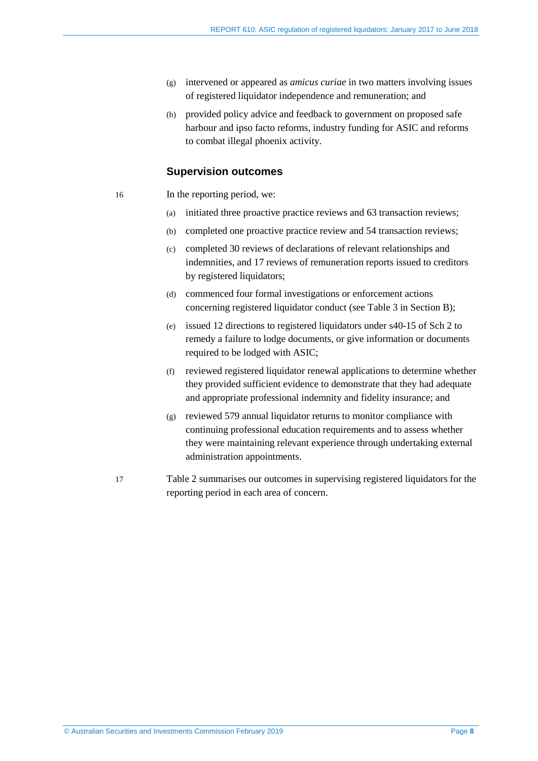(g) intervened or appeared as *amicus curiae* in two matters involving issues of registered liquidator independence and remuneration; and

(h) provided policy advice and feedback to government on proposed safe harbour and ipso facto reforms, industry funding for ASIC and reforms to combat illegal phoenix activity.

### Supervision outcomes

16 In the reporting period, we:

(a) initiated three proactive practice reviews and 63 transaction reviews;

(b) completed one proactive practice review and 54 transaction reviews;

(c) completed 30 reviews of declarations of relevant relationships and indemnities, and 17 reviews of remuneration reports issued to creditors by registered liquidators;

(d) commenced four formal investigations or enforcement actions concerning registered liquidator conduct (see Table 3 in Section B);

(e) issued 12 directions to registered liquidators under s40-15 of Sch 2 to remedy a failure to lodge documents, or give information or documents required to be lodged with ASIC;

(f) reviewed registered liquidator renewal applications to determine whether they provided sufficient evidence to demonstrate that they had adequate and appropriate professional indemnity and fidelity insurance; and

(g) reviewed 579 annual liquidator returns to monitor compliance with continuing professional education requirements and to assess whether they were maintaining relevant experience through undertaking external administration appointments.

17 Table 2 summarises our outcomes in supervising registered liquidators for the reporting period in each area of concern.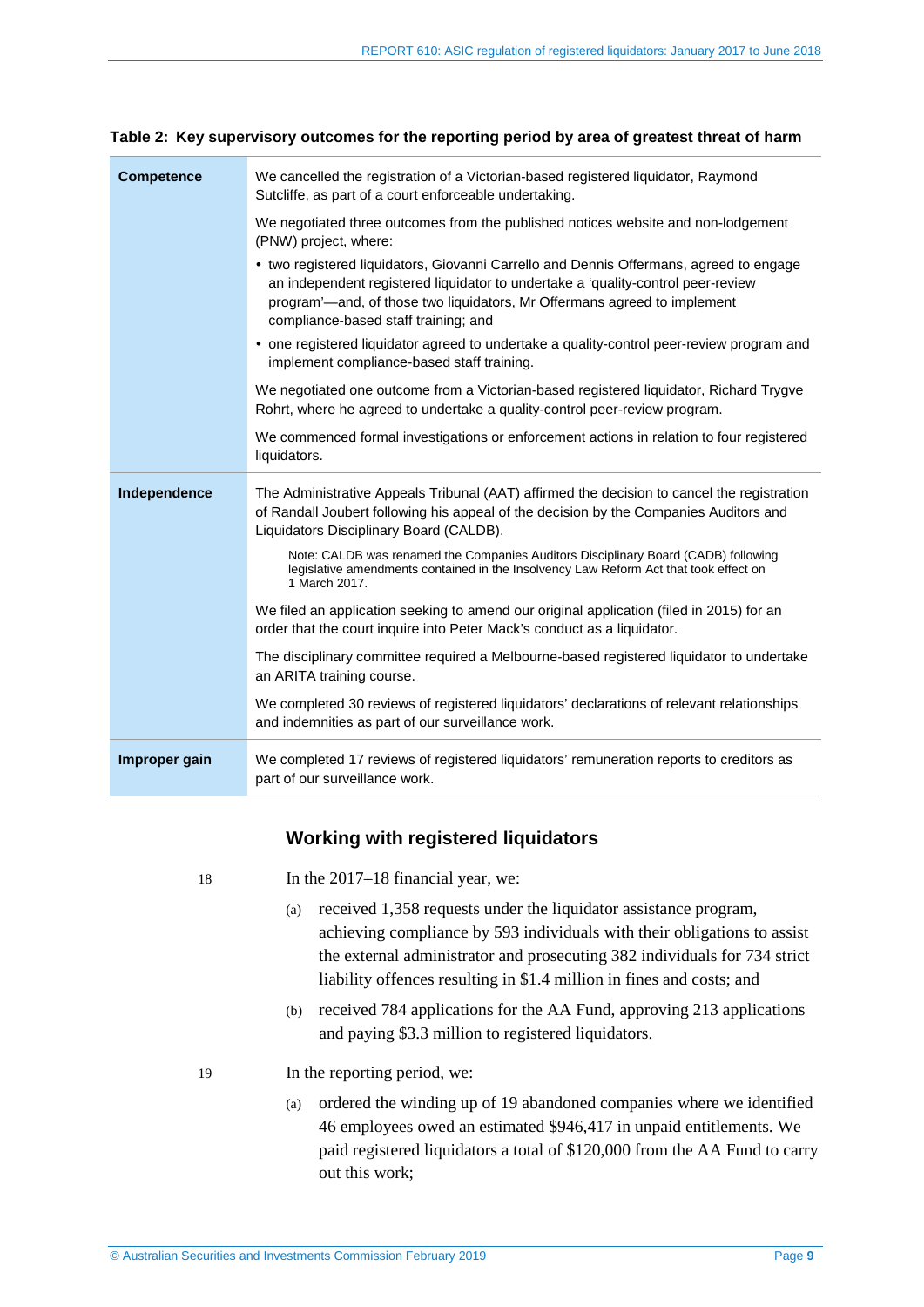**Table 2: Key supervisory outcomes for the reporting period by area of greatest threat of harm**

| | |
|---|---|
| **Competence** | We cancelled the registration of a Victorian-based registered liquidator, Raymond Sutcliffe, as part of a court enforceable undertaking.<br><br>We negotiated three outcomes from the published notices website and non-lodgement (PNW) project, where:<br>• two registered liquidators, Giovanni Carrello and Dennis Offermans, agreed to engage an independent registered liquidator to undertake a 'quality-control peer-review program'—and, of those two liquidators, Mr Offermans agreed to implement compliance-based staff training; and<br>• one registered liquidator agreed to undertake a quality-control peer-review program and implement compliance-based staff training.<br><br>We negotiated one outcome from a Victorian-based registered liquidator, Richard Trygve Rohrt, where he agreed to undertake a quality-control peer-review program.<br><br>We commenced formal investigations or enforcement actions in relation to four registered liquidators. |
| **Independence** | The Administrative Appeals Tribunal (AAT) affirmed the decision to cancel the registration of Randall Joubert following his appeal of the decision by the Companies Auditors and Liquidators Disciplinary Board (CALDB).<br><br>Note: CALDB was renamed the Companies Auditors Disciplinary Board (CADB) following legislative amendments contained in the Insolvency Law Reform Act that took effect on 1 March 2017.<br><br>We filed an application seeking to amend our original application (filed in 2015) for an order that the court inquire into Peter Mack's conduct as a liquidator.<br><br>The disciplinary committee required a Melbourne-based registered liquidator to undertake an ARITA training course.<br><br>We completed 30 reviews of registered liquidators' declarations of relevant relationships and indemnities as part of our surveillance work. |
| **Improper gain** | We completed 17 reviews of registered liquidators' remuneration reports to creditors as part of our surveillance work. |

## Working with registered liquidators

18 In the 2017–18 financial year, we:

(a) received 1,358 requests under the liquidator assistance program, achieving compliance by 593 individuals with their obligations to assist the external administrator and prosecuting 382 individuals for 734 strict liability offences resulting in $1.4 million in fines and costs; and

(b) received 784 applications for the AA Fund, approving 213 applications and paying $3.3 million to registered liquidators.

19 In the reporting period, we:

(a) ordered the winding up of 19 abandoned companies where we identified 46 employees owed an estimated $946,417 in unpaid entitlements. We paid registered liquidators a total of $120,000 from the AA Fund to carry out this work;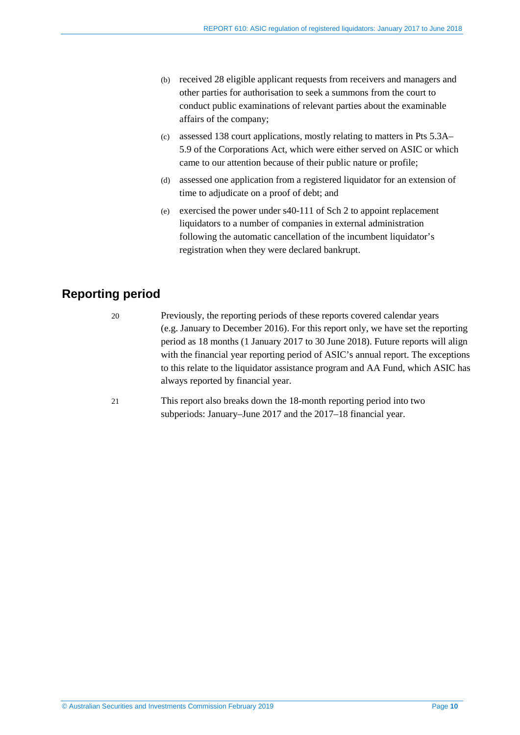(b) received 28 eligible applicant requests from receivers and managers and other parties for authorisation to seek a summons from the court to conduct public examinations of relevant parties about the examinable affairs of the company;

(c) assessed 138 court applications, mostly relating to matters in Pts 5.3A–5.9 of the Corporations Act, which were either served on ASIC or which came to our attention because of their public nature or profile;

(d) assessed one application from a registered liquidator for an extension of time to adjudicate on a proof of debt; and

(e) exercised the power under s40-111 of Sch 2 to appoint replacement liquidators to a number of companies in external administration following the automatic cancellation of the incumbent liquidator's registration when they were declared bankrupt.

## Reporting period

20 Previously, the reporting periods of these reports covered calendar years (e.g. January to December 2016). For this report only, we have set the reporting period as 18 months (1 January 2017 to 30 June 2018). Future reports will align with the financial year reporting period of ASIC's annual report. The exceptions to this relate to the liquidator assistance program and AA Fund, which ASIC has always reported by financial year.

21 This report also breaks down the 18-month reporting period into two subperiods: January–June 2017 and the 2017–18 financial year.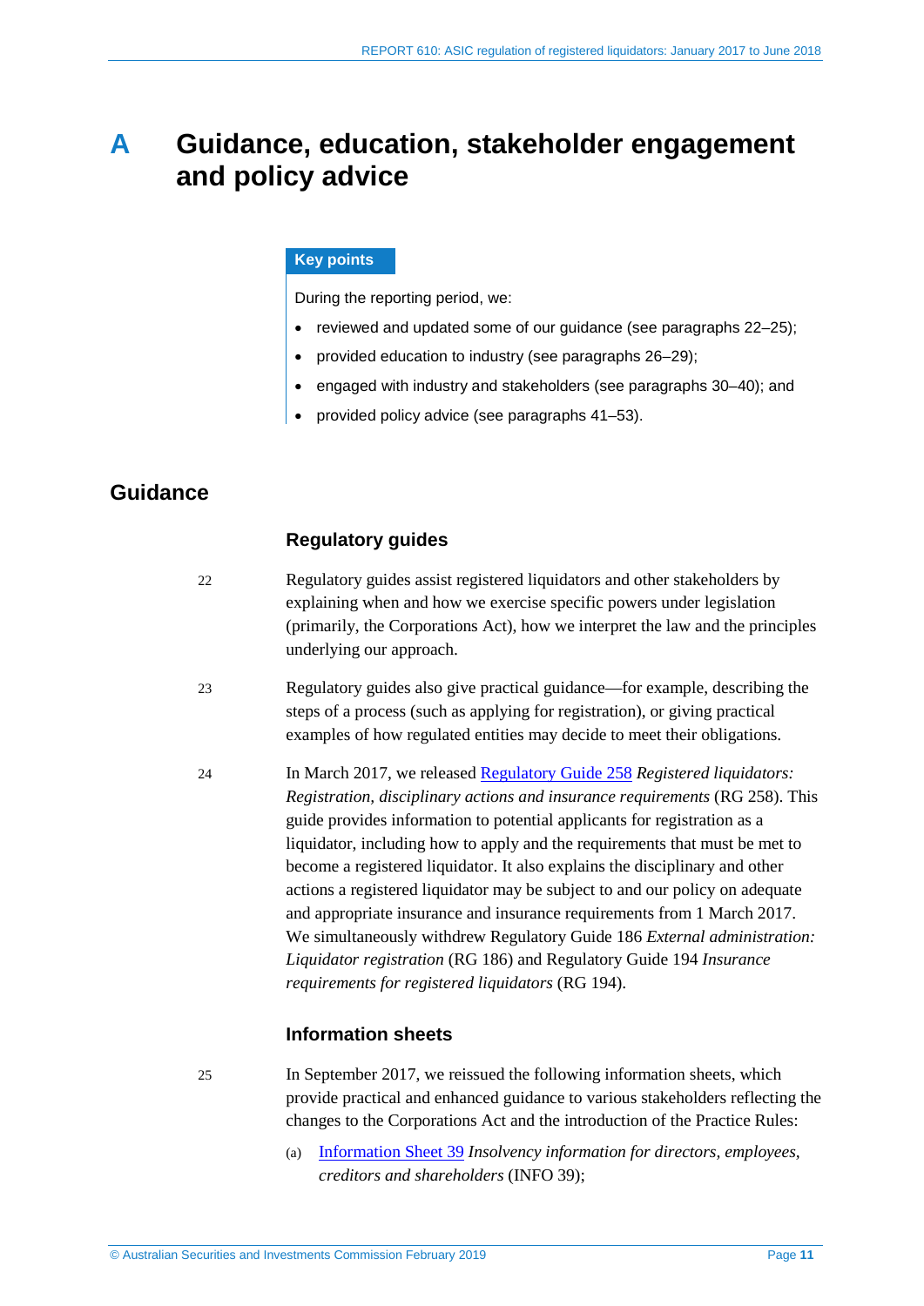# A Guidance, education, stakeholder engagement and policy advice

**Key points**

During the reporting period, we:

- reviewed and updated some of our guidance (see paragraphs 22–25);
- provided education to industry (see paragraphs 26–29);
- engaged with industry and stakeholders (see paragraphs 30–40); and
- provided policy advice (see paragraphs 41–53).

## Guidance

### Regulatory guides

22 Regulatory guides assist registered liquidators and other stakeholders by explaining when and how we exercise specific powers under legislation (primarily, the Corporations Act), how we interpret the law and the principles underlying our approach.

23 Regulatory guides also give practical guidance—for example, describing the steps of a process (such as applying for registration), or giving practical examples of how regulated entities may decide to meet their obligations.

24 In March 2017, we released Regulatory Guide 258 *Registered liquidators: Registration, disciplinary actions and insurance requirements* (RG 258). This guide provides information to potential applicants for registration as a liquidator, including how to apply and the requirements that must be met to become a registered liquidator. It also explains the disciplinary and other actions a registered liquidator may be subject to and our policy on adequate and appropriate insurance and insurance requirements from 1 March 2017. We simultaneously withdrew Regulatory Guide 186 *External administration: Liquidator registration* (RG 186) and Regulatory Guide 194 *Insurance requirements for registered liquidators* (RG 194).

### Information sheets

25 In September 2017, we reissued the following information sheets, which provide practical and enhanced guidance to various stakeholders reflecting the changes to the Corporations Act and the introduction of the Practice Rules:

(a) Information Sheet 39 *Insolvency information for directors, employees, creditors and shareholders* (INFO 39);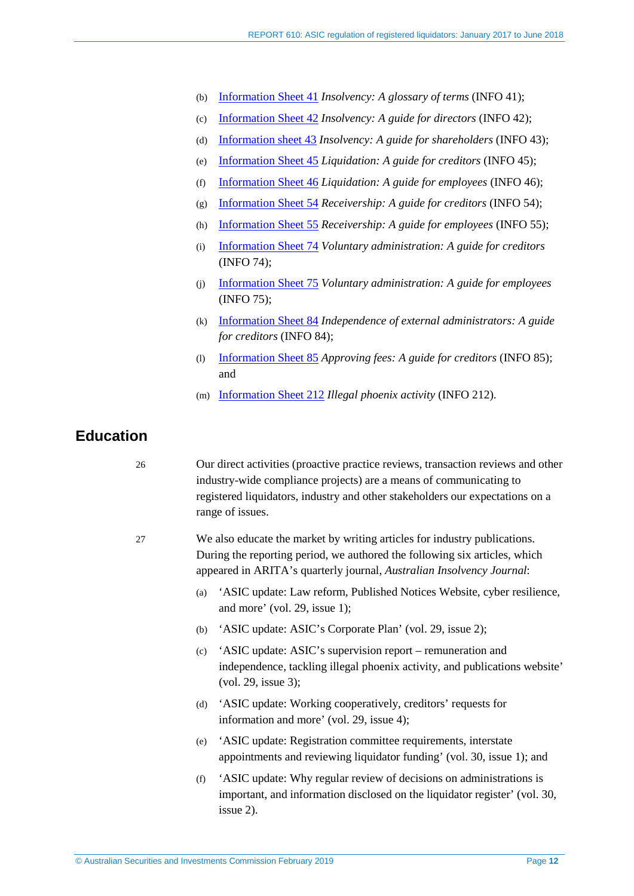(b) Information Sheet 41 *Insolvency: A glossary of terms* (INFO 41);

(c) Information Sheet 42 *Insolvency: A guide for directors* (INFO 42);

(d) Information sheet 43 *Insolvency: A guide for shareholders* (INFO 43);

(e) Information Sheet 45 *Liquidation: A guide for creditors* (INFO 45);

(f) Information Sheet 46 *Liquidation: A guide for employees* (INFO 46);

(g) Information Sheet 54 *Receivership: A guide for creditors* (INFO 54);

(h) Information Sheet 55 *Receivership: A guide for employees* (INFO 55);

(i) Information Sheet 74 *Voluntary administration: A guide for creditors* (INFO 74);

(j) Information Sheet 75 *Voluntary administration: A guide for employees* (INFO 75);

(k) Information Sheet 84 *Independence of external administrators: A guide for creditors* (INFO 84);

(l) Information Sheet 85 *Approving fees: A guide for creditors* (INFO 85); and

(m) Information Sheet 212 *Illegal phoenix activity* (INFO 212).

## Education

26 Our direct activities (proactive practice reviews, transaction reviews and other industry-wide compliance projects) are a means of communicating to registered liquidators, industry and other stakeholders our expectations on a range of issues.

27 We also educate the market by writing articles for industry publications. During the reporting period, we authored the following six articles, which appeared in ARITA's quarterly journal, *Australian Insolvency Journal*:

(a) 'ASIC update: Law reform, Published Notices Website, cyber resilience, and more' (vol. 29, issue 1);

(b) 'ASIC update: ASIC's Corporate Plan' (vol. 29, issue 2);

(c) 'ASIC update: ASIC's supervision report – remuneration and independence, tackling illegal phoenix activity, and publications website' (vol. 29, issue 3);

(d) 'ASIC update: Working cooperatively, creditors' requests for information and more' (vol. 29, issue 4);

(e) 'ASIC update: Registration committee requirements, interstate appointments and reviewing liquidator funding' (vol. 30, issue 1); and

(f) 'ASIC update: Why regular review of decisions on administrations is important, and information disclosed on the liquidator register' (vol. 30, issue 2).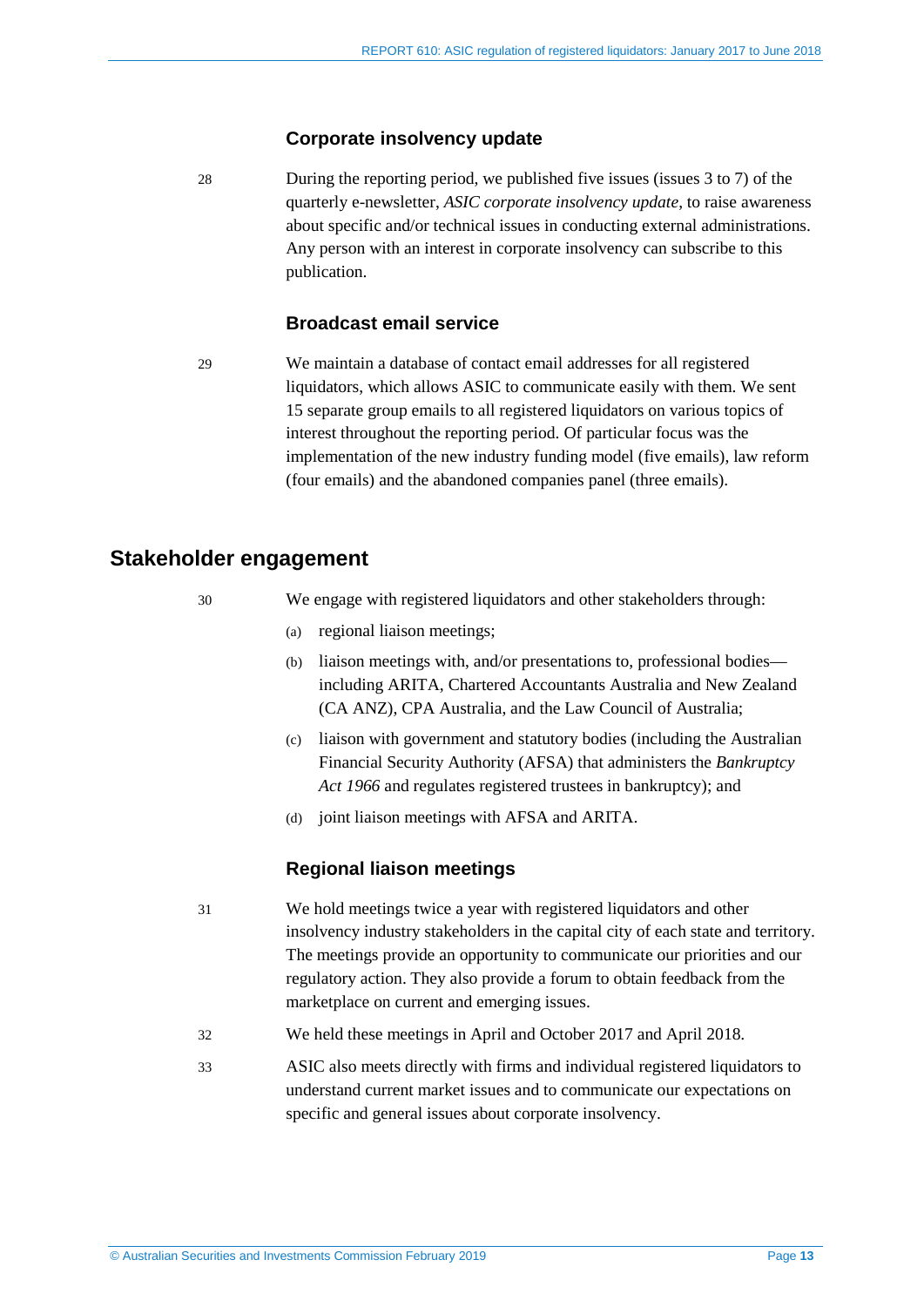### Corporate insolvency update

28 During the reporting period, we published five issues (issues 3 to 7) of the quarterly e-newsletter, *ASIC corporate insolvency update*, to raise awareness about specific and/or technical issues in conducting external administrations. Any person with an interest in corporate insolvency can subscribe to this publication.

### Broadcast email service

29 We maintain a database of contact email addresses for all registered liquidators, which allows ASIC to communicate easily with them. We sent 15 separate group emails to all registered liquidators on various topics of interest throughout the reporting period. Of particular focus was the implementation of the new industry funding model (five emails), law reform (four emails) and the abandoned companies panel (three emails).

## Stakeholder engagement

30 We engage with registered liquidators and other stakeholders through:

(a) regional liaison meetings;

(b) liaison meetings with, and/or presentations to, professional bodies—including ARITA, Chartered Accountants Australia and New Zealand (CA ANZ), CPA Australia, and the Law Council of Australia;

(c) liaison with government and statutory bodies (including the Australian Financial Security Authority (AFSA) that administers the *Bankruptcy Act 1966* and regulates registered trustees in bankruptcy); and

(d) joint liaison meetings with AFSA and ARITA.

### Regional liaison meetings

31 We hold meetings twice a year with registered liquidators and other insolvency industry stakeholders in the capital city of each state and territory. The meetings provide an opportunity to communicate our priorities and our regulatory action. They also provide a forum to obtain feedback from the marketplace on current and emerging issues.

32 We held these meetings in April and October 2017 and April 2018.

33 ASIC also meets directly with firms and individual registered liquidators to understand current market issues and to communicate our expectations on specific and general issues about corporate insolvency.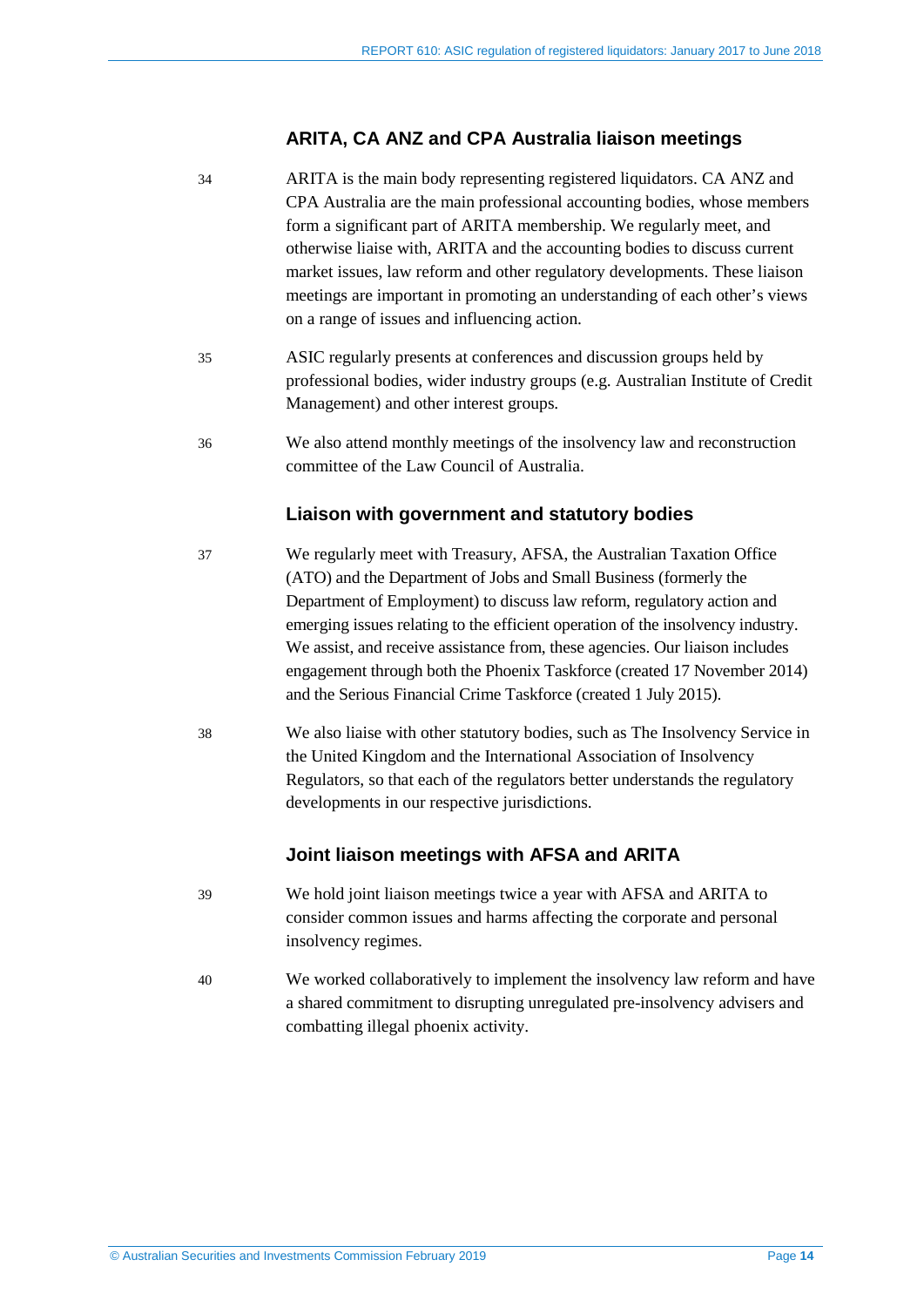### ARITA, CA ANZ and CPA Australia liaison meetings

34 ARITA is the main body representing registered liquidators. CA ANZ and CPA Australia are the main professional accounting bodies, whose members form a significant part of ARITA membership. We regularly meet, and otherwise liaise with, ARITA and the accounting bodies to discuss current market issues, law reform and other regulatory developments. These liaison meetings are important in promoting an understanding of each other's views on a range of issues and influencing action.

35 ASIC regularly presents at conferences and discussion groups held by professional bodies, wider industry groups (e.g. Australian Institute of Credit Management) and other interest groups.

36 We also attend monthly meetings of the insolvency law and reconstruction committee of the Law Council of Australia.

### Liaison with government and statutory bodies

37 We regularly meet with Treasury, AFSA, the Australian Taxation Office (ATO) and the Department of Jobs and Small Business (formerly the Department of Employment) to discuss law reform, regulatory action and emerging issues relating to the efficient operation of the insolvency industry. We assist, and receive assistance from, these agencies. Our liaison includes engagement through both the Phoenix Taskforce (created 17 November 2014) and the Serious Financial Crime Taskforce (created 1 July 2015).

38 We also liaise with other statutory bodies, such as The Insolvency Service in the United Kingdom and the International Association of Insolvency Regulators, so that each of the regulators better understands the regulatory developments in our respective jurisdictions.

### Joint liaison meetings with AFSA and ARITA

39 We hold joint liaison meetings twice a year with AFSA and ARITA to consider common issues and harms affecting the corporate and personal insolvency regimes.

40 We worked collaboratively to implement the insolvency law reform and have a shared commitment to disrupting unregulated pre-insolvency advisers and combatting illegal phoenix activity.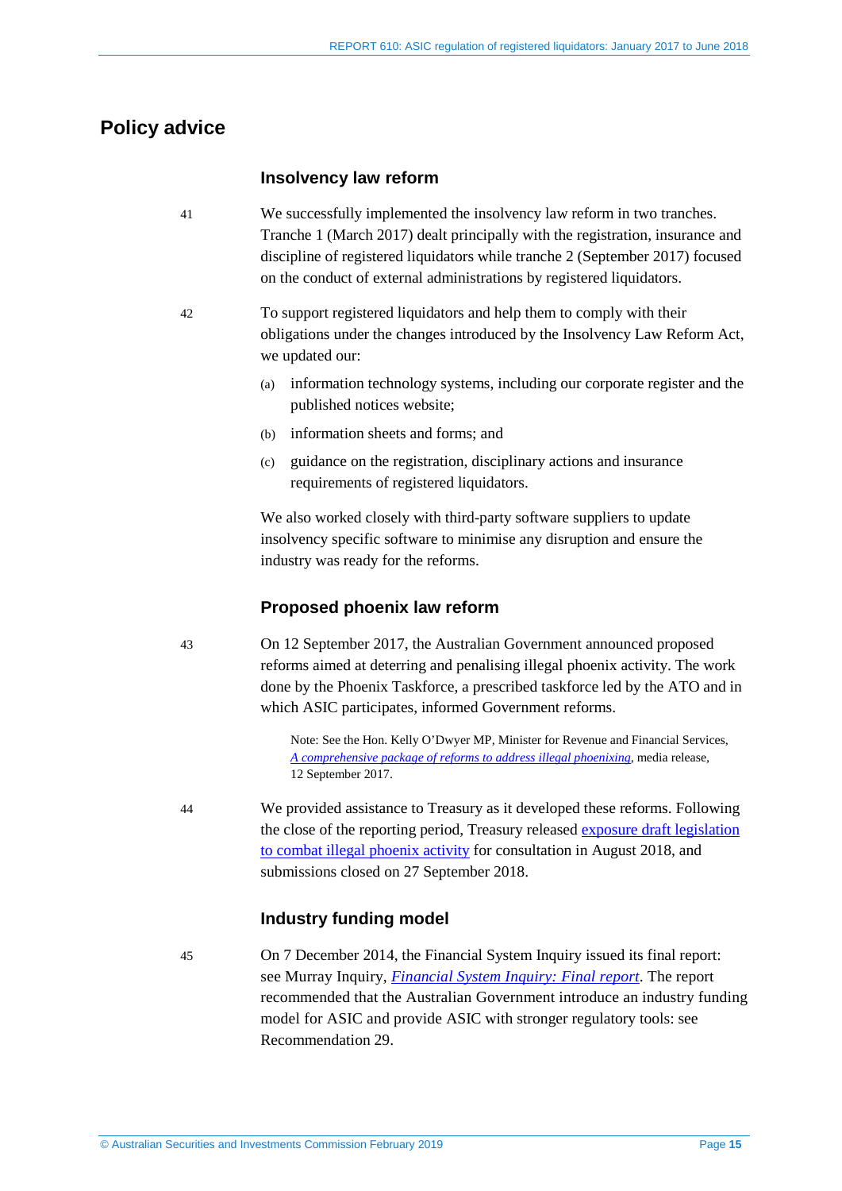## Policy advice

### Insolvency law reform

41 We successfully implemented the insolvency law reform in two tranches. Tranche 1 (March 2017) dealt principally with the registration, insurance and discipline of registered liquidators while tranche 2 (September 2017) focused on the conduct of external administrations by registered liquidators.

42 To support registered liquidators and help them to comply with their obligations under the changes introduced by the Insolvency Law Reform Act, we updated our:

(a) information technology systems, including our corporate register and the published notices website;

(b) information sheets and forms; and

(c) guidance on the registration, disciplinary actions and insurance requirements of registered liquidators.

We also worked closely with third-party software suppliers to update insolvency specific software to minimise any disruption and ensure the industry was ready for the reforms.

### Proposed phoenix law reform

43 On 12 September 2017, the Australian Government announced proposed reforms aimed at deterring and penalising illegal phoenix activity. The work done by the Phoenix Taskforce, a prescribed taskforce led by the ATO and in which ASIC participates, informed Government reforms.

> Note: See the Hon. Kelly O'Dwyer MP, Minister for Revenue and Financial Services, *A comprehensive package of reforms to address illegal phoenixing*, media release, 12 September 2017.

44 We provided assistance to Treasury as it developed these reforms. Following the close of the reporting period, Treasury released exposure draft legislation to combat illegal phoenix activity for consultation in August 2018, and submissions closed on 27 September 2018.

### Industry funding model

45 On 7 December 2014, the Financial System Inquiry issued its final report: see Murray Inquiry, *Financial System Inquiry: Final report*. The report recommended that the Australian Government introduce an industry funding model for ASIC and provide ASIC with stronger regulatory tools: see Recommendation 29.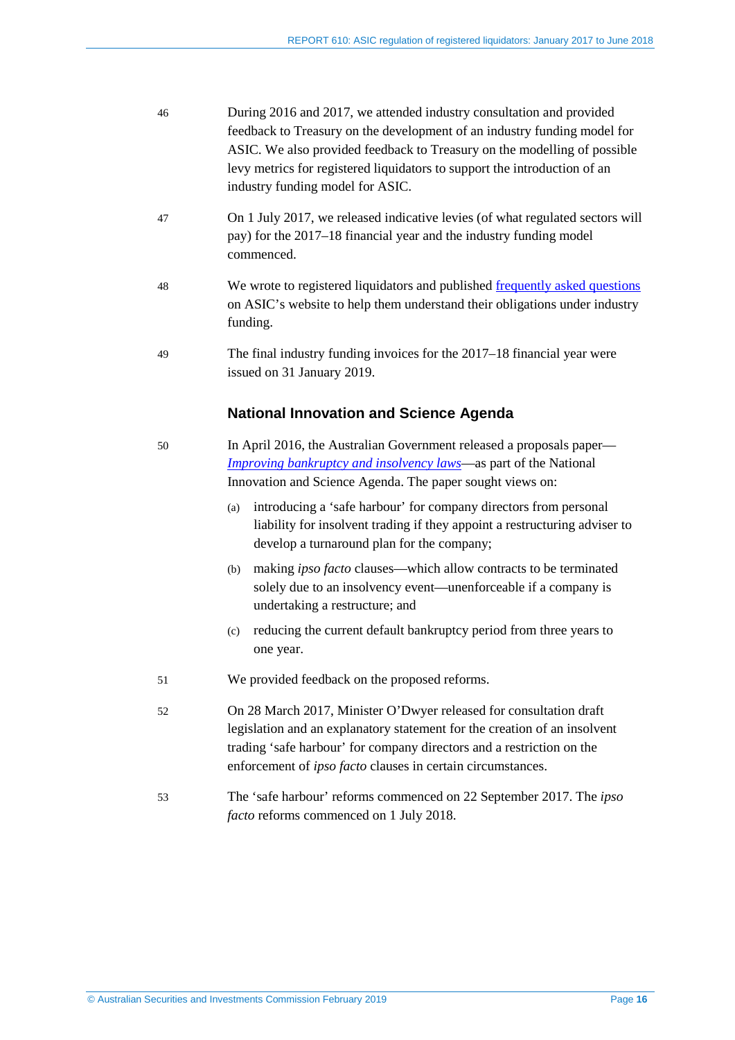46 During 2016 and 2017, we attended industry consultation and provided feedback to Treasury on the development of an industry funding model for ASIC. We also provided feedback to Treasury on the modelling of possible levy metrics for registered liquidators to support the introduction of an industry funding model for ASIC.

47 On 1 July 2017, we released indicative levies (of what regulated sectors will pay) for the 2017–18 financial year and the industry funding model commenced.

48 We wrote to registered liquidators and published frequently asked questions on ASIC's website to help them understand their obligations under industry funding.

49 The final industry funding invoices for the 2017–18 financial year were issued on 31 January 2019.

### National Innovation and Science Agenda

50 In April 2016, the Australian Government released a proposals paper—*Improving bankruptcy and insolvency laws*—as part of the National Innovation and Science Agenda. The paper sought views on:

(a) introducing a 'safe harbour' for company directors from personal liability for insolvent trading if they appoint a restructuring adviser to develop a turnaround plan for the company;

(b) making *ipso facto* clauses—which allow contracts to be terminated solely due to an insolvency event—unenforceable if a company is undertaking a restructure; and

(c) reducing the current default bankruptcy period from three years to one year.

51 We provided feedback on the proposed reforms.

52 On 28 March 2017, Minister O'Dwyer released for consultation draft legislation and an explanatory statement for the creation of an insolvent trading 'safe harbour' for company directors and a restriction on the enforcement of *ipso facto* clauses in certain circumstances.

53 The 'safe harbour' reforms commenced on 22 September 2017. The *ipso facto* reforms commenced on 1 July 2018.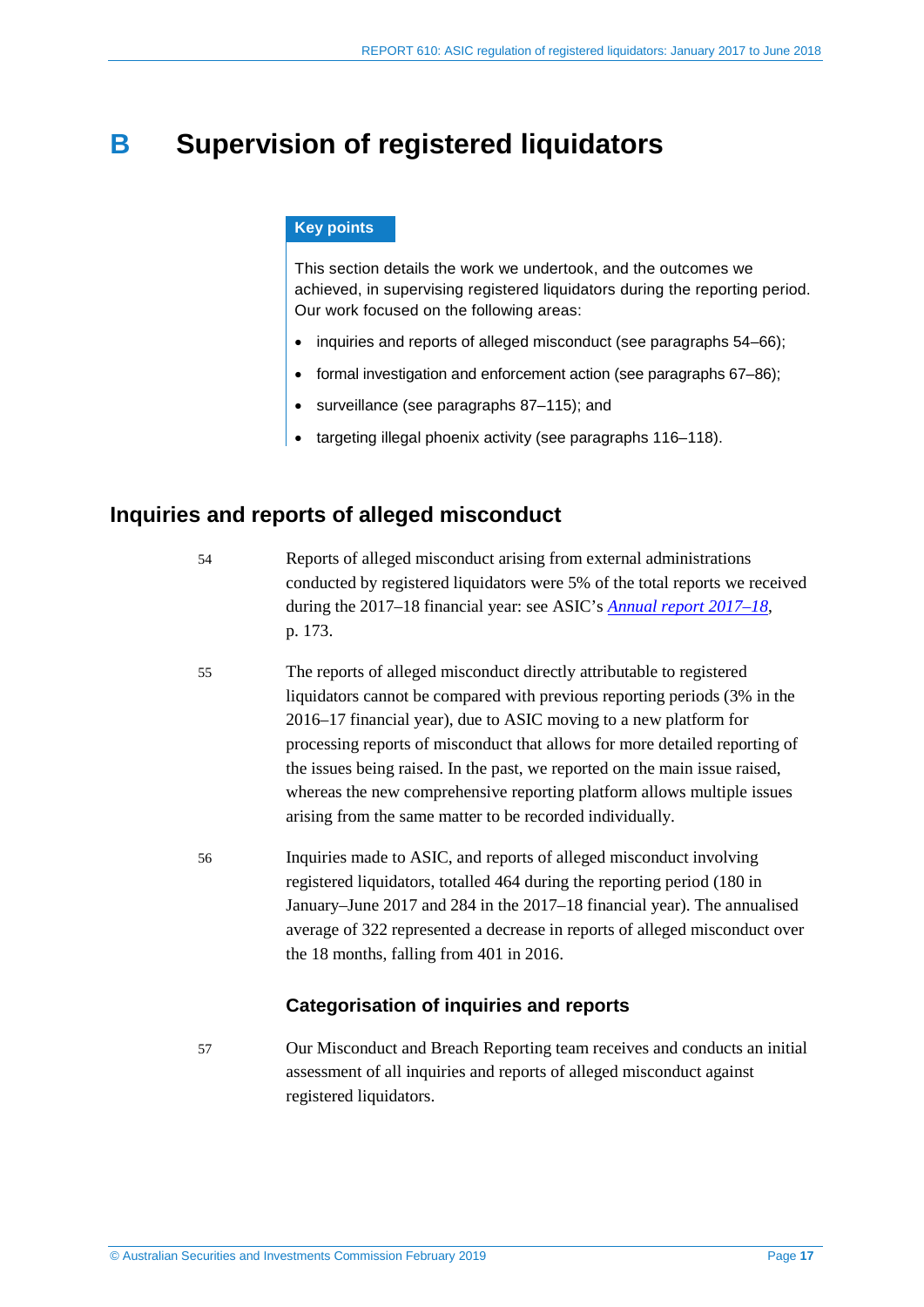# B Supervision of registered liquidators

**Key points**

This section details the work we undertook, and the outcomes we achieved, in supervising registered liquidators during the reporting period. Our work focused on the following areas:

- inquiries and reports of alleged misconduct (see paragraphs 54–66);
- formal investigation and enforcement action (see paragraphs 67–86);
- surveillance (see paragraphs 87–115); and
- targeting illegal phoenix activity (see paragraphs 116–118).

## Inquiries and reports of alleged misconduct

54 Reports of alleged misconduct arising from external administrations conducted by registered liquidators were 5% of the total reports we received during the 2017–18 financial year: see ASIC's *Annual report 2017–18*, p. 173.

55 The reports of alleged misconduct directly attributable to registered liquidators cannot be compared with previous reporting periods (3% in the 2016–17 financial year), due to ASIC moving to a new platform for processing reports of misconduct that allows for more detailed reporting of the issues being raised. In the past, we reported on the main issue raised, whereas the new comprehensive reporting platform allows multiple issues arising from the same matter to be recorded individually.

56 Inquiries made to ASIC, and reports of alleged misconduct involving registered liquidators, totalled 464 during the reporting period (180 in January–June 2017 and 284 in the 2017–18 financial year). The annualised average of 322 represented a decrease in reports of alleged misconduct over the 18 months, falling from 401 in 2016.

### Categorisation of inquiries and reports

57 Our Misconduct and Breach Reporting team receives and conducts an initial assessment of all inquiries and reports of alleged misconduct against registered liquidators.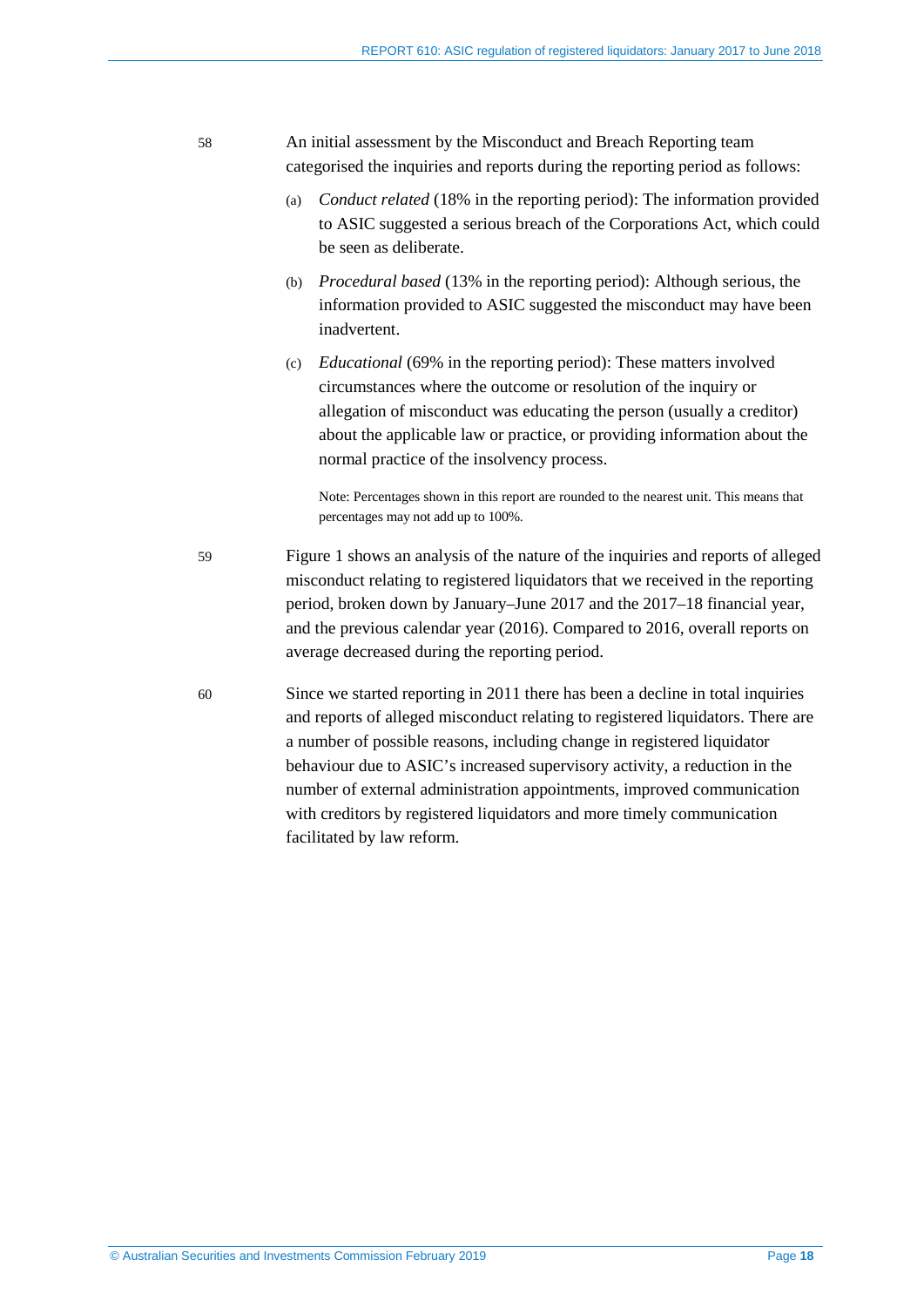58 An initial assessment by the Misconduct and Breach Reporting team categorised the inquiries and reports during the reporting period as follows:

(a) *Conduct related* (18% in the reporting period): The information provided to ASIC suggested a serious breach of the Corporations Act, which could be seen as deliberate.

(b) *Procedural based* (13% in the reporting period): Although serious, the information provided to ASIC suggested the misconduct may have been inadvertent.

(c) *Educational* (69% in the reporting period): These matters involved circumstances where the outcome or resolution of the inquiry or allegation of misconduct was educating the person (usually a creditor) about the applicable law or practice, or providing information about the normal practice of the insolvency process.

Note: Percentages shown in this report are rounded to the nearest unit. This means that percentages may not add up to 100%.

59 Figure 1 shows an analysis of the nature of the inquiries and reports of alleged misconduct relating to registered liquidators that we received in the reporting period, broken down by January–June 2017 and the 2017–18 financial year, and the previous calendar year (2016). Compared to 2016, overall reports on average decreased during the reporting period.

60 Since we started reporting in 2011 there has been a decline in total inquiries and reports of alleged misconduct relating to registered liquidators. There are a number of possible reasons, including change in registered liquidator behaviour due to ASIC's increased supervisory activity, a reduction in the number of external administration appointments, improved communication with creditors by registered liquidators and more timely communication facilitated by law reform.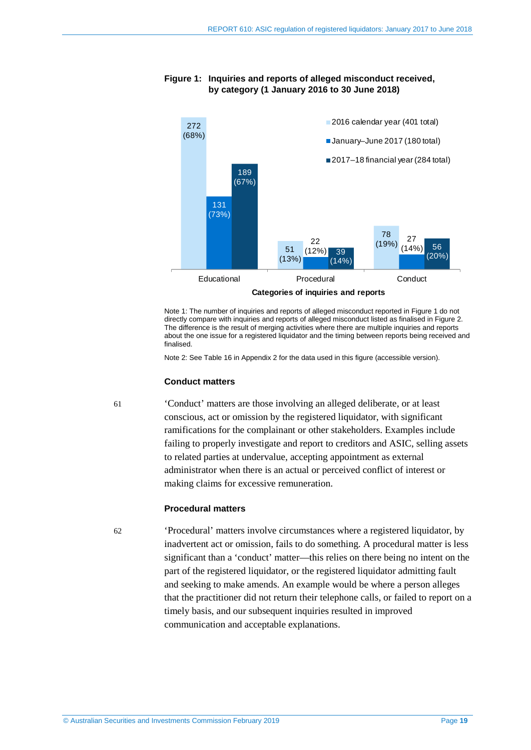**Figure 1: Inquiries and reports of alleged misconduct received, by category (1 January 2016 to 30 June 2018)**

| Categories of inquiries and reports | 2016 calendar year (401 total) | January–June 2017 (180 total) | 2017–18 financial year (284 total) |
|---|---|---|---|
| Educational | 272 (68%) | 131 (73%) | 189 (67%) |
| Procedural | 51 (13%) | 22 (12%) | 39 (14%) |
| Conduct | 78 (19%) | 27 (14%) | 56 (20%) |

Note 1: The number of inquiries and reports of alleged misconduct reported in Figure 1 do not directly compare with inquiries and reports of alleged misconduct listed as finalised in Figure 2. The difference is the result of merging activities where there are multiple inquiries and reports about the one issue for a registered liquidator and the timing between reports being received and finalised.

Note 2: See Table 16 in Appendix 2 for the data used in this figure (accessible version).

### Conduct matters

61 'Conduct' matters are those involving an alleged deliberate, or at least conscious, act or omission by the registered liquidator, with significant ramifications for the complainant or other stakeholders. Examples include failing to properly investigate and report to creditors and ASIC, selling assets to related parties at undervalue, accepting appointment as external administrator when there is an actual or perceived conflict of interest or making claims for excessive remuneration.

### Procedural matters

62 'Procedural' matters involve circumstances where a registered liquidator, by inadvertent act or omission, fails to do something. A procedural matter is less significant than a 'conduct' matter—this relies on there being no intent on the part of the registered liquidator, or the registered liquidator admitting fault and seeking to make amends. An example would be where a person alleges that the practitioner did not return their telephone calls, or failed to report on a timely basis, and our subsequent inquiries resulted in improved communication and acceptable explanations.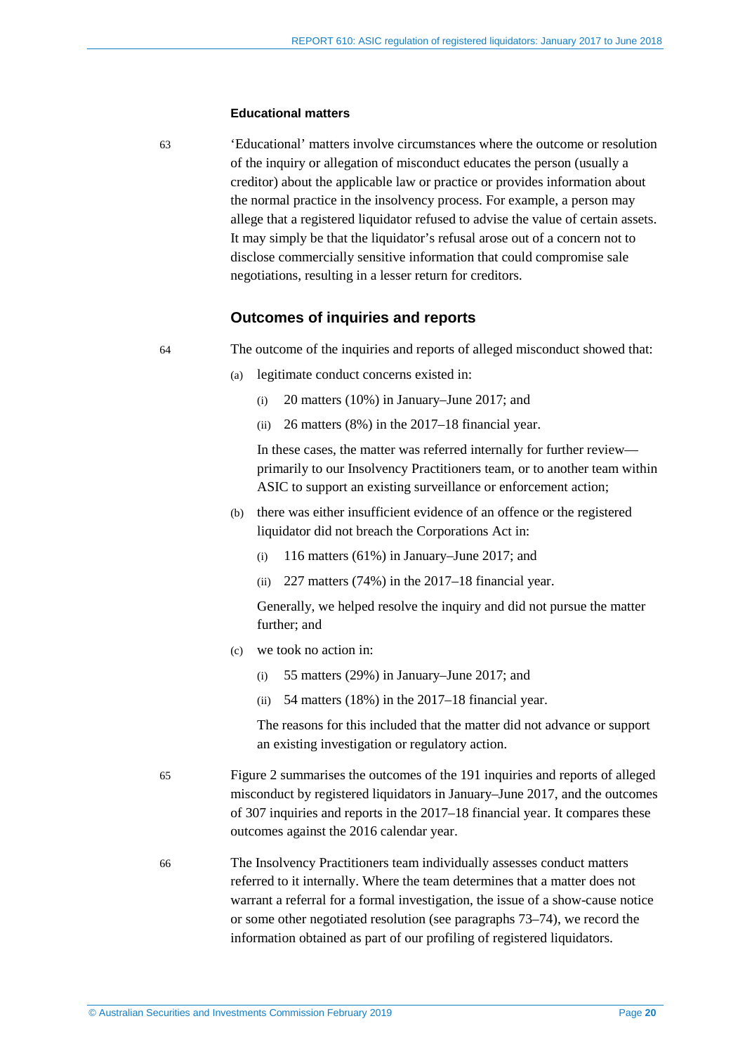### Educational matters

63 'Educational' matters involve circumstances where the outcome or resolution of the inquiry or allegation of misconduct educates the person (usually a creditor) about the applicable law or practice or provides information about the normal practice in the insolvency process. For example, a person may allege that a registered liquidator refused to advise the value of certain assets. It may simply be that the liquidator's refusal arose out of a concern not to disclose commercially sensitive information that could compromise sale negotiations, resulting in a lesser return for creditors.

## Outcomes of inquiries and reports

64 The outcome of the inquiries and reports of alleged misconduct showed that:

(a) legitimate conduct concerns existed in:

  (i) 20 matters (10%) in January–June 2017; and

  (ii) 26 matters (8%) in the 2017–18 financial year.

  In these cases, the matter was referred internally for further review—primarily to our Insolvency Practitioners team, or to another team within ASIC to support an existing surveillance or enforcement action;

(b) there was either insufficient evidence of an offence or the registered liquidator did not breach the Corporations Act in:

  (i) 116 matters (61%) in January–June 2017; and

  (ii) 227 matters (74%) in the 2017–18 financial year.

  Generally, we helped resolve the inquiry and did not pursue the matter further; and

(c) we took no action in:

  (i) 55 matters (29%) in January–June 2017; and

  (ii) 54 matters (18%) in the 2017–18 financial year.

  The reasons for this included that the matter did not advance or support an existing investigation or regulatory action.

65 Figure 2 summarises the outcomes of the 191 inquiries and reports of alleged misconduct by registered liquidators in January–June 2017, and the outcomes of 307 inquiries and reports in the 2017–18 financial year. It compares these outcomes against the 2016 calendar year.

66 The Insolvency Practitioners team individually assesses conduct matters referred to it internally. Where the team determines that a matter does not warrant a referral for a formal investigation, the issue of a show-cause notice or some other negotiated resolution (see paragraphs 73–74), we record the information obtained as part of our profiling of registered liquidators.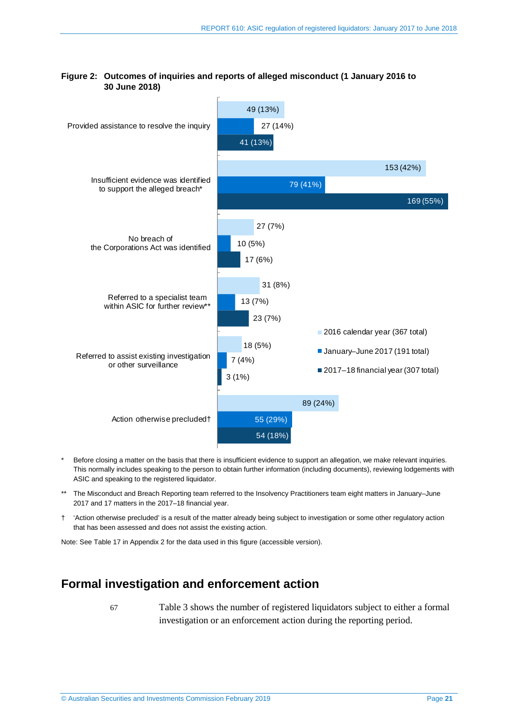**Figure 2: Outcomes of inquiries and reports of alleged misconduct (1 January 2016 to 30 June 2018)**

| Outcome | 2016 calendar year (367 total) | January–June 2017 (191 total) | 2017–18 financial year (307 total) |
|---|---|---|---|
| Provided assistance to resolve the inquiry | 49 (13%) | 27 (14%) | 41 (13%) |
| Insufficient evidence was identified to support the alleged breach* | 153 (42%) | 79 (41%) | 169 (55%) |
| No breach of the Corporations Act was identified | 27 (7%) | 10 (5%) | 17 (6%) |
| Referred to a specialist team within ASIC for further review** | 31 (8%) | 13 (7%) | 23 (7%) |
| Referred to assist existing investigation or other surveillance | 18 (5%) | 7 (4%) | 3 (1%) |
| Action otherwise precluded† | 89 (24%) | 55 (29%) | 54 (18%) |

\* Before closing a matter on the basis that there is insufficient evidence to support an allegation, we make relevant inquiries. This normally includes speaking to the person to obtain further information (including documents), reviewing lodgements with ASIC and speaking to the registered liquidator.

\** The Misconduct and Breach Reporting team referred to the Insolvency Practitioners team eight matters in January–June 2017 and 17 matters in the 2017–18 financial year.

† 'Action otherwise precluded' is a result of the matter already being subject to investigation or some other regulatory action that has been assessed and does not assist the existing action.

Note: See Table 17 in Appendix 2 for the data used in this figure (accessible version).

## Formal investigation and enforcement action

67 Table 3 shows the number of registered liquidators subject to either a formal investigation or an enforcement action during the reporting period.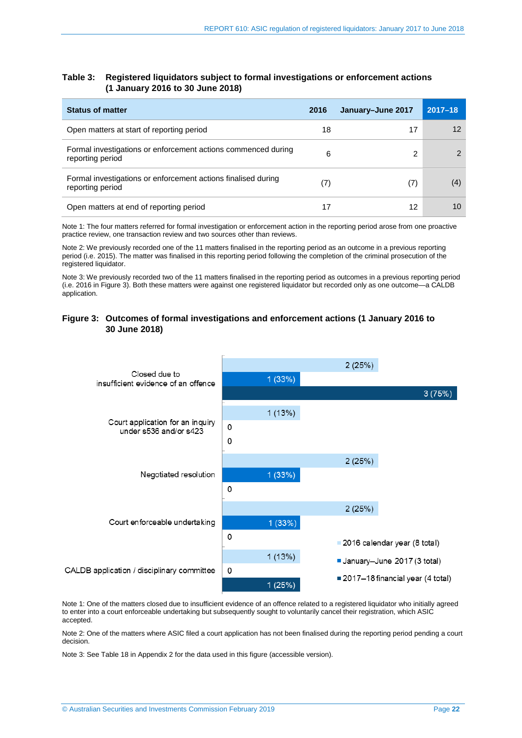**Table 3: Registered liquidators subject to formal investigations or enforcement actions (1 January 2016 to 30 June 2018)**

| Status of matter | 2016 | January–June 2017 | 2017–18 |
|---|---|---|---|
| Open matters at start of reporting period | 18 | 17 | 12 |
| Formal investigations or enforcement actions commenced during reporting period | 6 | 2 | 2 |
| Formal investigations or enforcement actions finalised during reporting period | (7) | (7) | (4) |
| Open matters at end of reporting period | 17 | 12 | 10 |

Note 1: The four matters referred for formal investigation or enforcement action in the reporting period arose from one proactive practice review, one transaction review and two sources other than reviews.

Note 2: We previously recorded one of the 11 matters finalised in the reporting period as an outcome in a previous reporting period (i.e. 2015). The matter was finalised in this reporting period following the completion of the criminal prosecution of the registered liquidator.

Note 3: We previously recorded two of the 11 matters finalised in the reporting period as outcomes in a previous reporting period (i.e. 2016 in Figure 3). Both these matters were against one registered liquidator but recorded only as one outcome—a CALDB application.

**Figure 3: Outcomes of formal investigations and enforcement actions (1 January 2016 to 30 June 2018)**

| Outcome | 2016 calendar year (8 total) | January–June 2017 (3 total) | 2017–18 financial year (4 total) |
|---|---|---|---|
| Closed due to insufficient evidence of an offence | 2 (25%) | 1 (33%) | 3 (75%) |
| Court application for an inquiry under s536 and/or s423 | 1 (13%) | 0 | 0 |
| Negotiated resolution | 2 (25%) | 1 (33%) | 0 |
| Court enforceable undertaking | 2 (25%) | 1 (33%) | 0 |
| CALDB application / disciplinary committee | 1 (13%) | 0 | 1 (25%) |

Note 1: One of the matters closed due to insufficient evidence of an offence related to a registered liquidator who initially agreed to enter into a court enforceable undertaking but subsequently sought to voluntarily cancel their registration, which ASIC accepted.

Note 2: One of the matters where ASIC filed a court application has not been finalised during the reporting period pending a court decision.

Note 3: See Table 18 in Appendix 2 for the data used in this figure (accessible version).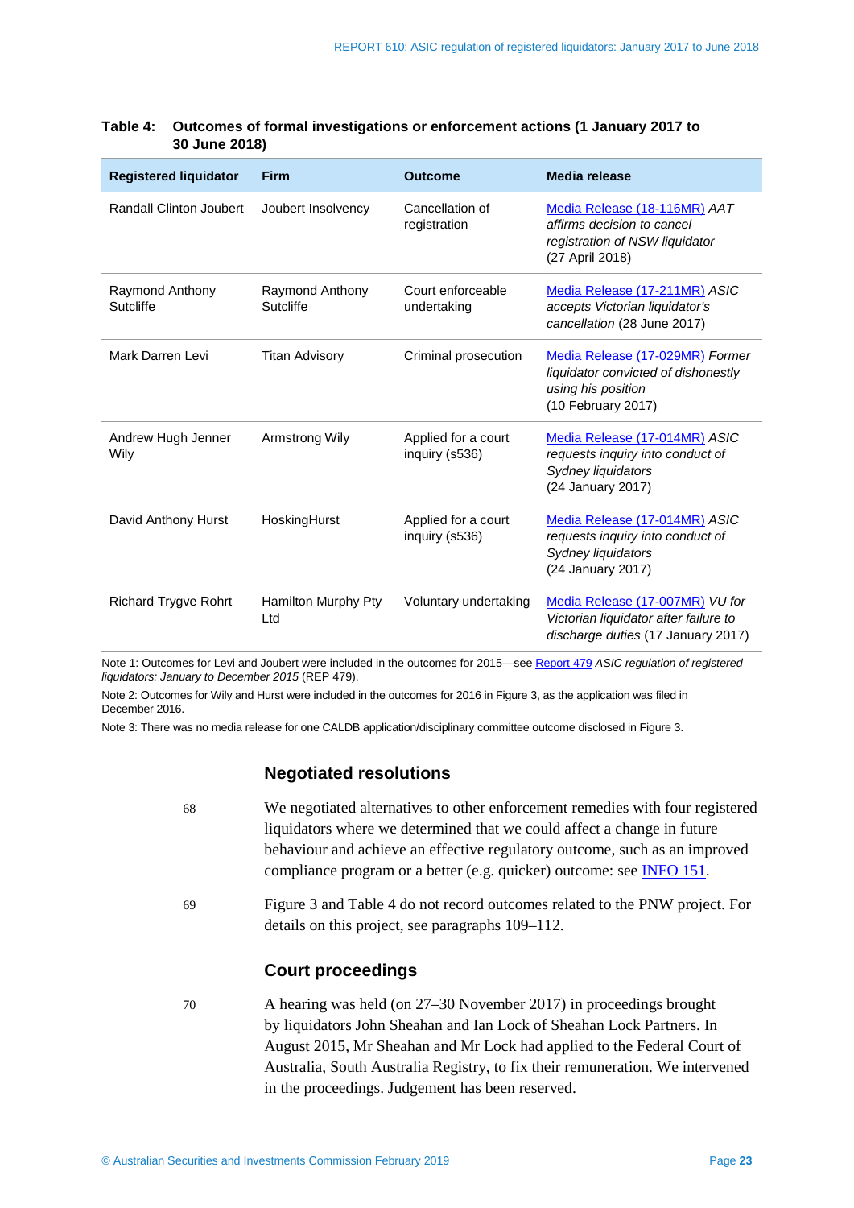**Table 4: Outcomes of formal investigations or enforcement actions (1 January 2017 to 30 June 2018)**

| Registered liquidator | Firm | Outcome | Media release |
|---|---|---|---|
| Randall Clinton Joubert | Joubert Insolvency | Cancellation of registration | Media Release (18-116MR) *AAT affirms decision to cancel registration of NSW liquidator* (27 April 2018) |
| Raymond Anthony Sutcliffe | Raymond Anthony Sutcliffe | Court enforceable undertaking | Media Release (17-211MR) *ASIC accepts Victorian liquidator's cancellation* (28 June 2017) |
| Mark Darren Levi | Titan Advisory | Criminal prosecution | Media Release (17-029MR) *Former liquidator convicted of dishonestly using his position* (10 February 2017) |
| Andrew Hugh Jenner Wily | Armstrong Wily | Applied for a court inquiry (s536) | Media Release (17-014MR) *ASIC requests inquiry into conduct of Sydney liquidators* (24 January 2017) |
| David Anthony Hurst | HoskingHurst | Applied for a court inquiry (s536) | Media Release (17-014MR) *ASIC requests inquiry into conduct of Sydney liquidators* (24 January 2017) |
| Richard Trygve Rohrt | Hamilton Murphy Pty Ltd | Voluntary undertaking | Media Release (17-007MR) *VU for Victorian liquidator after failure to discharge duties* (17 January 2017) |

Note 1: Outcomes for Levi and Joubert were included in the outcomes for 2015—see Report 479 *ASIC regulation of registered liquidators: January to December 2015* (REP 479).

Note 2: Outcomes for Wily and Hurst were included in the outcomes for 2016 in Figure 3, as the application was filed in December 2016.

Note 3: There was no media release for one CALDB application/disciplinary committee outcome disclosed in Figure 3.

### Negotiated resolutions

68 We negotiated alternatives to other enforcement remedies with four registered liquidators where we determined that we could affect a change in future behaviour and achieve an effective regulatory outcome, such as an improved compliance program or a better (e.g. quicker) outcome: see INFO 151.

69 Figure 3 and Table 4 do not record outcomes related to the PNW project. For details on this project, see paragraphs 109–112.

### Court proceedings

70 A hearing was held (on 27–30 November 2017) in proceedings brought by liquidators John Sheahan and Ian Lock of Sheahan Lock Partners. In August 2015, Mr Sheahan and Mr Lock had applied to the Federal Court of Australia, South Australia Registry, to fix their remuneration. We intervened in the proceedings. Judgement has been reserved.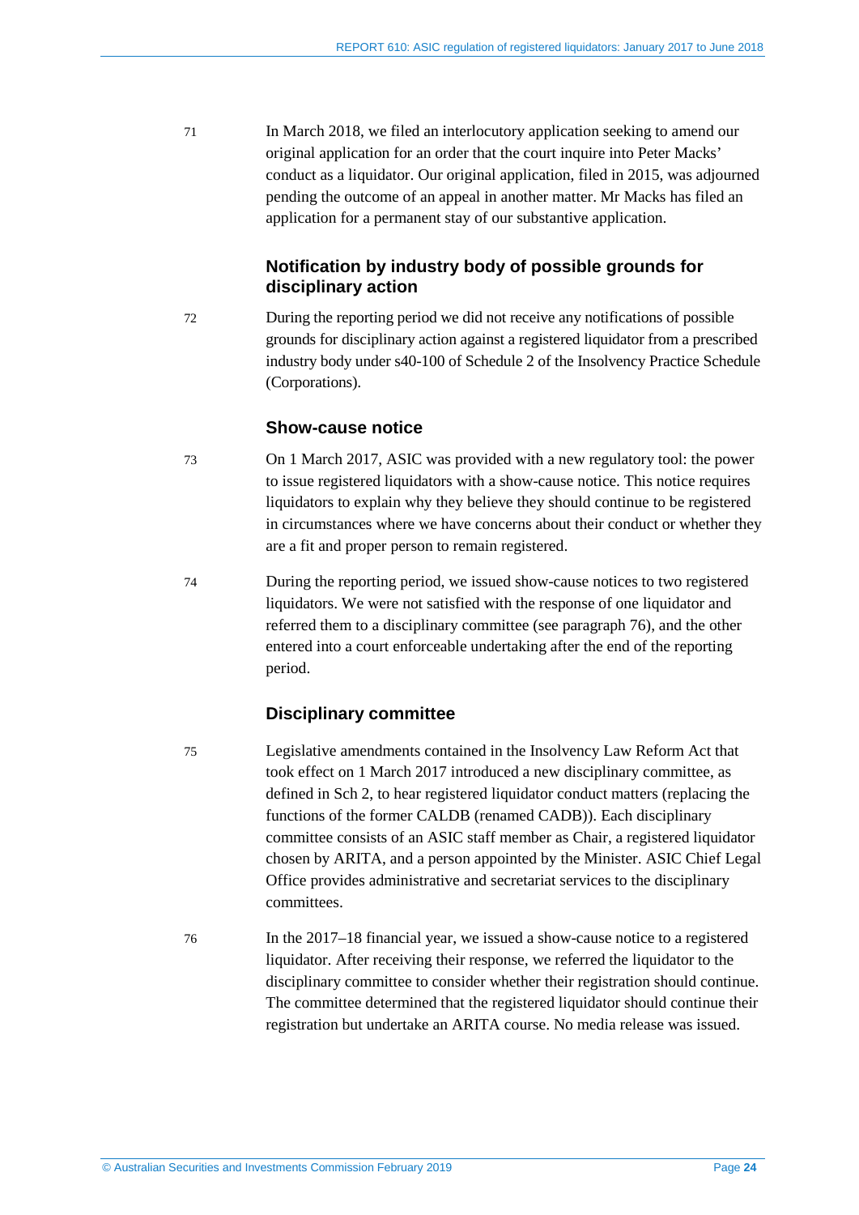71 In March 2018, we filed an interlocutory application seeking to amend our original application for an order that the court inquire into Peter Macks' conduct as a liquidator. Our original application, filed in 2015, was adjourned pending the outcome of an appeal in another matter. Mr Macks has filed an application for a permanent stay of our substantive application.

### Notification by industry body of possible grounds for disciplinary action

72 During the reporting period we did not receive any notifications of possible grounds for disciplinary action against a registered liquidator from a prescribed industry body under s40-100 of Schedule 2 of the Insolvency Practice Schedule (Corporations).

#### Show-cause notice

73 On 1 March 2017, ASIC was provided with a new regulatory tool: the power to issue registered liquidators with a show-cause notice. This notice requires liquidators to explain why they believe they should continue to be registered in circumstances where we have concerns about their conduct or whether they are a fit and proper person to remain registered.

74 During the reporting period, we issued show-cause notices to two registered liquidators. We were not satisfied with the response of one liquidator and referred them to a disciplinary committee (see paragraph 76), and the other entered into a court enforceable undertaking after the end of the reporting period.

#### Disciplinary committee

75 Legislative amendments contained in the Insolvency Law Reform Act that took effect on 1 March 2017 introduced a new disciplinary committee, as defined in Sch 2, to hear registered liquidator conduct matters (replacing the functions of the former CALDB (renamed CADB)). Each disciplinary committee consists of an ASIC staff member as Chair, a registered liquidator chosen by ARITA, and a person appointed by the Minister. ASIC Chief Legal Office provides administrative and secretariat services to the disciplinary committees.

76 In the 2017–18 financial year, we issued a show-cause notice to a registered liquidator. After receiving their response, we referred the liquidator to the disciplinary committee to consider whether their registration should continue. The committee determined that the registered liquidator should continue their registration but undertake an ARITA course. No media release was issued.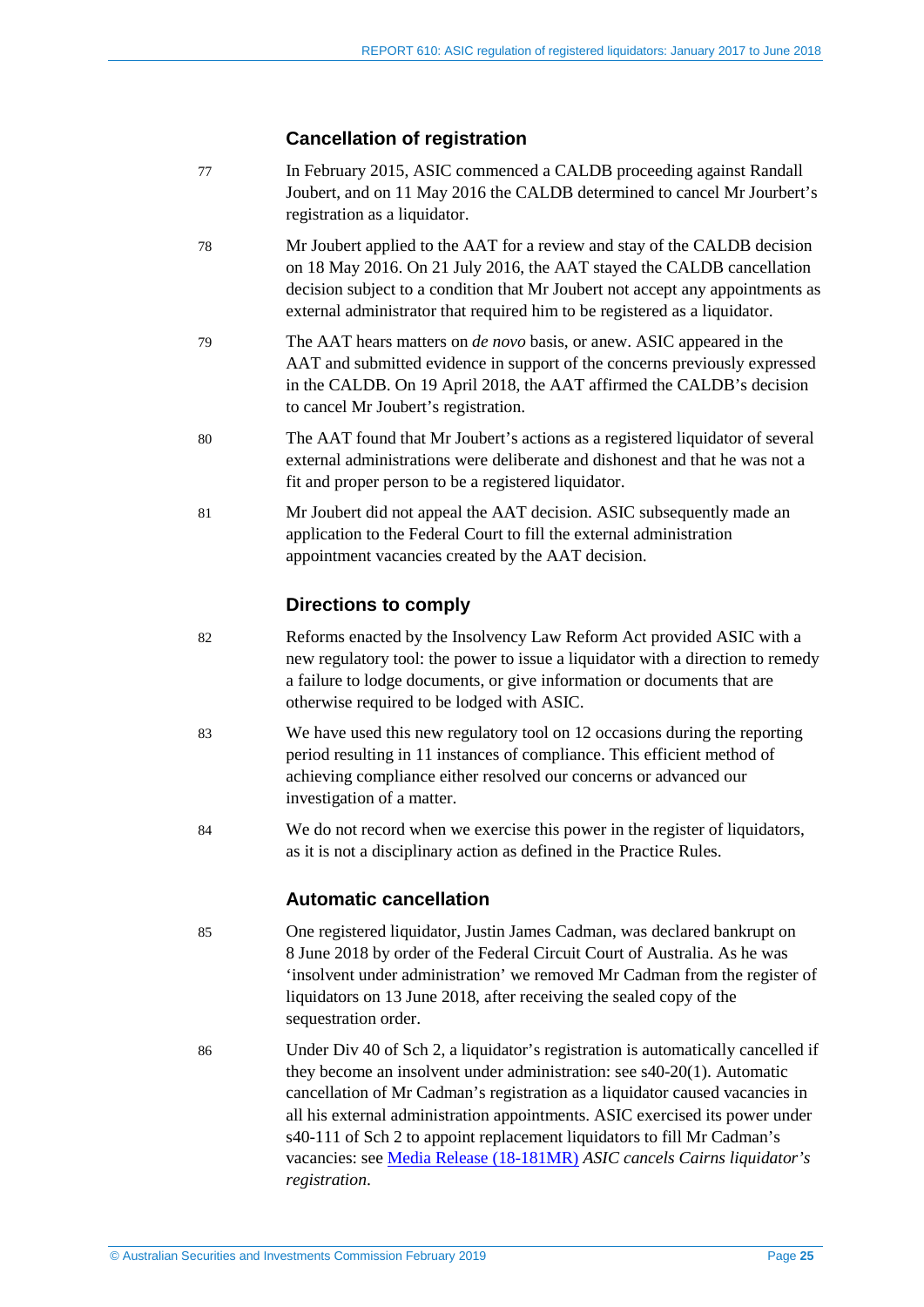### Cancellation of registration

77 In February 2015, ASIC commenced a CALDB proceeding against Randall Joubert, and on 11 May 2016 the CALDB determined to cancel Mr Jourbert's registration as a liquidator.

78 Mr Joubert applied to the AAT for a review and stay of the CALDB decision on 18 May 2016. On 21 July 2016, the AAT stayed the CALDB cancellation decision subject to a condition that Mr Joubert not accept any appointments as external administrator that required him to be registered as a liquidator.

79 The AAT hears matters on *de novo* basis, or anew. ASIC appeared in the AAT and submitted evidence in support of the concerns previously expressed in the CALDB. On 19 April 2018, the AAT affirmed the CALDB's decision to cancel Mr Joubert's registration.

80 The AAT found that Mr Joubert's actions as a registered liquidator of several external administrations were deliberate and dishonest and that he was not a fit and proper person to be a registered liquidator.

81 Mr Joubert did not appeal the AAT decision. ASIC subsequently made an application to the Federal Court to fill the external administration appointment vacancies created by the AAT decision.

### Directions to comply

82 Reforms enacted by the Insolvency Law Reform Act provided ASIC with a new regulatory tool: the power to issue a liquidator with a direction to remedy a failure to lodge documents, or give information or documents that are otherwise required to be lodged with ASIC.

83 We have used this new regulatory tool on 12 occasions during the reporting period resulting in 11 instances of compliance. This efficient method of achieving compliance either resolved our concerns or advanced our investigation of a matter.

84 We do not record when we exercise this power in the register of liquidators, as it is not a disciplinary action as defined in the Practice Rules.

### Automatic cancellation

85 One registered liquidator, Justin James Cadman, was declared bankrupt on 8 June 2018 by order of the Federal Circuit Court of Australia. As he was 'insolvent under administration' we removed Mr Cadman from the register of liquidators on 13 June 2018, after receiving the sealed copy of the sequestration order.

86 Under Div 40 of Sch 2, a liquidator's registration is automatically cancelled if they become an insolvent under administration: see s40-20(1). Automatic cancellation of Mr Cadman's registration as a liquidator caused vacancies in all his external administration appointments. ASIC exercised its power under s40-111 of Sch 2 to appoint replacement liquidators to fill Mr Cadman's vacancies: see Media Release (18-181MR) *ASIC cancels Cairns liquidator's registration*.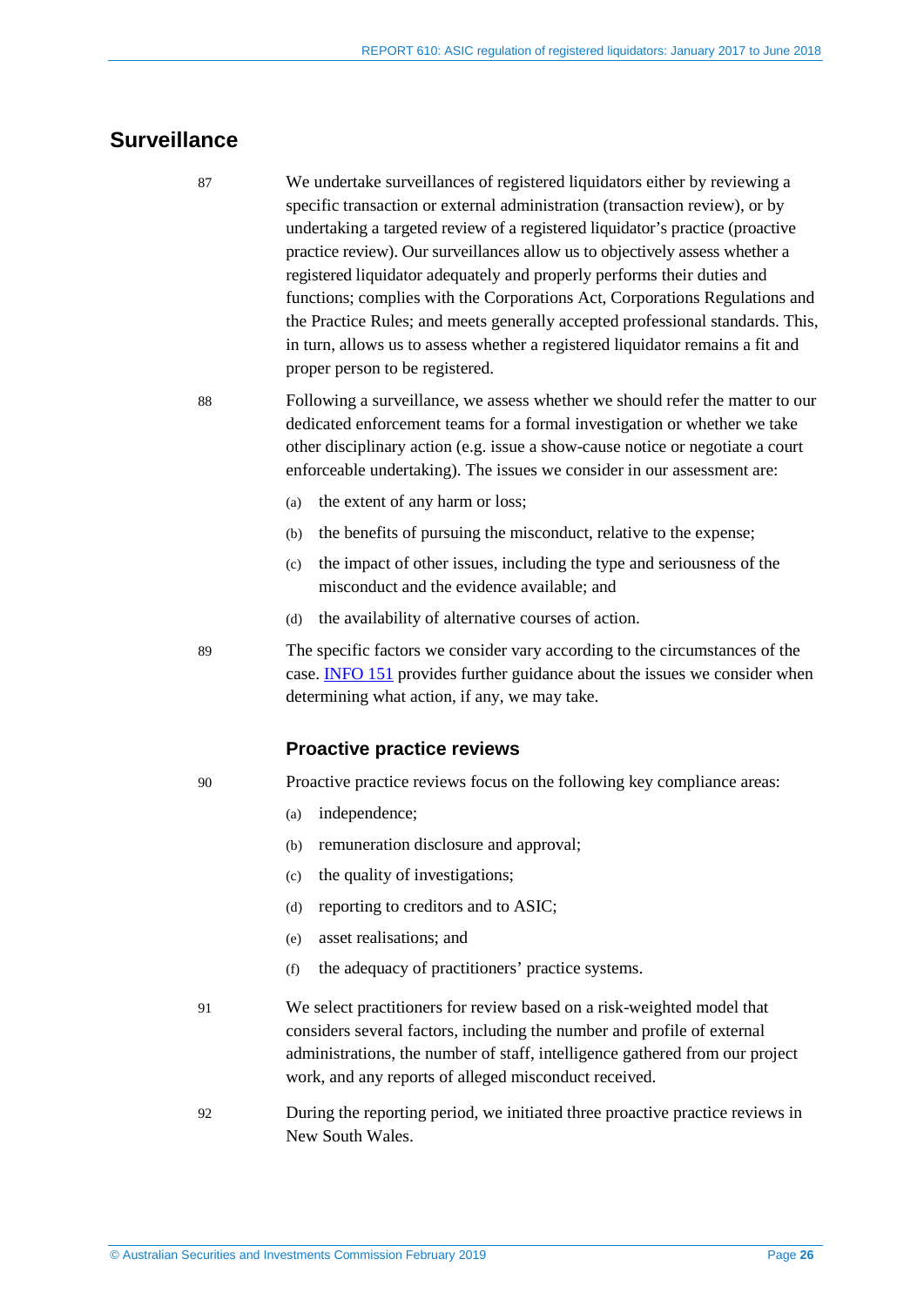## Surveillance

87 We undertake surveillances of registered liquidators either by reviewing a specific transaction or external administration (transaction review), or by undertaking a targeted review of a registered liquidator's practice (proactive practice review). Our surveillances allow us to objectively assess whether a registered liquidator adequately and properly performs their duties and functions; complies with the Corporations Act, Corporations Regulations and the Practice Rules; and meets generally accepted professional standards. This, in turn, allows us to assess whether a registered liquidator remains a fit and proper person to be registered.

88 Following a surveillance, we assess whether we should refer the matter to our dedicated enforcement teams for a formal investigation or whether we take other disciplinary action (e.g. issue a show-cause notice or negotiate a court enforceable undertaking). The issues we consider in our assessment are:

- (a) the extent of any harm or loss;
- (b) the benefits of pursuing the misconduct, relative to the expense;
- (c) the impact of other issues, including the type and seriousness of the misconduct and the evidence available; and
- (d) the availability of alternative courses of action.

89 The specific factors we consider vary according to the circumstances of the case. INFO 151 provides further guidance about the issues we consider when determining what action, if any, we may take.

### Proactive practice reviews

90 Proactive practice reviews focus on the following key compliance areas:

- (a) independence;
- (b) remuneration disclosure and approval;
- (c) the quality of investigations;
- (d) reporting to creditors and to ASIC;
- (e) asset realisations; and
- (f) the adequacy of practitioners' practice systems.

91 We select practitioners for review based on a risk-weighted model that considers several factors, including the number and profile of external administrations, the number of staff, intelligence gathered from our project work, and any reports of alleged misconduct received.

92 During the reporting period, we initiated three proactive practice reviews in New South Wales.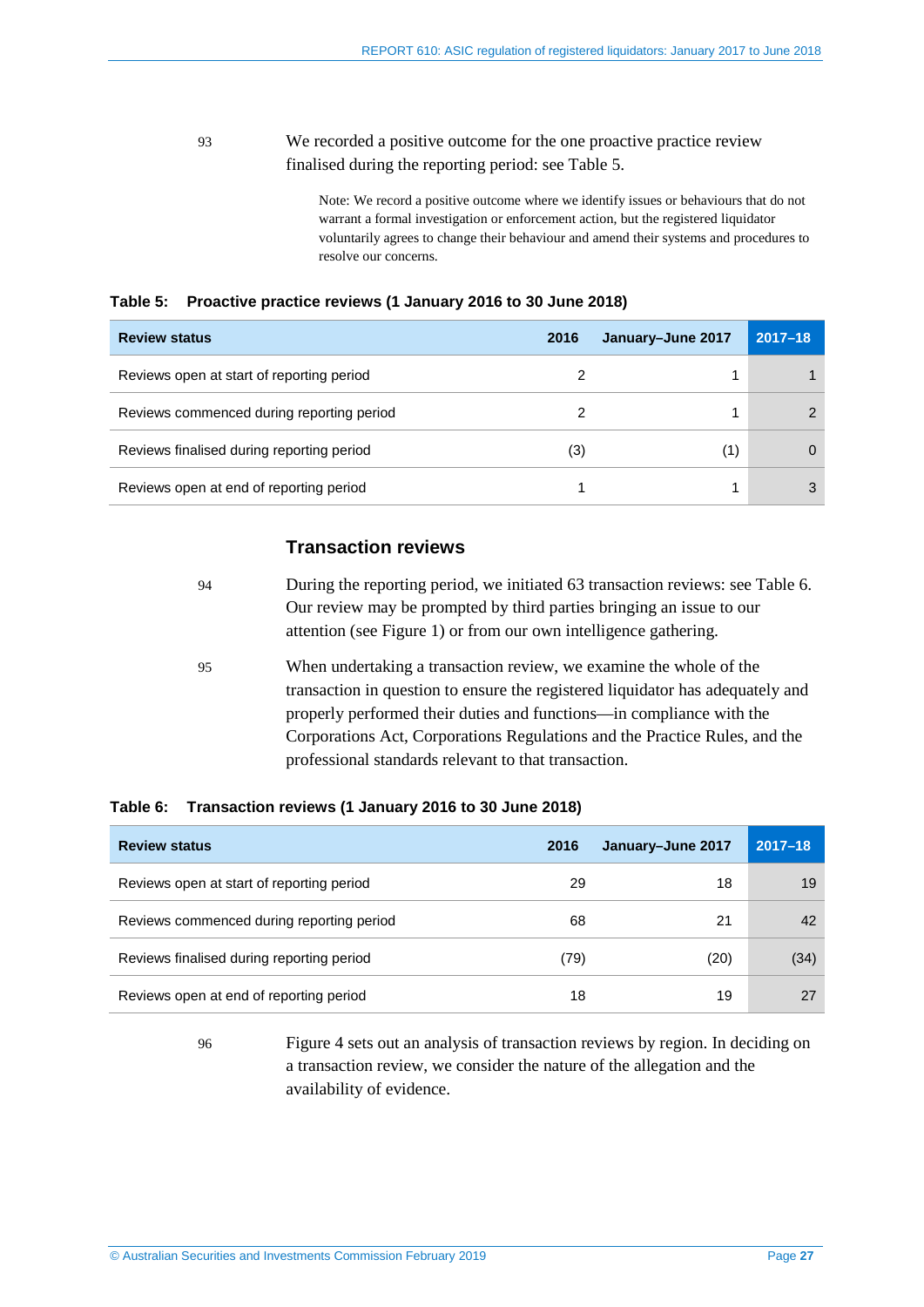93 We recorded a positive outcome for the one proactive practice review finalised during the reporting period: see Table 5.

Note: We record a positive outcome where we identify issues or behaviours that do not warrant a formal investigation or enforcement action, but the registered liquidator voluntarily agrees to change their behaviour and amend their systems and procedures to resolve our concerns.

**Table 5: Proactive practice reviews (1 January 2016 to 30 June 2018)**

| Review status | 2016 | January–June 2017 | 2017–18 |
|---|---|---|---|
| Reviews open at start of reporting period | 2 | 1 | 1 |
| Reviews commenced during reporting period | 2 | 1 | 2 |
| Reviews finalised during reporting period | (3) | (1) | 0 |
| Reviews open at end of reporting period | 1 | 1 | 3 |

## Transaction reviews

94 During the reporting period, we initiated 63 transaction reviews: see Table 6. Our review may be prompted by third parties bringing an issue to our attention (see Figure 1) or from our own intelligence gathering.

95 When undertaking a transaction review, we examine the whole of the transaction in question to ensure the registered liquidator has adequately and properly performed their duties and functions—in compliance with the Corporations Act, Corporations Regulations and the Practice Rules, and the professional standards relevant to that transaction.

**Table 6: Transaction reviews (1 January 2016 to 30 June 2018)**

| Review status | 2016 | January–June 2017 | 2017–18 |
|---|---|---|---|
| Reviews open at start of reporting period | 29 | 18 | 19 |
| Reviews commenced during reporting period | 68 | 21 | 42 |
| Reviews finalised during reporting period | (79) | (20) | (34) |
| Reviews open at end of reporting period | 18 | 19 | 27 |

96 Figure 4 sets out an analysis of transaction reviews by region. In deciding on a transaction review, we consider the nature of the allegation and the availability of evidence.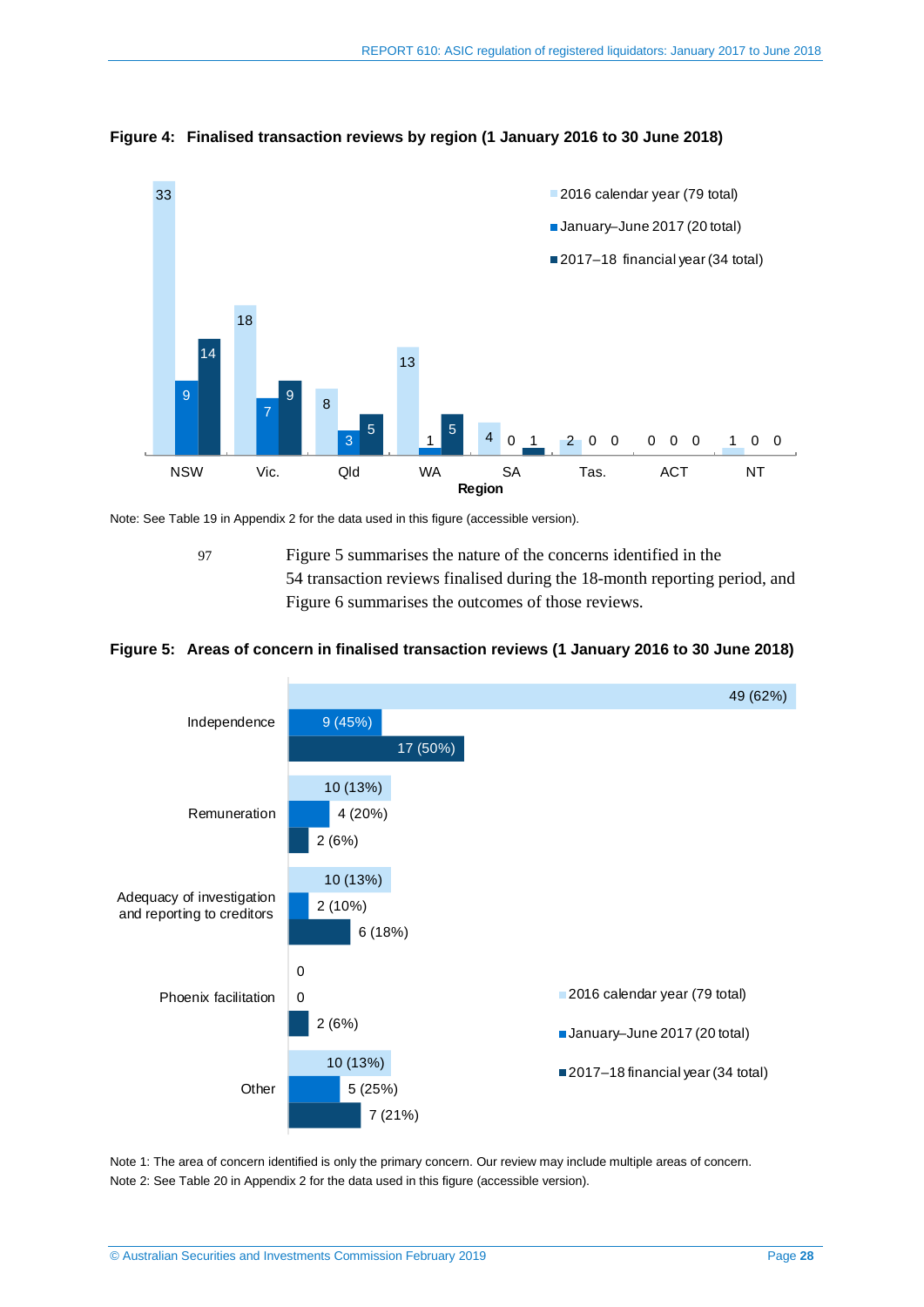**Figure 4: Finalised transaction reviews by region (1 January 2016 to 30 June 2018)**

| Region | 2016 calendar year (79 total) | January–June 2017 (20 total) | 2017–18 financial year (34 total) |
|---|---|---|---|
| NSW | 33 | 9 | 14 |
| Vic. | 18 | 7 | 9 |
| Qld | 8 | 3 | 5 |
| WA | 13 | 1 | 5 |
| SA | 4 | 0 | 1 |
| Tas. | 2 | 0 | 0 |
| ACT | 0 | 0 | 0 |
| NT | 1 | 0 | 0 |

Note: See Table 19 in Appendix 2 for the data used in this figure (accessible version).

97 Figure 5 summarises the nature of the concerns identified in the 54 transaction reviews finalised during the 18-month reporting period, and Figure 6 summarises the outcomes of those reviews.

**Figure 5: Areas of concern in finalised transaction reviews (1 January 2016 to 30 June 2018)**

| Area of concern | 2016 calendar year (79 total) | January–June 2017 (20 total) | 2017–18 financial year (34 total) |
|---|---|---|---|
| Independence | 49 (62%) | 9 (45%) | 17 (50%) |
| Remuneration | 10 (13%) | 4 (20%) | 2 (6%) |
| Adequacy of investigation and reporting to creditors | 10 (13%) | 2 (10%) | 6 (18%) |
| Phoenix facilitation | 0 | 0 | 2 (6%) |
| Other | 10 (13%) | 5 (25%) | 7 (21%) |

Note 1: The area of concern identified is only the primary concern. Our review may include multiple areas of concern.

Note 2: See Table 20 in Appendix 2 for the data used in this figure (accessible version).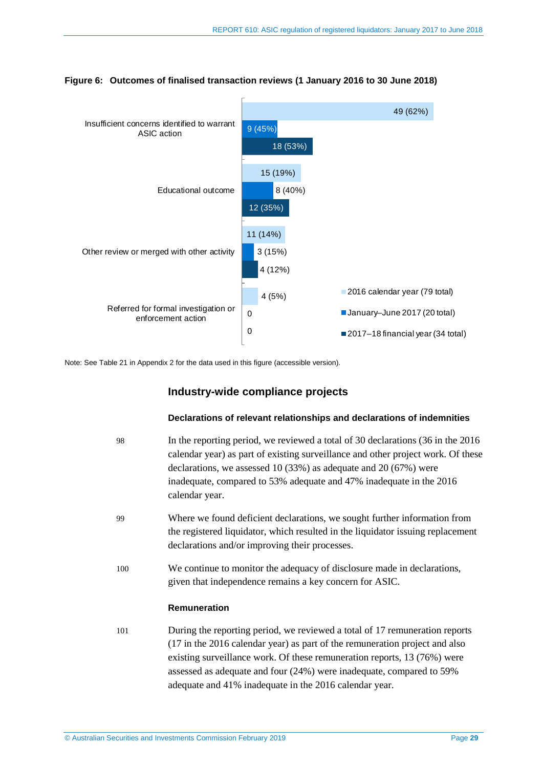**Figure 6: Outcomes of finalised transaction reviews (1 January 2016 to 30 June 2018)**

| Outcome | 2016 calendar year (79 total) | January–June 2017 (20 total) | 2017–18 financial year (34 total) |
|---|---|---|---|
| Insufficient concerns identified to warrant ASIC action | 49 (62%) | 9 (45%) | 18 (53%) |
| Educational outcome | 15 (19%) | 8 (40%) | 12 (35%) |
| Other review or merged with other activity | 11 (14%) | 3 (15%) | 4 (12%) |
| Referred for formal investigation or enforcement action | 4 (5%) | 0 | 0 |

Note: See Table 21 in Appendix 2 for the data used in this figure (accessible version).

## Industry-wide compliance projects

### Declarations of relevant relationships and declarations of indemnities

98 In the reporting period, we reviewed a total of 30 declarations (36 in the 2016 calendar year) as part of existing surveillance and other project work. Of these declarations, we assessed 10 (33%) as adequate and 20 (67%) were inadequate, compared to 53% adequate and 47% inadequate in the 2016 calendar year.

99 Where we found deficient declarations, we sought further information from the registered liquidator, which resulted in the liquidator issuing replacement declarations and/or improving their processes.

100 We continue to monitor the adequacy of disclosure made in declarations, given that independence remains a key concern for ASIC.

### Remuneration

101 During the reporting period, we reviewed a total of 17 remuneration reports (17 in the 2016 calendar year) as part of the remuneration project and also existing surveillance work. Of these remuneration reports, 13 (76%) were assessed as adequate and four (24%) were inadequate, compared to 59% adequate and 41% inadequate in the 2016 calendar year.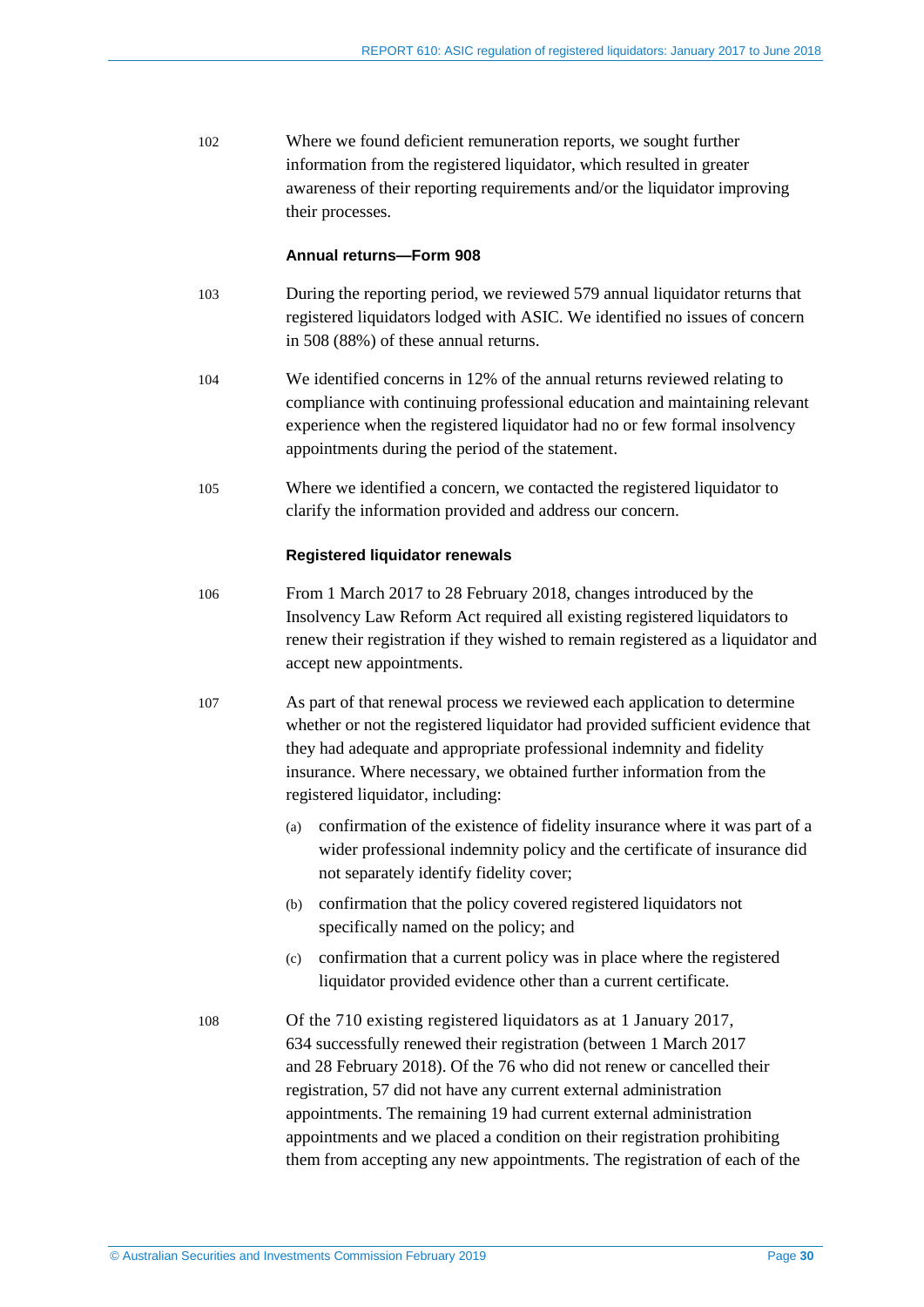102 Where we found deficient remuneration reports, we sought further information from the registered liquidator, which resulted in greater awareness of their reporting requirements and/or the liquidator improving their processes.

### Annual returns—Form 908

103 During the reporting period, we reviewed 579 annual liquidator returns that registered liquidators lodged with ASIC. We identified no issues of concern in 508 (88%) of these annual returns.

104 We identified concerns in 12% of the annual returns reviewed relating to compliance with continuing professional education and maintaining relevant experience when the registered liquidator had no or few formal insolvency appointments during the period of the statement.

105 Where we identified a concern, we contacted the registered liquidator to clarify the information provided and address our concern.

### Registered liquidator renewals

106 From 1 March 2017 to 28 February 2018, changes introduced by the Insolvency Law Reform Act required all existing registered liquidators to renew their registration if they wished to remain registered as a liquidator and accept new appointments.

107 As part of that renewal process we reviewed each application to determine whether or not the registered liquidator had provided sufficient evidence that they had adequate and appropriate professional indemnity and fidelity insurance. Where necessary, we obtained further information from the registered liquidator, including:

(a) confirmation of the existence of fidelity insurance where it was part of a wider professional indemnity policy and the certificate of insurance did not separately identify fidelity cover;

(b) confirmation that the policy covered registered liquidators not specifically named on the policy; and

(c) confirmation that a current policy was in place where the registered liquidator provided evidence other than a current certificate.

108 Of the 710 existing registered liquidators as at 1 January 2017, 634 successfully renewed their registration (between 1 March 2017 and 28 February 2018). Of the 76 who did not renew or cancelled their registration, 57 did not have any current external administration appointments. The remaining 19 had current external administration appointments and we placed a condition on their registration prohibiting them from accepting any new appointments. The registration of each of the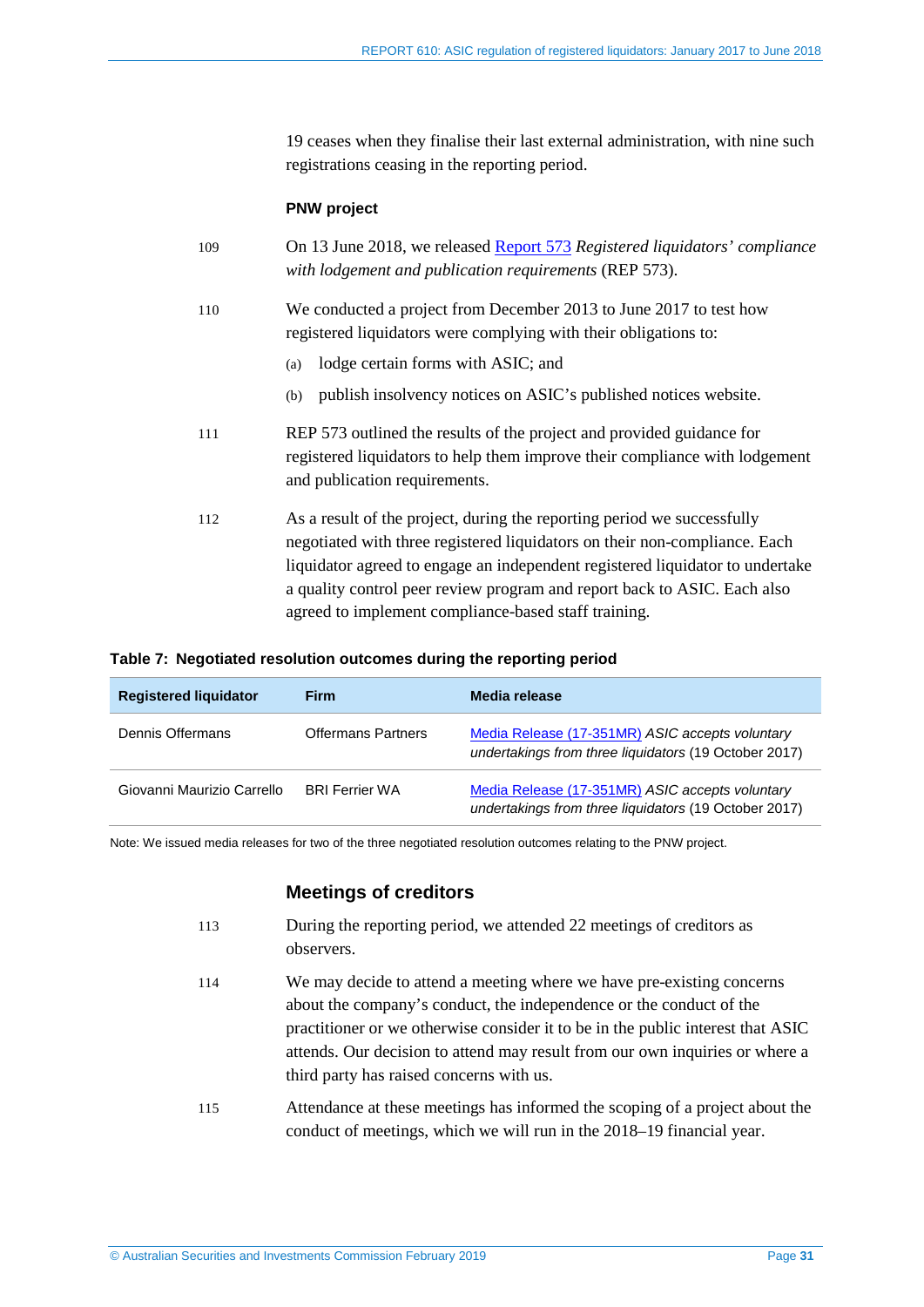19 ceases when they finalise their last external administration, with nine such registrations ceasing in the reporting period.

**PNW project**

109 On 13 June 2018, we released Report 573 *Registered liquidators' compliance with lodgement and publication requirements* (REP 573).

110 We conducted a project from December 2013 to June 2017 to test how registered liquidators were complying with their obligations to:

(a) lodge certain forms with ASIC; and

(b) publish insolvency notices on ASIC's published notices website.

111 REP 573 outlined the results of the project and provided guidance for registered liquidators to help them improve their compliance with lodgement and publication requirements.

112 As a result of the project, during the reporting period we successfully negotiated with three registered liquidators on their non-compliance. Each liquidator agreed to engage an independent registered liquidator to undertake a quality control peer review program and report back to ASIC. Each also agreed to implement compliance-based staff training.

**Table 7: Negotiated resolution outcomes during the reporting period**

| Registered liquidator | Firm | Media release |
|---|---|---|
| Dennis Offermans | Offermans Partners | Media Release (17-351MR) *ASIC accepts voluntary undertakings from three liquidators* (19 October 2017) |
| Giovanni Maurizio Carrello | BRI Ferrier WA | Media Release (17-351MR) *ASIC accepts voluntary undertakings from three liquidators* (19 October 2017) |

Note: We issued media releases for two of the three negotiated resolution outcomes relating to the PNW project.

## Meetings of creditors

113 During the reporting period, we attended 22 meetings of creditors as observers.

114 We may decide to attend a meeting where we have pre-existing concerns about the company's conduct, the independence or the conduct of the practitioner or we otherwise consider it to be in the public interest that ASIC attends. Our decision to attend may result from our own inquiries or where a third party has raised concerns with us.

115 Attendance at these meetings has informed the scoping of a project about the conduct of meetings, which we will run in the 2018–19 financial year.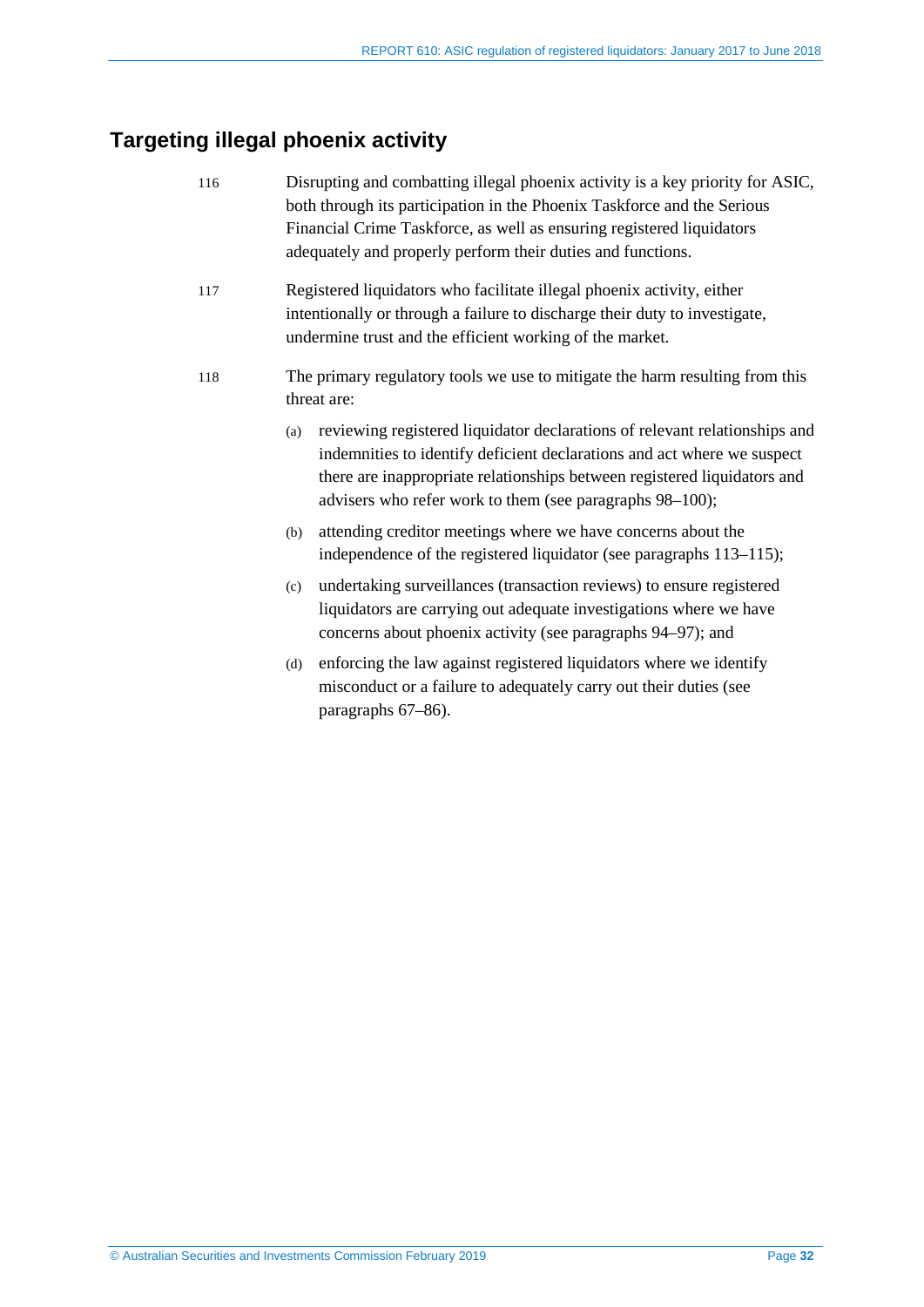## Targeting illegal phoenix activity

116 Disrupting and combatting illegal phoenix activity is a key priority for ASIC, both through its participation in the Phoenix Taskforce and the Serious Financial Crime Taskforce, as well as ensuring registered liquidators adequately and properly perform their duties and functions.

117 Registered liquidators who facilitate illegal phoenix activity, either intentionally or through a failure to discharge their duty to investigate, undermine trust and the efficient working of the market.

118 The primary regulatory tools we use to mitigate the harm resulting from this threat are:

(a) reviewing registered liquidator declarations of relevant relationships and indemnities to identify deficient declarations and act where we suspect there are inappropriate relationships between registered liquidators and advisers who refer work to them (see paragraphs 98–100);

(b) attending creditor meetings where we have concerns about the independence of the registered liquidator (see paragraphs 113–115);

(c) undertaking surveillances (transaction reviews) to ensure registered liquidators are carrying out adequate investigations where we have concerns about phoenix activity (see paragraphs 94–97); and

(d) enforcing the law against registered liquidators where we identify misconduct or a failure to adequately carry out their duties (see paragraphs 67–86).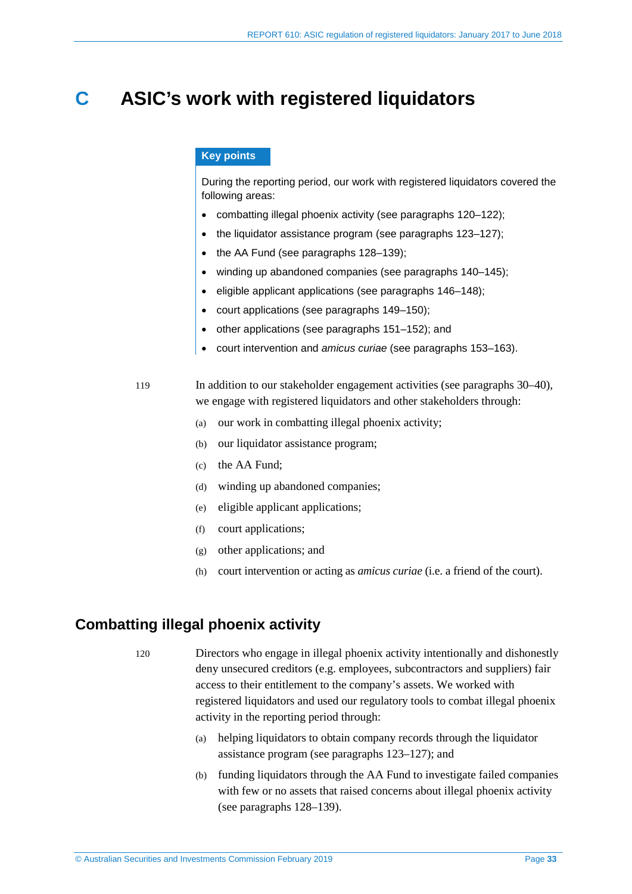# C ASIC's work with registered liquidators

**Key points**

During the reporting period, our work with registered liquidators covered the following areas:

- combatting illegal phoenix activity (see paragraphs 120–122);
- the liquidator assistance program (see paragraphs 123–127);
- the AA Fund (see paragraphs 128–139);
- winding up abandoned companies (see paragraphs 140–145);
- eligible applicant applications (see paragraphs 146–148);
- court applications (see paragraphs 149–150);
- other applications (see paragraphs 151–152); and
- court intervention and *amicus curiae* (see paragraphs 153–163).

119 In addition to our stakeholder engagement activities (see paragraphs 30–40), we engage with registered liquidators and other stakeholders through:

(a) our work in combatting illegal phoenix activity;

(b) our liquidator assistance program;

(c) the AA Fund;

(d) winding up abandoned companies;

(e) eligible applicant applications;

(f) court applications;

(g) other applications; and

(h) court intervention or acting as *amicus curiae* (i.e. a friend of the court).

## Combatting illegal phoenix activity

120 Directors who engage in illegal phoenix activity intentionally and dishonestly deny unsecured creditors (e.g. employees, subcontractors and suppliers) fair access to their entitlement to the company's assets. We worked with registered liquidators and used our regulatory tools to combat illegal phoenix activity in the reporting period through:

(a) helping liquidators to obtain company records through the liquidator assistance program (see paragraphs 123–127); and

(b) funding liquidators through the AA Fund to investigate failed companies with few or no assets that raised concerns about illegal phoenix activity (see paragraphs 128–139).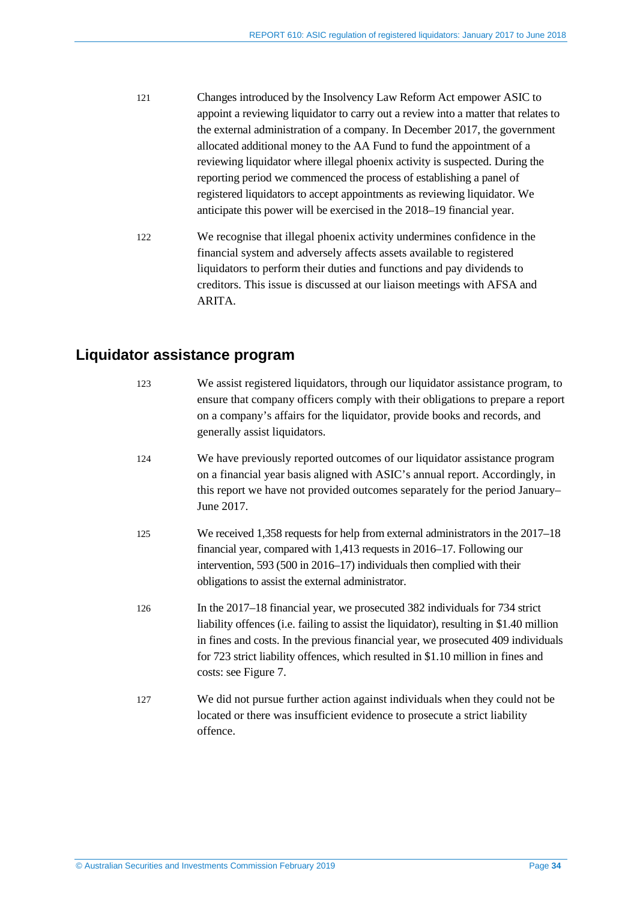121 Changes introduced by the Insolvency Law Reform Act empower ASIC to appoint a reviewing liquidator to carry out a review into a matter that relates to the external administration of a company. In December 2017, the government allocated additional money to the AA Fund to fund the appointment of a reviewing liquidator where illegal phoenix activity is suspected. During the reporting period we commenced the process of establishing a panel of registered liquidators to accept appointments as reviewing liquidator. We anticipate this power will be exercised in the 2018–19 financial year.

122 We recognise that illegal phoenix activity undermines confidence in the financial system and adversely affects assets available to registered liquidators to perform their duties and functions and pay dividends to creditors. This issue is discussed at our liaison meetings with AFSA and ARITA.

## Liquidator assistance program

123 We assist registered liquidators, through our liquidator assistance program, to ensure that company officers comply with their obligations to prepare a report on a company's affairs for the liquidator, provide books and records, and generally assist liquidators.

124 We have previously reported outcomes of our liquidator assistance program on a financial year basis aligned with ASIC's annual report. Accordingly, in this report we have not provided outcomes separately for the period January–June 2017.

125 We received 1,358 requests for help from external administrators in the 2017–18 financial year, compared with 1,413 requests in 2016–17. Following our intervention, 593 (500 in 2016–17) individuals then complied with their obligations to assist the external administrator.

126 In the 2017–18 financial year, we prosecuted 382 individuals for 734 strict liability offences (i.e. failing to assist the liquidator), resulting in $1.40 million in fines and costs. In the previous financial year, we prosecuted 409 individuals for 723 strict liability offences, which resulted in $1.10 million in fines and costs: see Figure 7.

127 We did not pursue further action against individuals when they could not be located or there was insufficient evidence to prosecute a strict liability offence.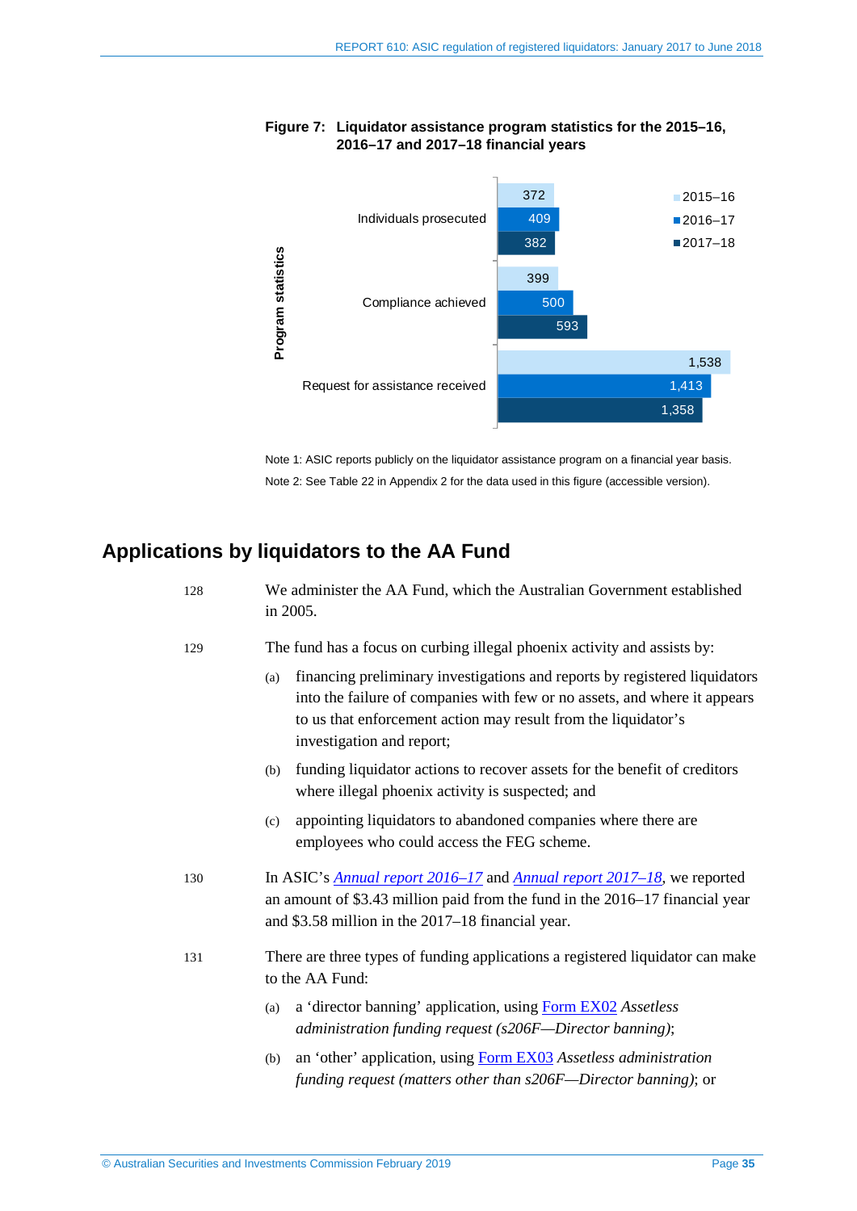**Figure 7: Liquidator assistance program statistics for the 2015–16, 2016–17 and 2017–18 financial years**

| Program statistics | 2015–16 | 2016–17 | 2017–18 |
|---|---|---|---|
| Individuals prosecuted | 372 | 409 | 382 |
| Compliance achieved | 399 | 500 | 593 |
| Request for assistance received | 1,538 | 1,413 | 1,358 |

Note 1: ASIC reports publicly on the liquidator assistance program on a financial year basis.

Note 2: See Table 22 in Appendix 2 for the data used in this figure (accessible version).

## Applications by liquidators to the AA Fund

128 We administer the AA Fund, which the Australian Government established in 2005.

129 The fund has a focus on curbing illegal phoenix activity and assists by:

(a) financing preliminary investigations and reports by registered liquidators into the failure of companies with few or no assets, and where it appears to us that enforcement action may result from the liquidator's investigation and report;

(b) funding liquidator actions to recover assets for the benefit of creditors where illegal phoenix activity is suspected; and

(c) appointing liquidators to abandoned companies where there are employees who could access the FEG scheme.

130 In ASIC's *Annual report 2016–17* and *Annual report 2017–18*, we reported an amount of $3.43 million paid from the fund in the 2016–17 financial year and $3.58 million in the 2017–18 financial year.

131 There are three types of funding applications a registered liquidator can make to the AA Fund:

(a) a 'director banning' application, using Form EX02 *Assetless administration funding request (s206F—Director banning)*;

(b) an 'other' application, using Form EX03 *Assetless administration funding request (matters other than s206F—Director banning)*; or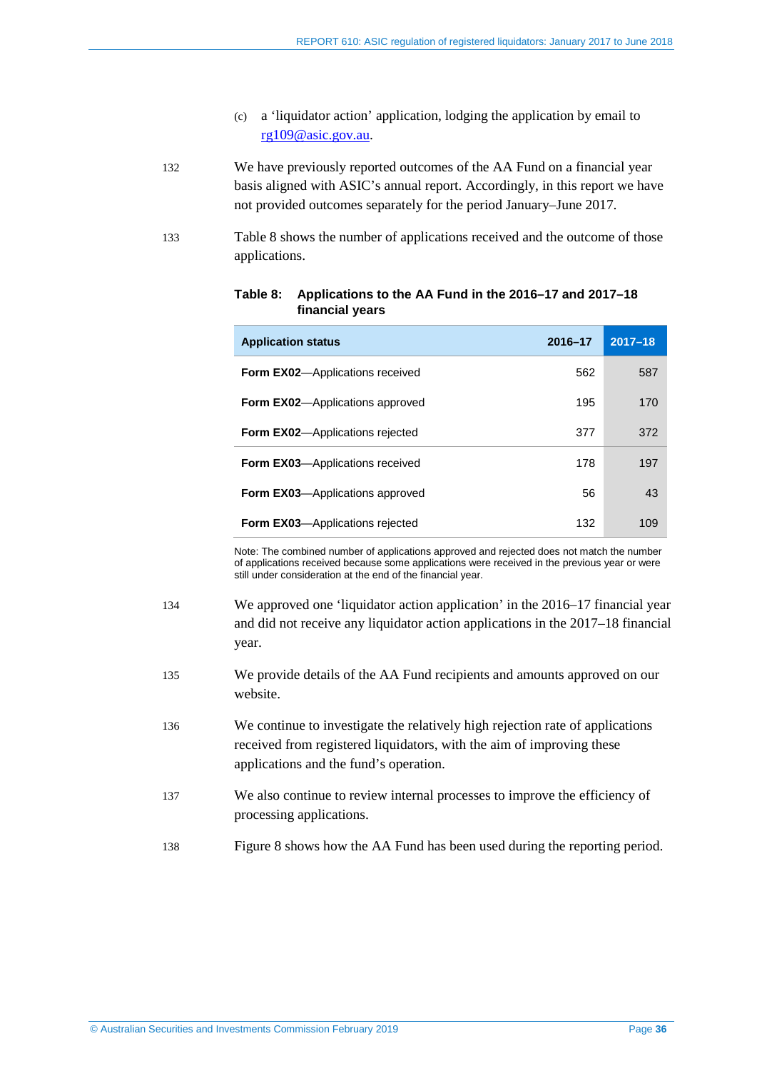(c) a 'liquidator action' application, lodging the application by email to rg109@asic.gov.au.

132 We have previously reported outcomes of the AA Fund on a financial year basis aligned with ASIC's annual report. Accordingly, in this report we have not provided outcomes separately for the period January–June 2017.

133 Table 8 shows the number of applications received and the outcome of those applications.

**Table 8: Applications to the AA Fund in the 2016–17 and 2017–18 financial years**

| Application status | 2016–17 | 2017–18 |
|---|---|---|
| **Form EX02**—Applications received | 562 | 587 |
| **Form EX02**—Applications approved | 195 | 170 |
| **Form EX02**—Applications rejected | 377 | 372 |
| **Form EX03**—Applications received | 178 | 197 |
| **Form EX03**—Applications approved | 56 | 43 |
| **Form EX03**—Applications rejected | 132 | 109 |

Note: The combined number of applications approved and rejected does not match the number of applications received because some applications were received in the previous year or were still under consideration at the end of the financial year.

134 We approved one 'liquidator action application' in the 2016–17 financial year and did not receive any liquidator action applications in the 2017–18 financial year.

135 We provide details of the AA Fund recipients and amounts approved on our website.

136 We continue to investigate the relatively high rejection rate of applications received from registered liquidators, with the aim of improving these applications and the fund's operation.

137 We also continue to review internal processes to improve the efficiency of processing applications.

138 Figure 8 shows how the AA Fund has been used during the reporting period.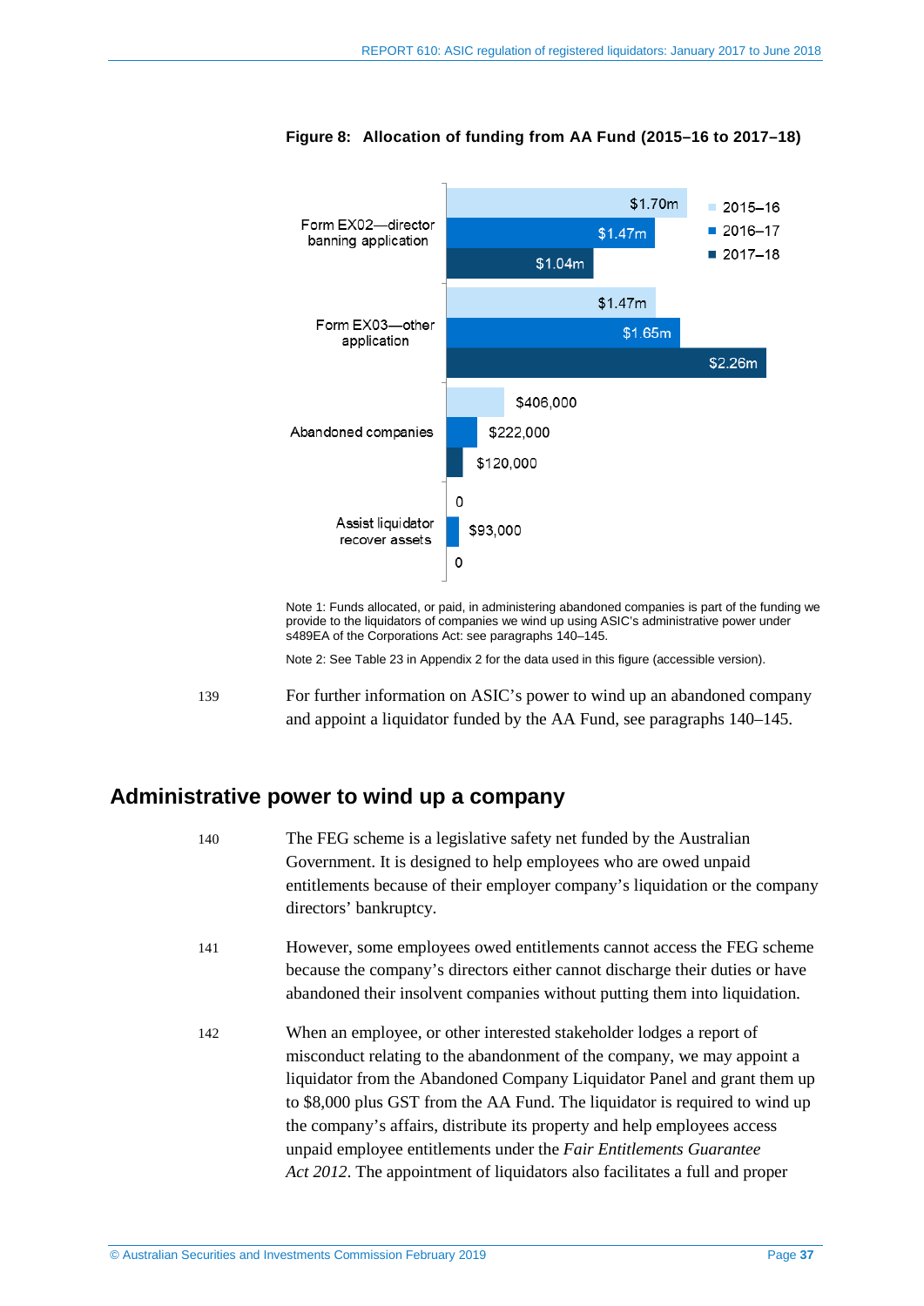**Figure 8: Allocation of funding from AA Fund (2015–16 to 2017–18)**

| | 2015–16 | 2016–17 | 2017–18 |
|---|---|---|---|
| Form EX02—director banning application | $1.70m | $1.47m | $1.04m |
| Form EX03—other application | $1.47m | $1.65m | $2.26m |
| Abandoned companies | $406,000 | $222,000 | $120,000 |
| Assist liquidator recover assets | 0 | $93,000 | 0 |

Note 1: Funds allocated, or paid, in administering abandoned companies is part of the funding we provide to the liquidators of companies we wind up using ASIC's administrative power under s489EA of the Corporations Act: see paragraphs 140–145.

Note 2: See Table 23 in Appendix 2 for the data used in this figure (accessible version).

139 For further information on ASIC's power to wind up an abandoned company and appoint a liquidator funded by the AA Fund, see paragraphs 140–145.

## Administrative power to wind up a company

140 The FEG scheme is a legislative safety net funded by the Australian Government. It is designed to help employees who are owed unpaid entitlements because of their employer company's liquidation or the company directors' bankruptcy.

141 However, some employees owed entitlements cannot access the FEG scheme because the company's directors either cannot discharge their duties or have abandoned their insolvent companies without putting them into liquidation.

142 When an employee, or other interested stakeholder lodges a report of misconduct relating to the abandonment of the company, we may appoint a liquidator from the Abandoned Company Liquidator Panel and grant them up to $8,000 plus GST from the AA Fund. The liquidator is required to wind up the company's affairs, distribute its property and help employees access unpaid employee entitlements under the *Fair Entitlements Guarantee Act 2012*. The appointment of liquidators also facilitates a full and proper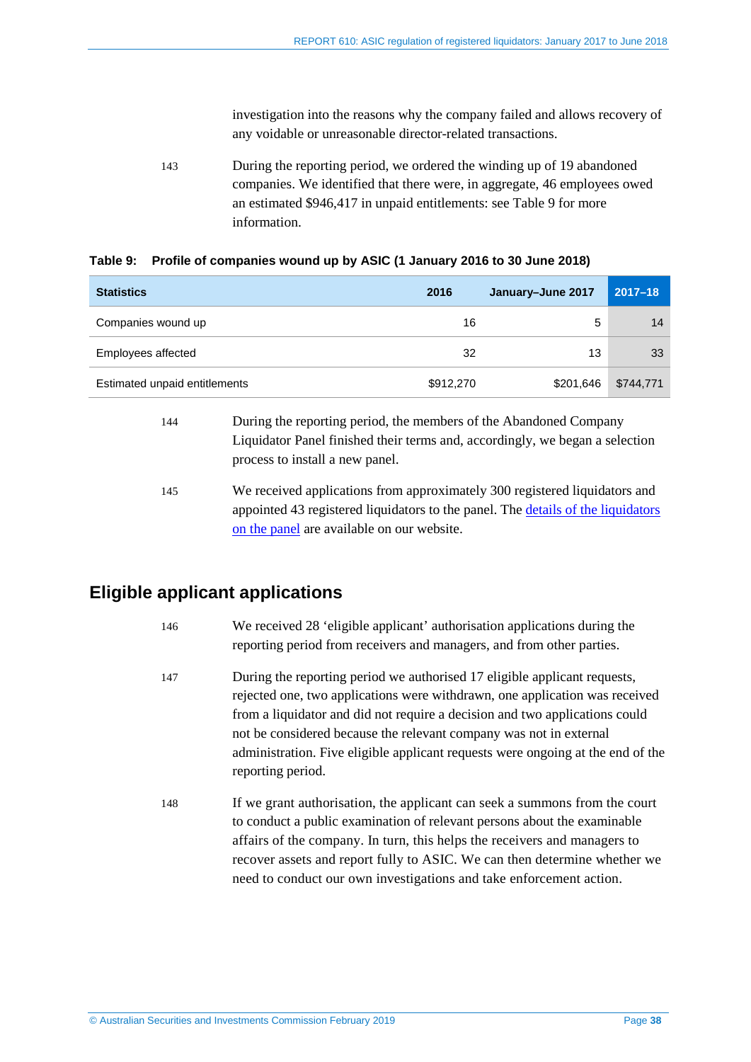investigation into the reasons why the company failed and allows recovery of any voidable or unreasonable director-related transactions.

143 During the reporting period, we ordered the winding up of 19 abandoned companies. We identified that there were, in aggregate, 46 employees owed an estimated $946,417 in unpaid entitlements: see Table 9 for more information.

**Table 9: Profile of companies wound up by ASIC (1 January 2016 to 30 June 2018)**

| Statistics | 2016 | January–June 2017 | 2017–18 |
|---|---|---|---|
| Companies wound up | 16 | 5 | 14 |
| Employees affected | 32 | 13 | 33 |
| Estimated unpaid entitlements | $912,270 | $201,646 | $744,771 |

144 During the reporting period, the members of the Abandoned Company Liquidator Panel finished their terms and, accordingly, we began a selection process to install a new panel.

145 We received applications from approximately 300 registered liquidators and appointed 43 registered liquidators to the panel. The details of the liquidators on the panel are available on our website.

## Eligible applicant applications

146 We received 28 'eligible applicant' authorisation applications during the reporting period from receivers and managers, and from other parties.

147 During the reporting period we authorised 17 eligible applicant requests, rejected one, two applications were withdrawn, one application was received from a liquidator and did not require a decision and two applications could not be considered because the relevant company was not in external administration. Five eligible applicant requests were ongoing at the end of the reporting period.

148 If we grant authorisation, the applicant can seek a summons from the court to conduct a public examination of relevant persons about the examinable affairs of the company. In turn, this helps the receivers and managers to recover assets and report fully to ASIC. We can then determine whether we need to conduct our own investigations and take enforcement action.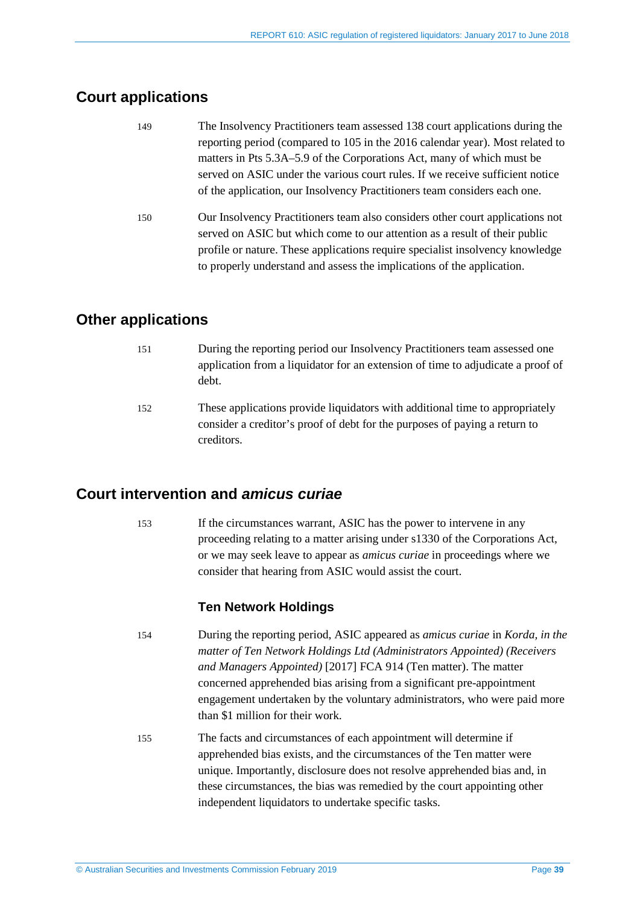## Court applications

149 The Insolvency Practitioners team assessed 138 court applications during the reporting period (compared to 105 in the 2016 calendar year). Most related to matters in Pts 5.3A–5.9 of the Corporations Act, many of which must be served on ASIC under the various court rules. If we receive sufficient notice of the application, our Insolvency Practitioners team considers each one.

150 Our Insolvency Practitioners team also considers other court applications not served on ASIC but which come to our attention as a result of their public profile or nature. These applications require specialist insolvency knowledge to properly understand and assess the implications of the application.

## Other applications

151 During the reporting period our Insolvency Practitioners team assessed one application from a liquidator for an extension of time to adjudicate a proof of debt.

152 These applications provide liquidators with additional time to appropriately consider a creditor's proof of debt for the purposes of paying a return to creditors.

## Court intervention and *amicus curiae*

153 If the circumstances warrant, ASIC has the power to intervene in any proceeding relating to a matter arising under s1330 of the Corporations Act, or we may seek leave to appear as *amicus curiae* in proceedings where we consider that hearing from ASIC would assist the court.

### Ten Network Holdings

154 During the reporting period, ASIC appeared as *amicus curiae* in *Korda, in the matter of Ten Network Holdings Ltd (Administrators Appointed) (Receivers and Managers Appointed)* [2017] FCA 914 (Ten matter). The matter concerned apprehended bias arising from a significant pre-appointment engagement undertaken by the voluntary administrators, who were paid more than $1 million for their work.

155 The facts and circumstances of each appointment will determine if apprehended bias exists, and the circumstances of the Ten matter were unique. Importantly, disclosure does not resolve apprehended bias and, in these circumstances, the bias was remedied by the court appointing other independent liquidators to undertake specific tasks.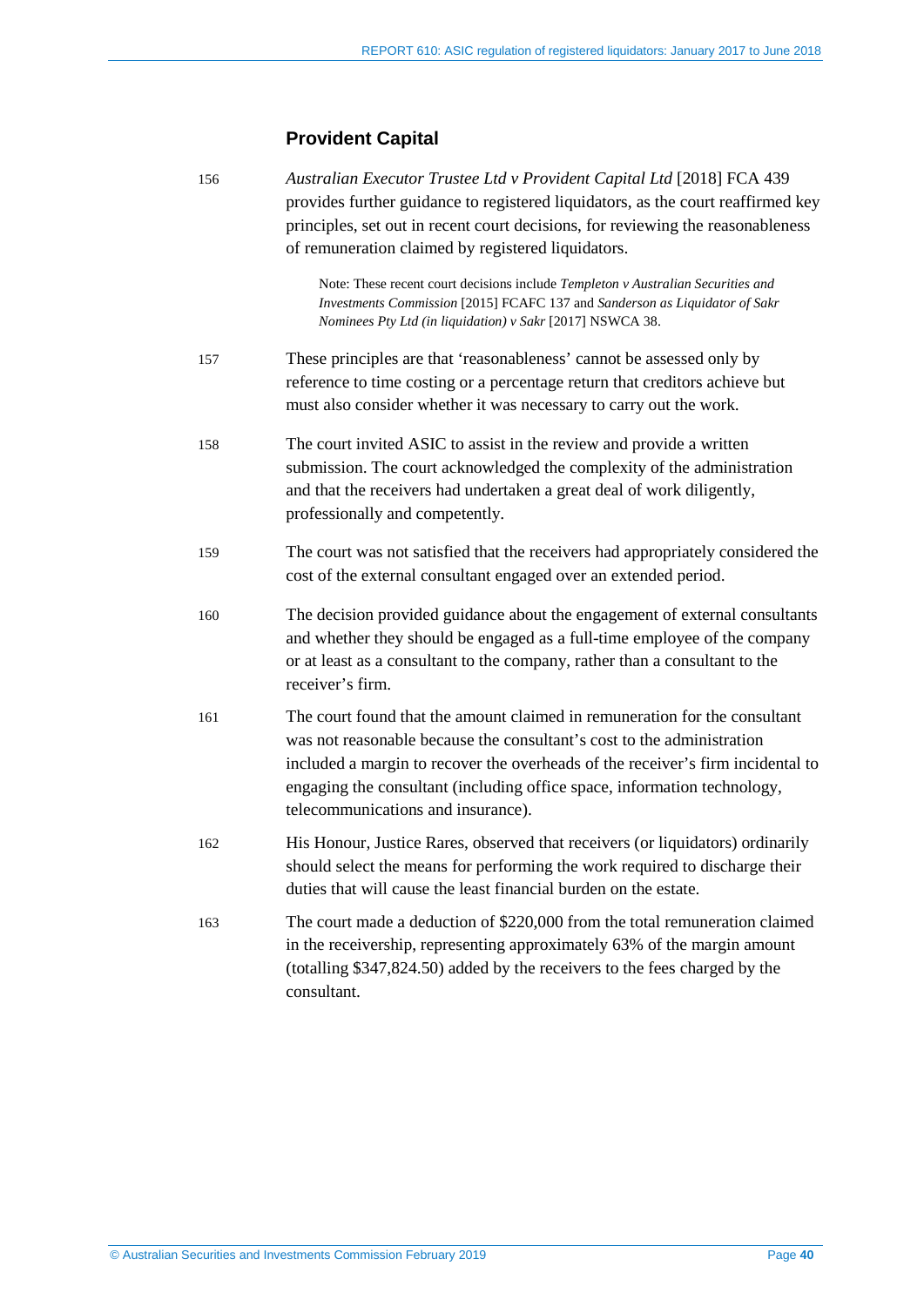## Provident Capital

156 *Australian Executor Trustee Ltd v Provident Capital Ltd* [2018] FCA 439 provides further guidance to registered liquidators, as the court reaffirmed key principles, set out in recent court decisions, for reviewing the reasonableness of remuneration claimed by registered liquidators.

> Note: These recent court decisions include *Templeton v Australian Securities and Investments Commission* [2015] FCAFC 137 and *Sanderson as Liquidator of Sakr Nominees Pty Ltd (in liquidation) v Sakr* [2017] NSWCA 38.

157 These principles are that 'reasonableness' cannot be assessed only by reference to time costing or a percentage return that creditors achieve but must also consider whether it was necessary to carry out the work.

158 The court invited ASIC to assist in the review and provide a written submission. The court acknowledged the complexity of the administration and that the receivers had undertaken a great deal of work diligently, professionally and competently.

159 The court was not satisfied that the receivers had appropriately considered the cost of the external consultant engaged over an extended period.

160 The decision provided guidance about the engagement of external consultants and whether they should be engaged as a full-time employee of the company or at least as a consultant to the company, rather than a consultant to the receiver's firm.

161 The court found that the amount claimed in remuneration for the consultant was not reasonable because the consultant's cost to the administration included a margin to recover the overheads of the receiver's firm incidental to engaging the consultant (including office space, information technology, telecommunications and insurance).

162 His Honour, Justice Rares, observed that receivers (or liquidators) ordinarily should select the means for performing the work required to discharge their duties that will cause the least financial burden on the estate.

163 The court made a deduction of $220,000 from the total remuneration claimed in the receivership, representing approximately 63% of the margin amount (totalling $347,824.50) added by the receivers to the fees charged by the consultant.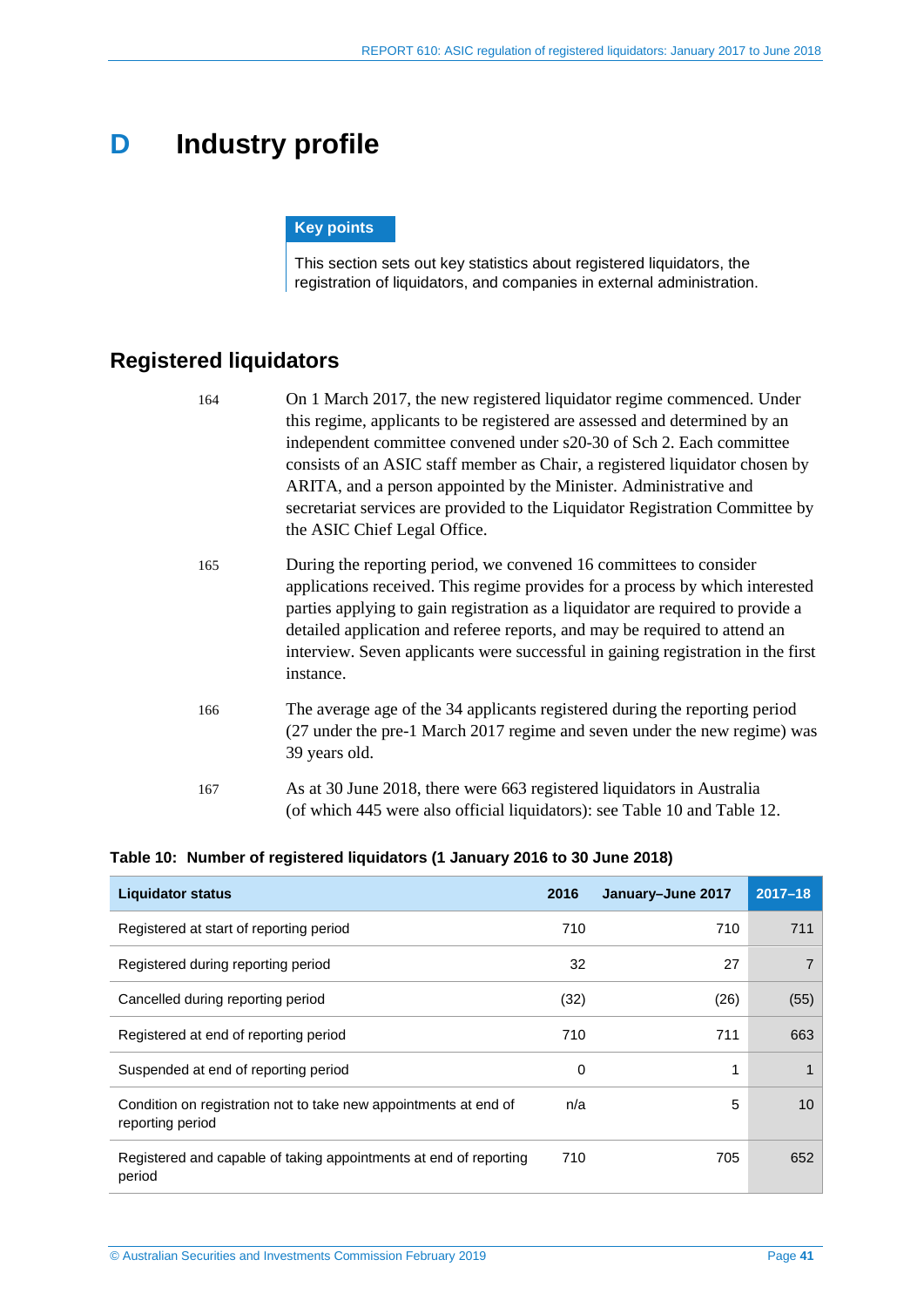# D Industry profile

**Key points**

This section sets out key statistics about registered liquidators, the registration of liquidators, and companies in external administration.

## Registered liquidators

164 On 1 March 2017, the new registered liquidator regime commenced. Under this regime, applicants to be registered are assessed and determined by an independent committee convened under s20-30 of Sch 2. Each committee consists of an ASIC staff member as Chair, a registered liquidator chosen by ARITA, and a person appointed by the Minister. Administrative and secretariat services are provided to the Liquidator Registration Committee by the ASIC Chief Legal Office.

165 During the reporting period, we convened 16 committees to consider applications received. This regime provides for a process by which interested parties applying to gain registration as a liquidator are required to provide a detailed application and referee reports, and may be required to attend an interview. Seven applicants were successful in gaining registration in the first instance.

166 The average age of the 34 applicants registered during the reporting period (27 under the pre-1 March 2017 regime and seven under the new regime) was 39 years old.

167 As at 30 June 2018, there were 663 registered liquidators in Australia (of which 445 were also official liquidators): see Table 10 and Table 12.

**Table 10: Number of registered liquidators (1 January 2016 to 30 June 2018)**

| Liquidator status | 2016 | January–June 2017 | 2017–18 |
|---|---|---|---|
| Registered at start of reporting period | 710 | 710 | 711 |
| Registered during reporting period | 32 | 27 | 7 |
| Cancelled during reporting period | (32) | (26) | (55) |
| Registered at end of reporting period | 710 | 711 | 663 |
| Suspended at end of reporting period | 0 | 1 | 1 |
| Condition on registration not to take new appointments at end of reporting period | n/a | 5 | 10 |
| Registered and capable of taking appointments at end of reporting period | 710 | 705 | 652 |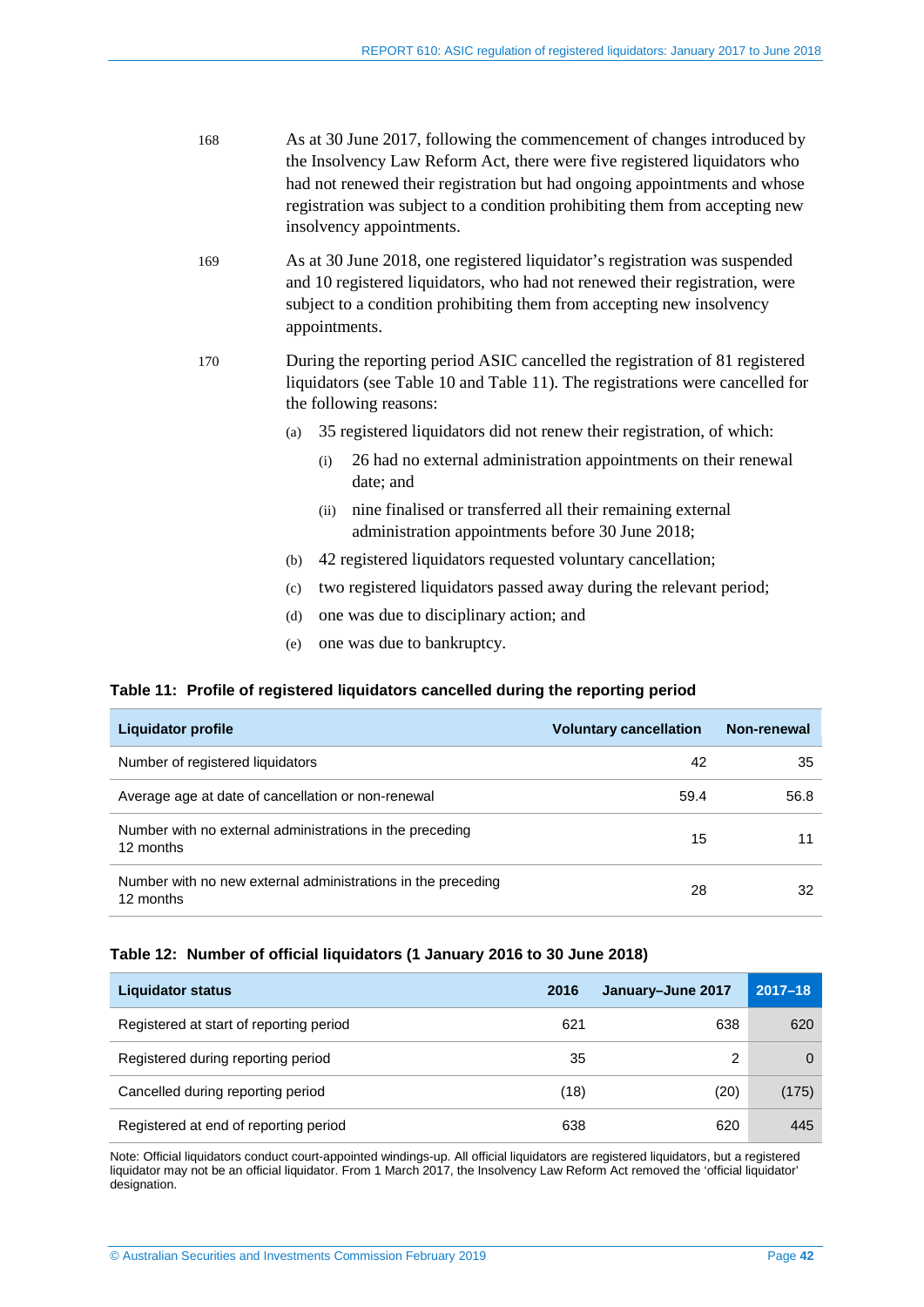168 As at 30 June 2017, following the commencement of changes introduced by the Insolvency Law Reform Act, there were five registered liquidators who had not renewed their registration but had ongoing appointments and whose registration was subject to a condition prohibiting them from accepting new insolvency appointments.

169 As at 30 June 2018, one registered liquidator's registration was suspended and 10 registered liquidators, who had not renewed their registration, were subject to a condition prohibiting them from accepting new insolvency appointments.

170 During the reporting period ASIC cancelled the registration of 81 registered liquidators (see Table 10 and Table 11). The registrations were cancelled for the following reasons:

- (a) 35 registered liquidators did not renew their registration, of which:
  - (i) 26 had no external administration appointments on their renewal date; and
  - (ii) nine finalised or transferred all their remaining external administration appointments before 30 June 2018;
- (b) 42 registered liquidators requested voluntary cancellation;
- (c) two registered liquidators passed away during the relevant period;
- (d) one was due to disciplinary action; and
- (e) one was due to bankruptcy.

**Table 11: Profile of registered liquidators cancelled during the reporting period**

| Liquidator profile | Voluntary cancellation | Non-renewal |
|---|---|---|
| Number of registered liquidators | 42 | 35 |
| Average age at date of cancellation or non-renewal | 59.4 | 56.8 |
| Number with no external administrations in the preceding 12 months | 15 | 11 |
| Number with no new external administrations in the preceding 12 months | 28 | 32 |

**Table 12: Number of official liquidators (1 January 2016 to 30 June 2018)**

| Liquidator status | 2016 | January–June 2017 | 2017–18 |
|---|---|---|---|
| Registered at start of reporting period | 621 | 638 | 620 |
| Registered during reporting period | 35 | 2 | 0 |
| Cancelled during reporting period | (18) | (20) | (175) |
| Registered at end of reporting period | 638 | 620 | 445 |

Note: Official liquidators conduct court-appointed windings-up. All official liquidators are registered liquidators, but a registered liquidator may not be an official liquidator. From 1 March 2017, the Insolvency Law Reform Act removed the 'official liquidator' designation.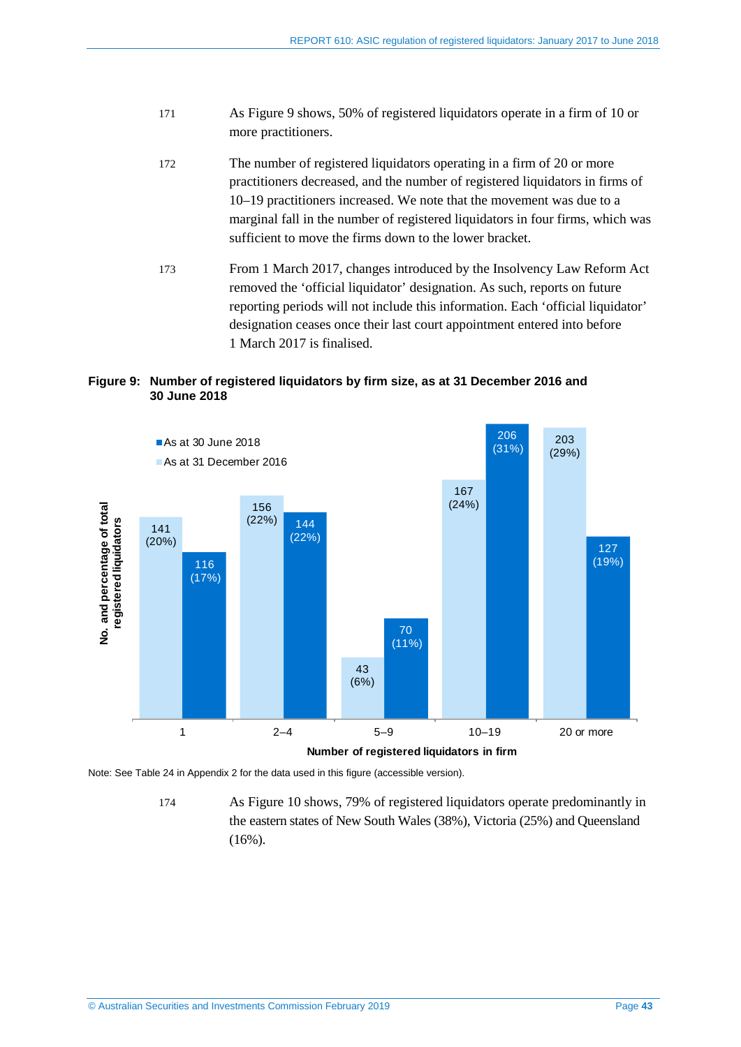171 As Figure 9 shows, 50% of registered liquidators operate in a firm of 10 or more practitioners.

172 The number of registered liquidators operating in a firm of 20 or more practitioners decreased, and the number of registered liquidators in firms of 10–19 practitioners increased. We note that the movement was due to a marginal fall in the number of registered liquidators in four firms, which was sufficient to move the firms down to the lower bracket.

173 From 1 March 2017, changes introduced by the Insolvency Law Reform Act removed the 'official liquidator' designation. As such, reports on future reporting periods will not include this information. Each 'official liquidator' designation ceases once their last court appointment entered into before 1 March 2017 is finalised.

**Figure 9: Number of registered liquidators by firm size, as at 31 December 2016 and 30 June 2018**

| Number of registered liquidators in firm | As at 31 December 2016 | As at 30 June 2018 |
|---|---|---|
| 1 | 141 (20%) | 116 (17%) |
| 2–4 | 156 (22%) | 144 (22%) |
| 5–9 | 43 (6%) | 70 (11%) |
| 10–19 | 167 (24%) | 206 (31%) |
| 20 or more | 203 (29%) | 127 (19%) |

Note: See Table 24 in Appendix 2 for the data used in this figure (accessible version).

174 As Figure 10 shows, 79% of registered liquidators operate predominantly in the eastern states of New South Wales (38%), Victoria (25%) and Queensland (16%).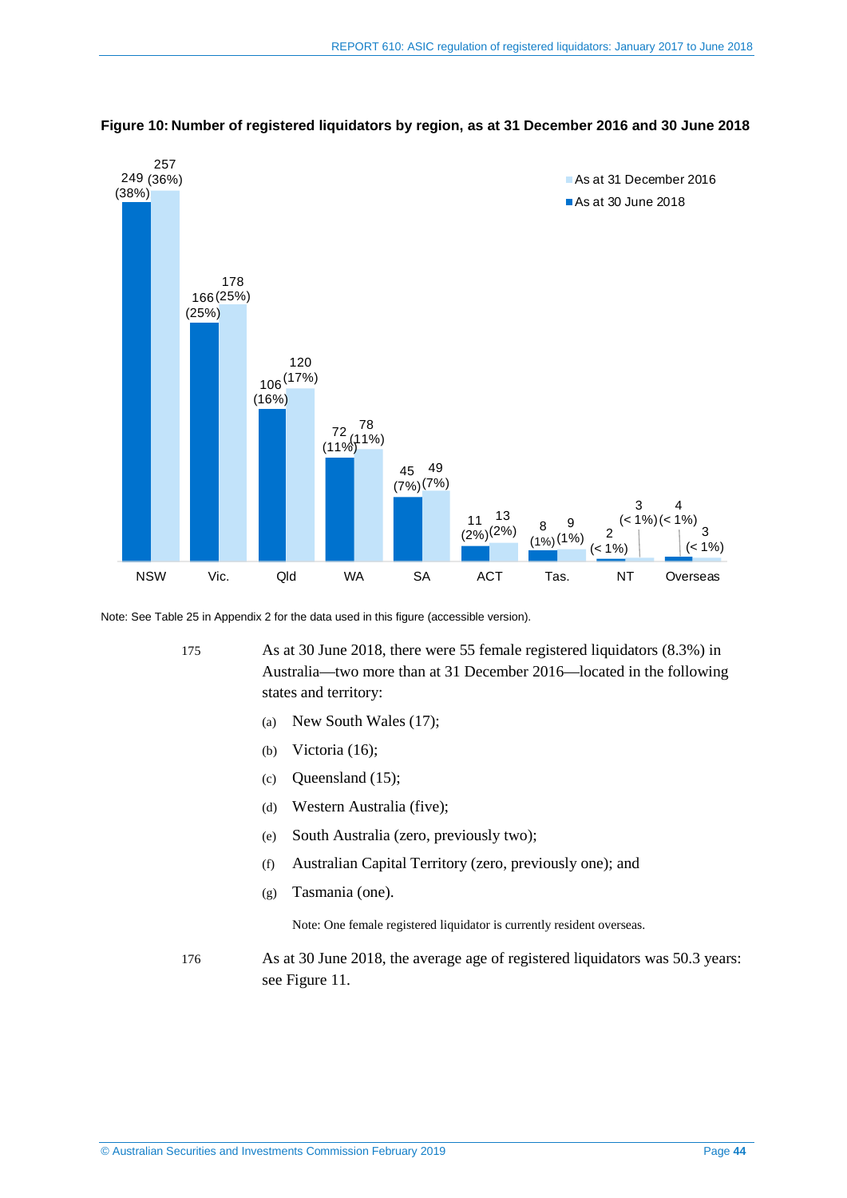**Figure 10: Number of registered liquidators by region, as at 31 December 2016 and 30 June 2018**

| Region | As at 30 June 2018 | As at 31 December 2016 |
|---|---|---|
| NSW | 249 (38%) | 257 (36%) |
| Vic. | 166 (25%) | 178 (25%) |
| Qld | 106 (16%) | 120 (17%) |
| WA | 72 (11%) | 78 (11%) |
| SA | 45 (7%) | 49 (7%) |
| ACT | 11 (2%) | 13 (2%) |
| Tas. | 8 (1%) | 9 (1%) |
| NT | 2 (< 1%) | 3 (< 1%) |
| Overseas | 4 (< 1%) | 3 (< 1%) |

Note: See Table 25 in Appendix 2 for the data used in this figure (accessible version).

175 As at 30 June 2018, there were 55 female registered liquidators (8.3%) in Australia—two more than at 31 December 2016—located in the following states and territory:

(a) New South Wales (17);

(b) Victoria (16);

(c) Queensland (15);

(d) Western Australia (five);

(e) South Australia (zero, previously two);

(f) Australian Capital Territory (zero, previously one); and

(g) Tasmania (one).

Note: One female registered liquidator is currently resident overseas.

176 As at 30 June 2018, the average age of registered liquidators was 50.3 years: see Figure 11.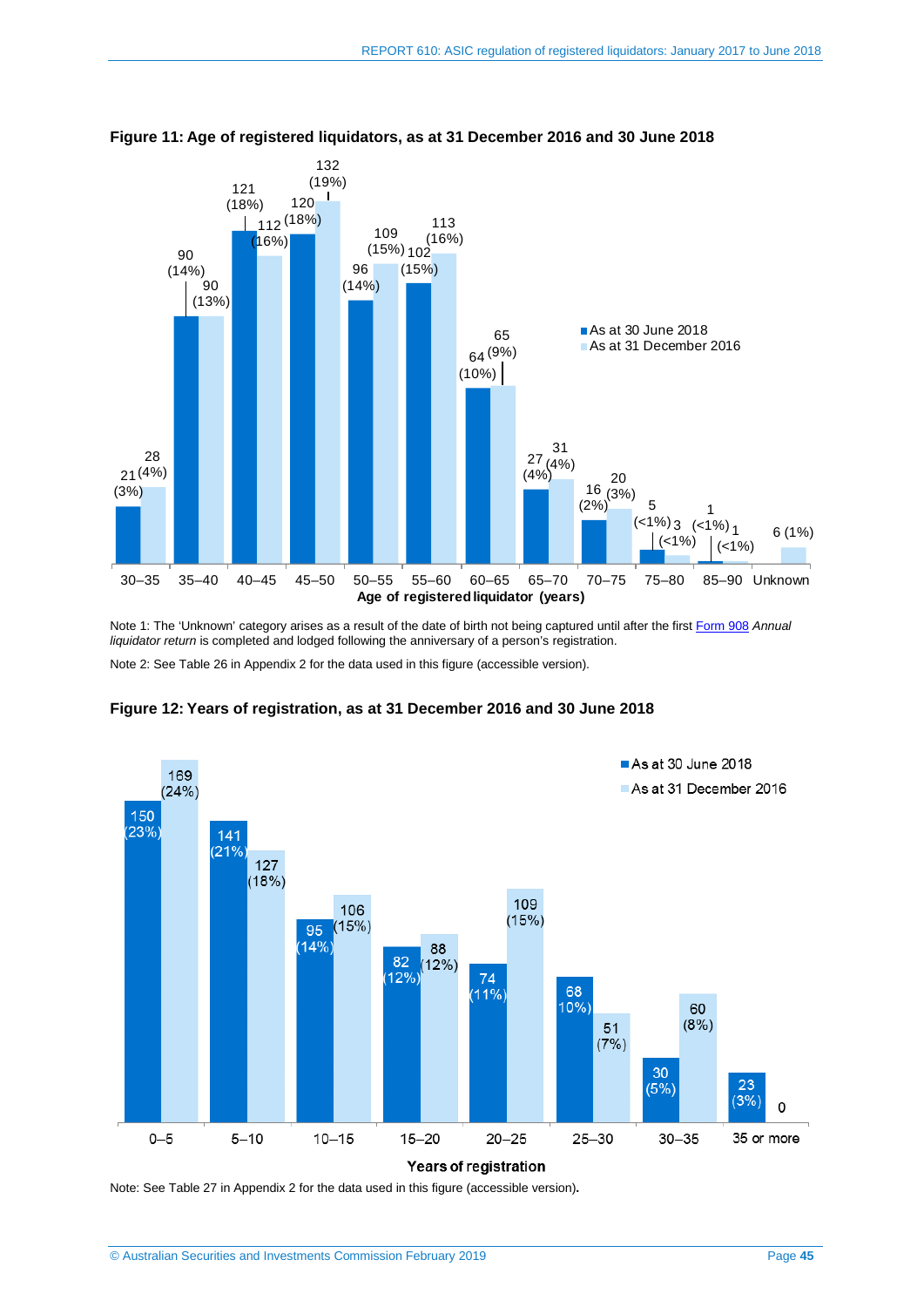**Figure 11: Age of registered liquidators, as at 31 December 2016 and 30 June 2018**

| Age of registered liquidator (years) | As at 30 June 2018 | As at 31 December 2016 |
|---|---|---|
| 30–35 | 21 (3%) | 28 (4%) |
| 35–40 | 90 (14%) | 90 (13%) |
| 40–45 | 121 (18%) | 112 (16%) |
| 45–50 | 120 (18%) | 132 (19%) |
| 50–55 | 96 (14%) | 109 (15%) |
| 55–60 | 102 (15%) | 113 (16%) |
| 60–65 | 64 (10%) | 65 (9%) |
| 65–70 | 27 (4%) | 31 (4%) |
| 70–75 | 16 (2%) | 20 (3%) |
| 75–80 | 5 (<1%) | 3 (<1%) |
| 85–90 | 1 (<1%) | 1 (<1%) |
| Unknown | | 6 (1%) |

Note 1: The 'Unknown' category arises as a result of the date of birth not being captured until after the first Form 908 *Annual liquidator return* is completed and lodged following the anniversary of a person's registration.

Note 2: See Table 26 in Appendix 2 for the data used in this figure (accessible version).

**Figure 12: Years of registration, as at 31 December 2016 and 30 June 2018**

| Years of registration | As at 30 June 2018 | As at 31 December 2016 |
|---|---|---|
| 0–5 | 150 (23%) | 169 (24%) |
| 5–10 | 141 (21%) | 127 (18%) |
| 10–15 | 95 (14%) | 106 (15%) |
| 15–20 | 82 (12%) | 88 (12%) |
| 20–25 | 74 (11%) | 109 (15%) |
| 25–30 | 68 (10%) | 51 (7%) |
| 30–35 | 30 (5%) | 60 (8%) |
| 35 or more | 23 (3%) | 0 |

Note: See Table 27 in Appendix 2 for the data used in this figure (accessible version).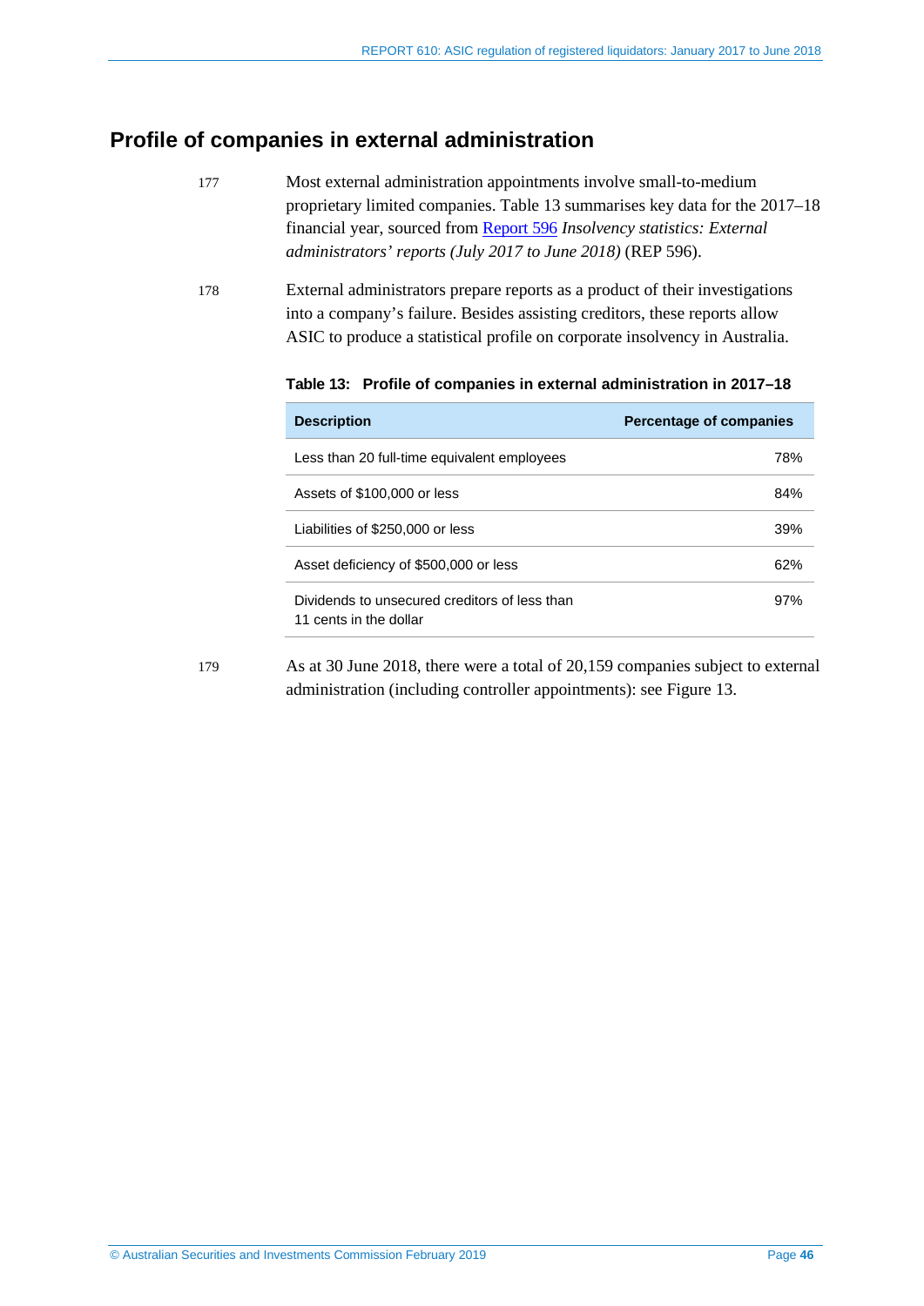## Profile of companies in external administration

177 Most external administration appointments involve small-to-medium proprietary limited companies. Table 13 summarises key data for the 2017–18 financial year, sourced from Report 596 *Insolvency statistics: External administrators' reports (July 2017 to June 2018)* (REP 596).

178 External administrators prepare reports as a product of their investigations into a company's failure. Besides assisting creditors, these reports allow ASIC to produce a statistical profile on corporate insolvency in Australia.

**Table 13: Profile of companies in external administration in 2017–18**

| Description | Percentage of companies |
|---|---|
| Less than 20 full-time equivalent employees | 78% |
| Assets of $100,000 or less | 84% |
| Liabilities of $250,000 or less | 39% |
| Asset deficiency of $500,000 or less | 62% |
| Dividends to unsecured creditors of less than 11 cents in the dollar | 97% |

179 As at 30 June 2018, there were a total of 20,159 companies subject to external administration (including controller appointments): see Figure 13.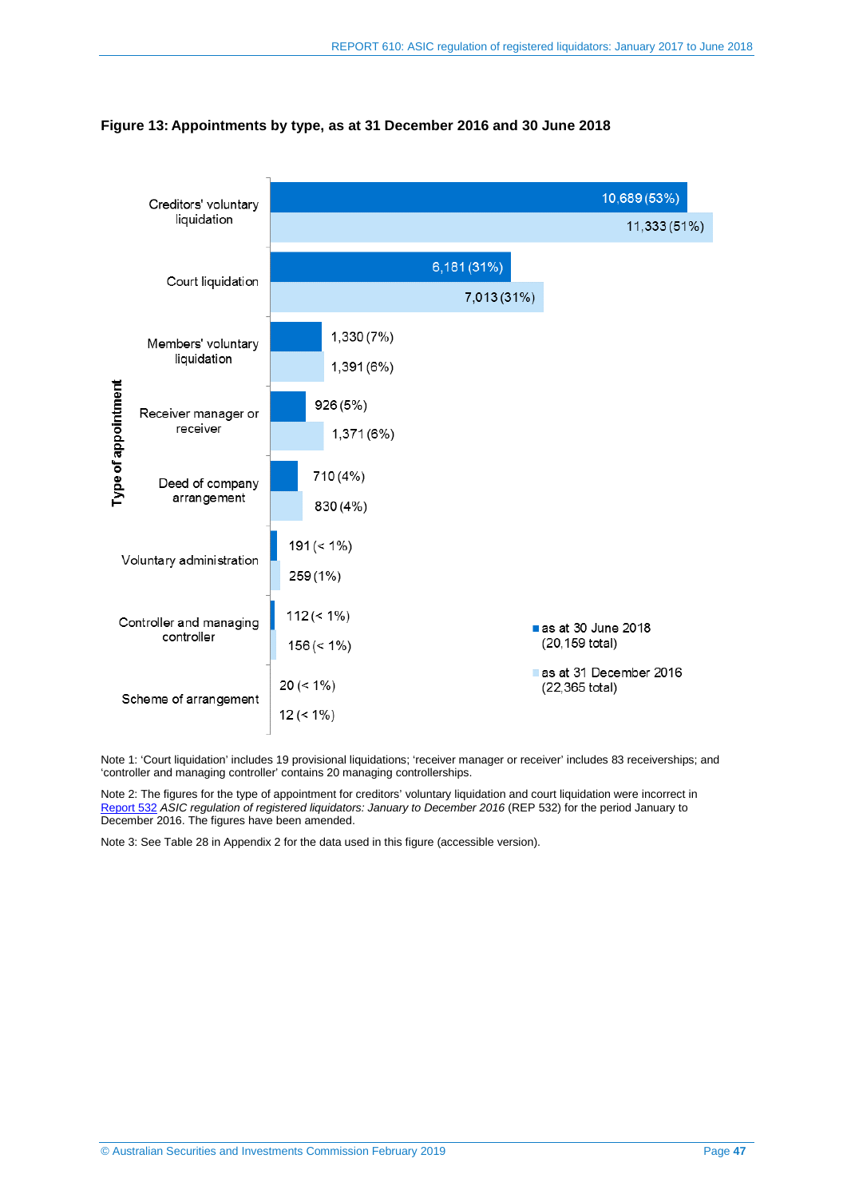**Figure 13: Appointments by type, as at 31 December 2016 and 30 June 2018**

| Type of appointment | as at 30 June 2018 (20,159 total) | as at 31 December 2016 (22,365 total) |
| --- | --- | --- |
| Creditors' voluntary liquidation | 10,689 (53%) | 11,333 (51%) |
| Court liquidation | 6,181 (31%) | 7,013 (31%) |
| Members' voluntary liquidation | 1,330 (7%) | 1,391 (6%) |
| Receiver manager or receiver | 926 (5%) | 1,371 (6%) |
| Deed of company arrangement | 710 (4%) | 830 (4%) |
| Voluntary administration | 191 (< 1%) | 259 (1%) |
| Controller and managing controller | 112 (< 1%) | 156 (< 1%) |
| Scheme of arrangement | 20 (< 1%) | 12 (< 1%) |

Note 1: 'Court liquidation' includes 19 provisional liquidations; 'receiver manager or receiver' includes 83 receiverships; and 'controller and managing controller' contains 20 managing controllerships.

Note 2: The figures for the type of appointment for creditors' voluntary liquidation and court liquidation were incorrect in Report 532 *ASIC regulation of registered liquidators: January to December 2016* (REP 532) for the period January to December 2016. The figures have been amended.

Note 3: See Table 28 in Appendix 2 for the data used in this figure (accessible version).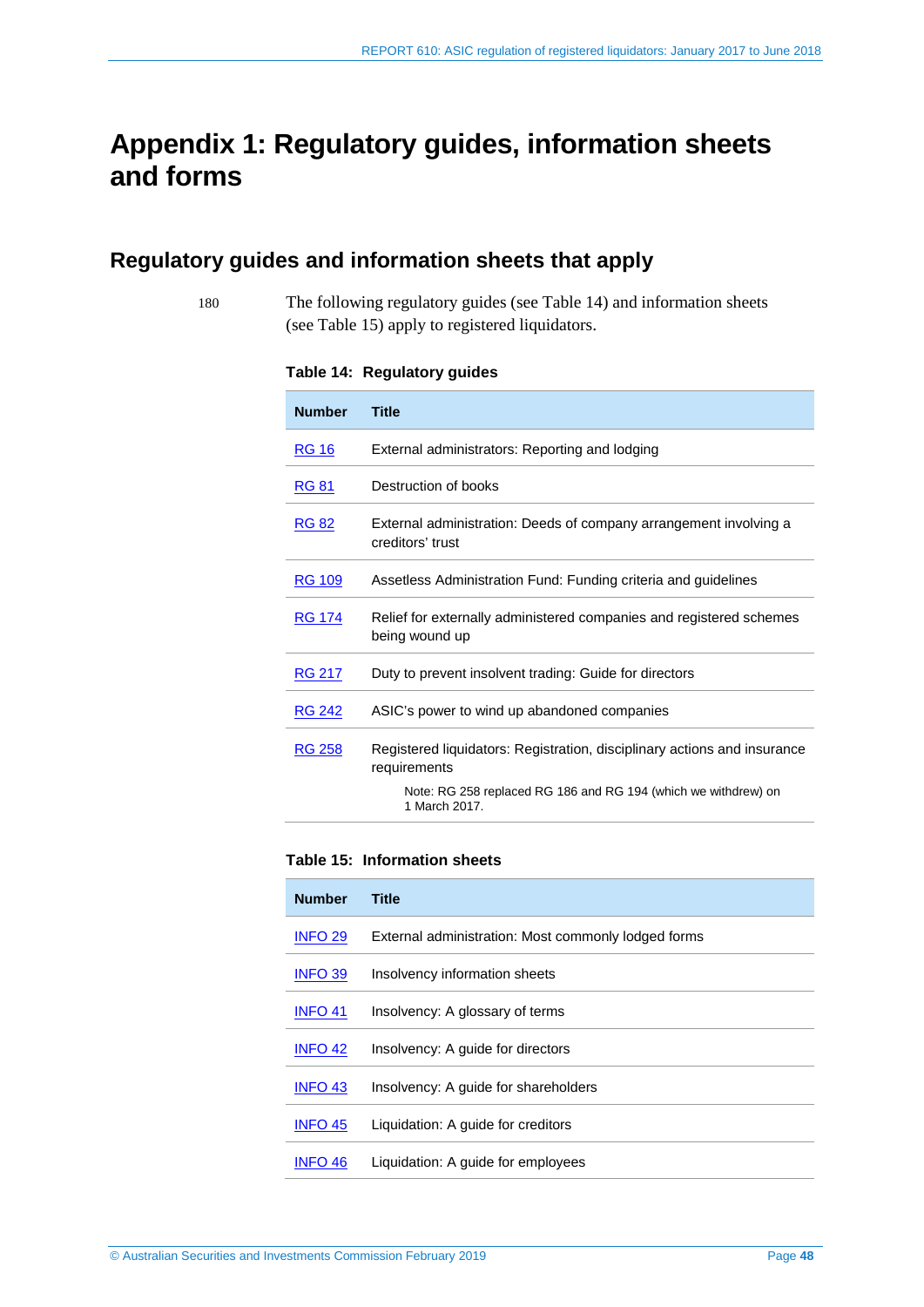# Appendix 1: Regulatory guides, information sheets and forms

## Regulatory guides and information sheets that apply

180 The following regulatory guides (see Table 14) and information sheets (see Table 15) apply to registered liquidators.

**Table 14: Regulatory guides**

| Number | Title |
|---|---|
| RG 16 | External administrators: Reporting and lodging |
| RG 81 | Destruction of books |
| RG 82 | External administration: Deeds of company arrangement involving a creditors' trust |
| RG 109 | Assetless Administration Fund: Funding criteria and guidelines |
| RG 174 | Relief for externally administered companies and registered schemes being wound up |
| RG 217 | Duty to prevent insolvent trading: Guide for directors |
| RG 242 | ASIC's power to wind up abandoned companies |
| RG 258 | Registered liquidators: Registration, disciplinary actions and insurance requirements<br>Note: RG 258 replaced RG 186 and RG 194 (which we withdrew) on 1 March 2017. |

**Table 15: Information sheets**

| Number | Title |
|---|---|
| INFO 29 | External administration: Most commonly lodged forms |
| INFO 39 | Insolvency information sheets |
| INFO 41 | Insolvency: A glossary of terms |
| INFO 42 | Insolvency: A guide for directors |
| INFO 43 | Insolvency: A guide for shareholders |
| INFO 45 | Liquidation: A guide for creditors |
| INFO 46 | Liquidation: A guide for employees |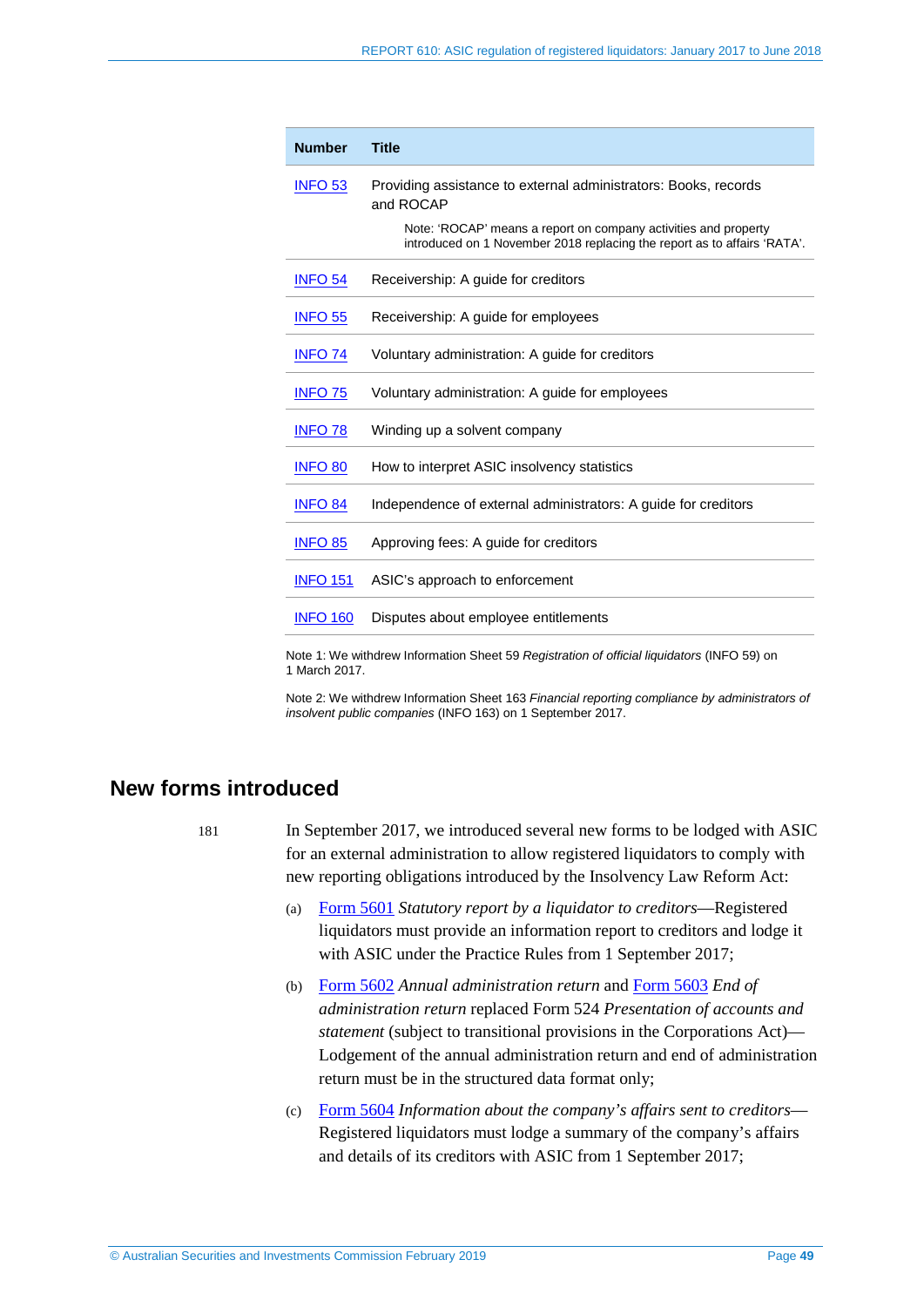| Number | Title |
|---|---|
| INFO 53 | Providing assistance to external administrators: Books, records and ROCAP<br><br>Note: 'ROCAP' means a report on company activities and property introduced on 1 November 2018 replacing the report as to affairs 'RATA'. |
| INFO 54 | Receivership: A guide for creditors |
| INFO 55 | Receivership: A guide for employees |
| INFO 74 | Voluntary administration: A guide for creditors |
| INFO 75 | Voluntary administration: A guide for employees |
| INFO 78 | Winding up a solvent company |
| INFO 80 | How to interpret ASIC insolvency statistics |
| INFO 84 | Independence of external administrators: A guide for creditors |
| INFO 85 | Approving fees: A guide for creditors |
| INFO 151 | ASIC's approach to enforcement |
| INFO 160 | Disputes about employee entitlements |

Note 1: We withdrew Information Sheet 59 *Registration of official liquidators* (INFO 59) on 1 March 2017.

Note 2: We withdrew Information Sheet 163 *Financial reporting compliance by administrators of insolvent public companies* (INFO 163) on 1 September 2017.

## New forms introduced

181 In September 2017, we introduced several new forms to be lodged with ASIC for an external administration to allow registered liquidators to comply with new reporting obligations introduced by the Insolvency Law Reform Act:

(a) Form 5601 *Statutory report by a liquidator to creditors*—Registered liquidators must provide an information report to creditors and lodge it with ASIC under the Practice Rules from 1 September 2017;

(b) Form 5602 *Annual administration return* and Form 5603 *End of administration return* replaced Form 524 *Presentation of accounts and statement* (subject to transitional provisions in the Corporations Act)—Lodgement of the annual administration return and end of administration return must be in the structured data format only;

(c) Form 5604 *Information about the company's affairs sent to creditors*—Registered liquidators must lodge a summary of the company's affairs and details of its creditors with ASIC from 1 September 2017;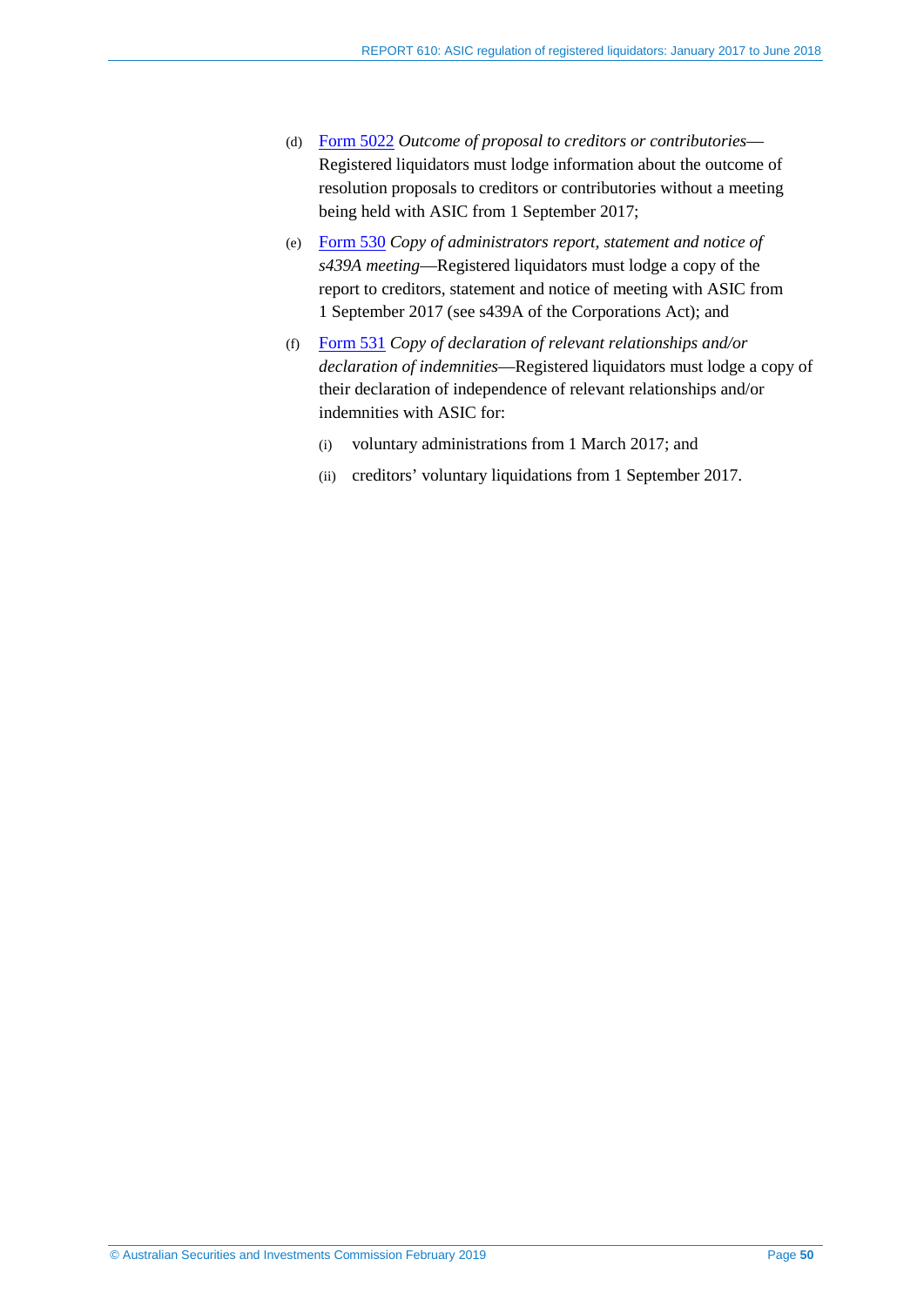(d) Form 5022 *Outcome of proposal to creditors or contributories*—Registered liquidators must lodge information about the outcome of resolution proposals to creditors or contributories without a meeting being held with ASIC from 1 September 2017;

(e) Form 530 *Copy of administrators report, statement and notice of s439A meeting*—Registered liquidators must lodge a copy of the report to creditors, statement and notice of meeting with ASIC from 1 September 2017 (see s439A of the Corporations Act); and

(f) Form 531 *Copy of declaration of relevant relationships and/or declaration of indemnities*—Registered liquidators must lodge a copy of their declaration of independence of relevant relationships and/or indemnities with ASIC for:

  (i) voluntary administrations from 1 March 2017; and

  (ii) creditors' voluntary liquidations from 1 September 2017.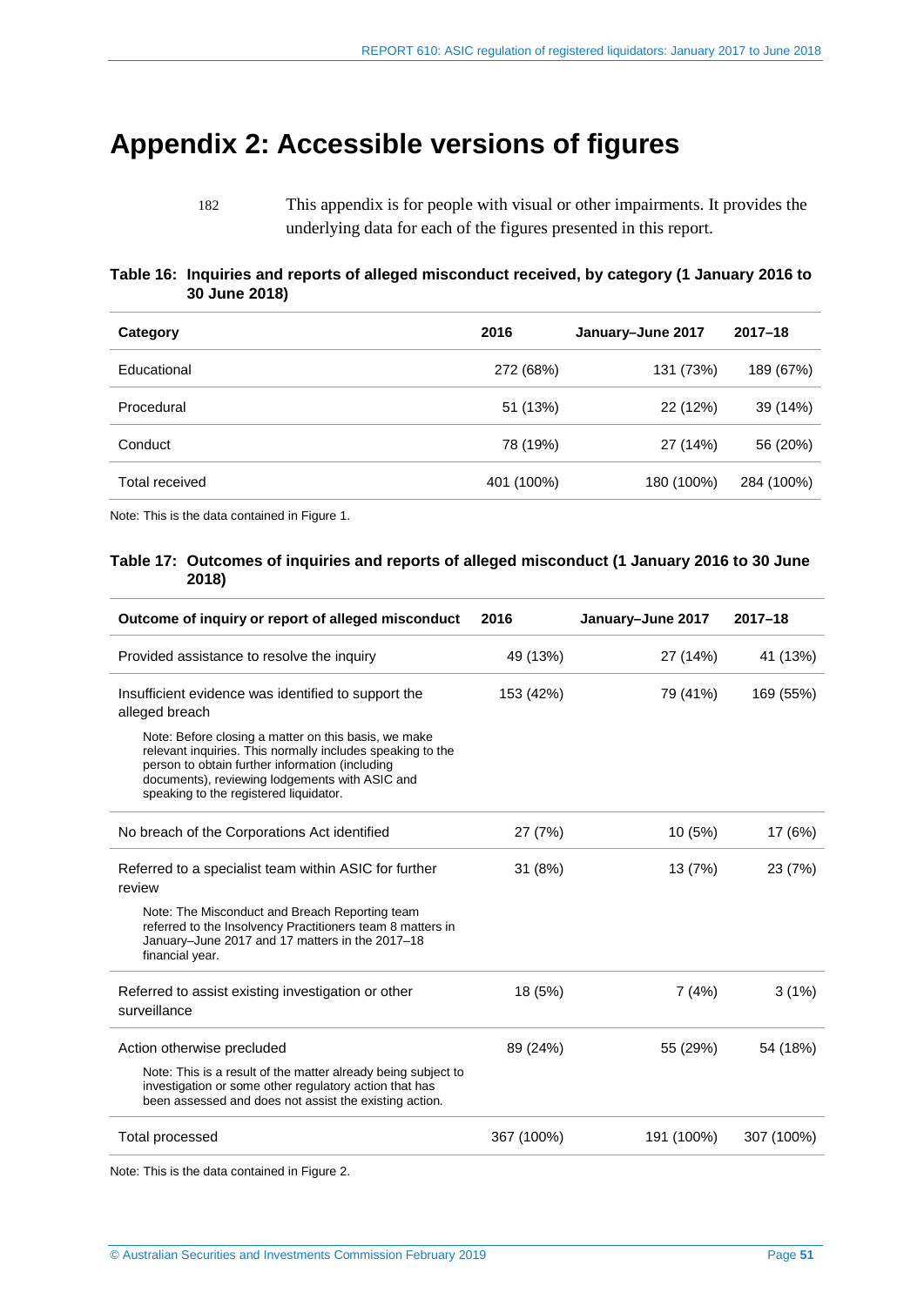# Appendix 2: Accessible versions of figures

182 This appendix is for people with visual or other impairments. It provides the underlying data for each of the figures presented in this report.

**Table 16: Inquiries and reports of alleged misconduct received, by category (1 January 2016 to 30 June 2018)**

| Category | 2016 | January–June 2017 | 2017–18 |
|---|---|---|---|
| Educational | 272 (68%) | 131 (73%) | 189 (67%) |
| Procedural | 51 (13%) | 22 (12%) | 39 (14%) |
| Conduct | 78 (19%) | 27 (14%) | 56 (20%) |
| Total received | 401 (100%) | 180 (100%) | 284 (100%) |

Note: This is the data contained in Figure 1.

**Table 17: Outcomes of inquiries and reports of alleged misconduct (1 January 2016 to 30 June 2018)**

| Outcome of inquiry or report of alleged misconduct | 2016 | January–June 2017 | 2017–18 |
|---|---|---|---|
| Provided assistance to resolve the inquiry | 49 (13%) | 27 (14%) | 41 (13%) |
| Insufficient evidence was identified to support the alleged breach<br>Note: Before closing a matter on this basis, we make relevant inquiries. This normally includes speaking to the person to obtain further information (including documents), reviewing lodgements with ASIC and speaking to the registered liquidator. | 153 (42%) | 79 (41%) | 169 (55%) |
| No breach of the Corporations Act identified | 27 (7%) | 10 (5%) | 17 (6%) |
| Referred to a specialist team within ASIC for further review<br>Note: The Misconduct and Breach Reporting team referred to the Insolvency Practitioners team 8 matters in January–June 2017 and 17 matters in the 2017–18 financial year. | 31 (8%) | 13 (7%) | 23 (7%) |
| Referred to assist existing investigation or other surveillance | 18 (5%) | 7 (4%) | 3 (1%) |
| Action otherwise precluded<br>Note: This is a result of the matter already being subject to investigation or some other regulatory action that has been assessed and does not assist the existing action. | 89 (24%) | 55 (29%) | 54 (18%) |
| Total processed | 367 (100%) | 191 (100%) | 307 (100%) |

Note: This is the data contained in Figure 2.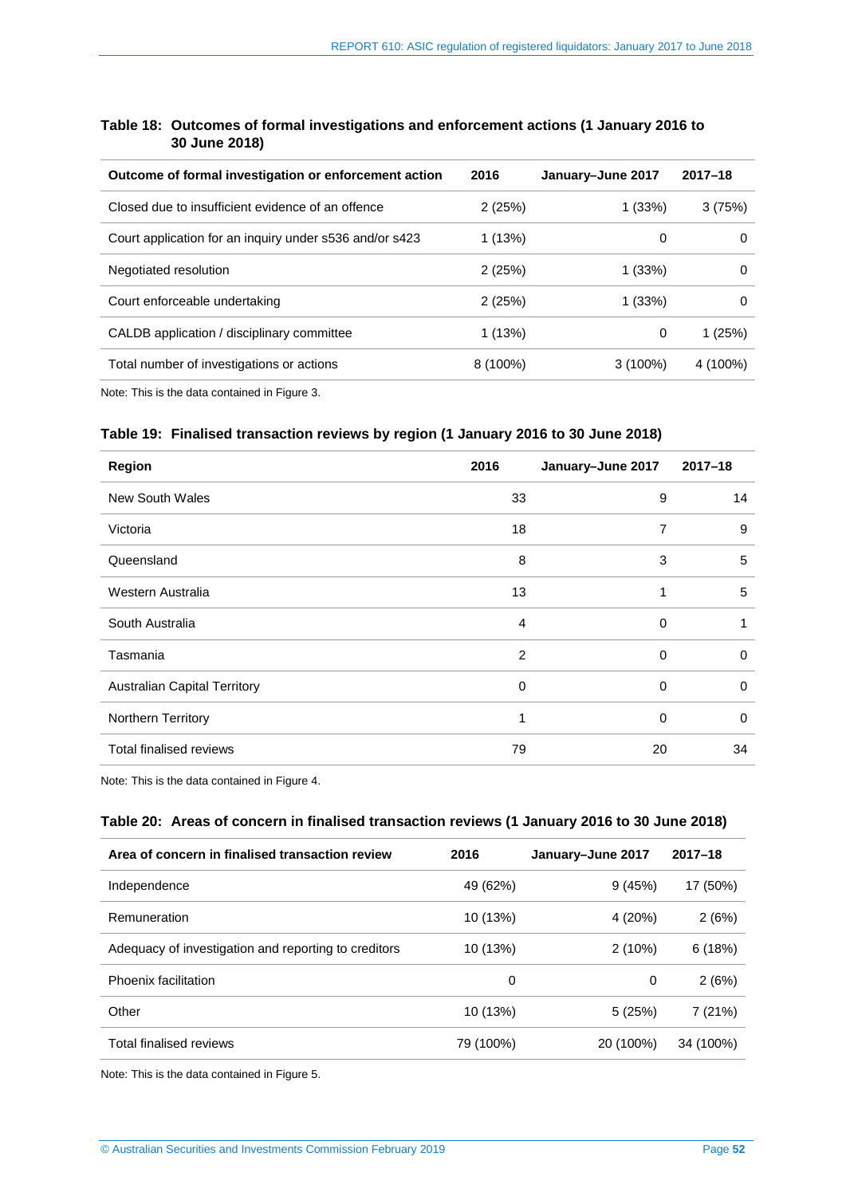**Table 18: Outcomes of formal investigations and enforcement actions (1 January 2016 to 30 June 2018)**

| Outcome of formal investigation or enforcement action | 2016 | January–June 2017 | 2017–18 |
|---|---|---|---|
| Closed due to insufficient evidence of an offence | 2 (25%) | 1 (33%) | 3 (75%) |
| Court application for an inquiry under s536 and/or s423 | 1 (13%) | 0 | 0 |
| Negotiated resolution | 2 (25%) | 1 (33%) | 0 |
| Court enforceable undertaking | 2 (25%) | 1 (33%) | 0 |
| CALDB application / disciplinary committee | 1 (13%) | 0 | 1 (25%) |
| Total number of investigations or actions | 8 (100%) | 3 (100%) | 4 (100%) |

Note: This is the data contained in Figure 3.

**Table 19: Finalised transaction reviews by region (1 January 2016 to 30 June 2018)**

| Region | 2016 | January–June 2017 | 2017–18 |
|---|---|---|---|
| New South Wales | 33 | 9 | 14 |
| Victoria | 18 | 7 | 9 |
| Queensland | 8 | 3 | 5 |
| Western Australia | 13 | 1 | 5 |
| South Australia | 4 | 0 | 1 |
| Tasmania | 2 | 0 | 0 |
| Australian Capital Territory | 0 | 0 | 0 |
| Northern Territory | 1 | 0 | 0 |
| Total finalised reviews | 79 | 20 | 34 |

Note: This is the data contained in Figure 4.

**Table 20: Areas of concern in finalised transaction reviews (1 January 2016 to 30 June 2018)**

| Area of concern in finalised transaction review | 2016 | January–June 2017 | 2017–18 |
|---|---|---|---|
| Independence | 49 (62%) | 9 (45%) | 17 (50%) |
| Remuneration | 10 (13%) | 4 (20%) | 2 (6%) |
| Adequacy of investigation and reporting to creditors | 10 (13%) | 2 (10%) | 6 (18%) |
| Phoenix facilitation | 0 | 0 | 2 (6%) |
| Other | 10 (13%) | 5 (25%) | 7 (21%) |
| Total finalised reviews | 79 (100%) | 20 (100%) | 34 (100%) |

Note: This is the data contained in Figure 5.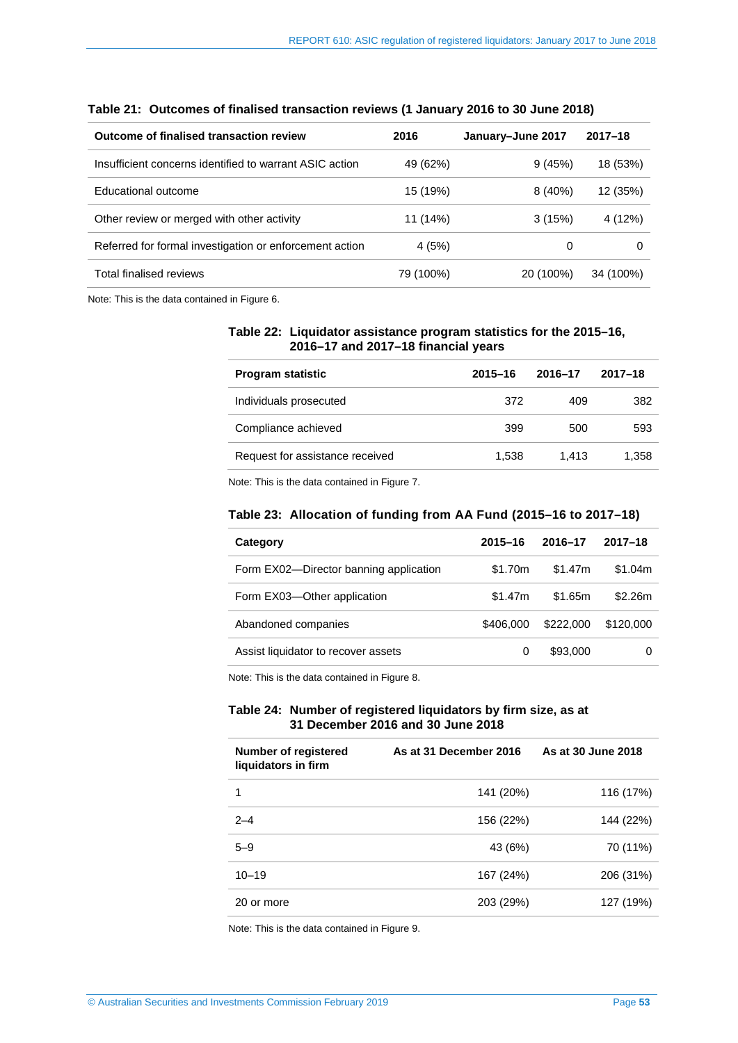### Table 21: Outcomes of finalised transaction reviews (1 January 2016 to 30 June 2018)

| Outcome of finalised transaction review | 2016 | January–June 2017 | 2017–18 |
|---|---|---|---|
| Insufficient concerns identified to warrant ASIC action | 49 (62%) | 9 (45%) | 18 (53%) |
| Educational outcome | 15 (19%) | 8 (40%) | 12 (35%) |
| Other review or merged with other activity | 11 (14%) | 3 (15%) | 4 (12%) |
| Referred for formal investigation or enforcement action | 4 (5%) | 0 | 0 |
| Total finalised reviews | 79 (100%) | 20 (100%) | 34 (100%) |

Note: This is the data contained in Figure 6.

### Table 22: Liquidator assistance program statistics for the 2015–16, 2016–17 and 2017–18 financial years

| Program statistic | 2015–16 | 2016–17 | 2017–18 |
|---|---|---|---|
| Individuals prosecuted | 372 | 409 | 382 |
| Compliance achieved | 399 | 500 | 593 |
| Request for assistance received | 1,538 | 1,413 | 1,358 |

Note: This is the data contained in Figure 7.

### Table 23: Allocation of funding from AA Fund (2015–16 to 2017–18)

| Category | 2015–16 | 2016–17 | 2017–18 |
|---|---|---|---|
| Form EX02—Director banning application | $1.70m | $1.47m | $1.04m |
| Form EX03—Other application | $1.47m | $1.65m | $2.26m |
| Abandoned companies | $406,000 | $222,000 | $120,000 |
| Assist liquidator to recover assets | 0 | $93,000 | 0 |

Note: This is the data contained in Figure 8.

### Table 24: Number of registered liquidators by firm size, as at 31 December 2016 and 30 June 2018

| Number of registered liquidators in firm | As at 31 December 2016 | As at 30 June 2018 |
|---|---|---|
| 1 | 141 (20%) | 116 (17%) |
| 2–4 | 156 (22%) | 144 (22%) |
| 5–9 | 43 (6%) | 70 (11%) |
| 10–19 | 167 (24%) | 206 (31%) |
| 20 or more | 203 (29%) | 127 (19%) |

Note: This is the data contained in Figure 9.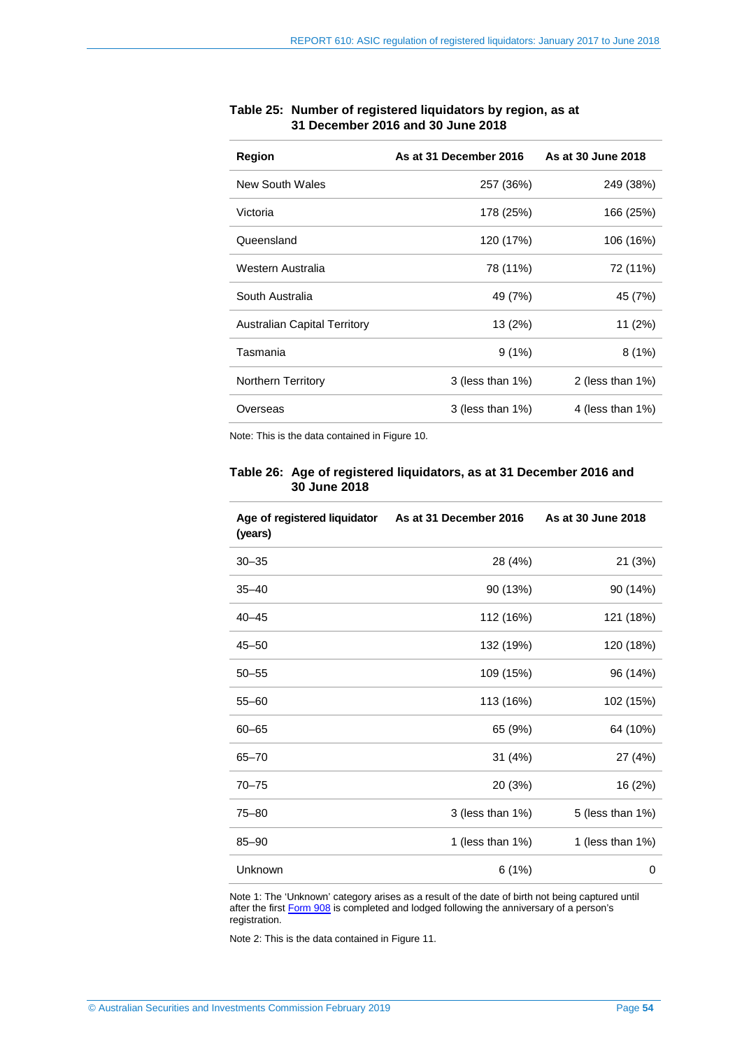**Table 25: Number of registered liquidators by region, as at 31 December 2016 and 30 June 2018**

| Region | As at 31 December 2016 | As at 30 June 2018 |
|---|---|---|
| New South Wales | 257 (36%) | 249 (38%) |
| Victoria | 178 (25%) | 166 (25%) |
| Queensland | 120 (17%) | 106 (16%) |
| Western Australia | 78 (11%) | 72 (11%) |
| South Australia | 49 (7%) | 45 (7%) |
| Australian Capital Territory | 13 (2%) | 11 (2%) |
| Tasmania | 9 (1%) | 8 (1%) |
| Northern Territory | 3 (less than 1%) | 2 (less than 1%) |
| Overseas | 3 (less than 1%) | 4 (less than 1%) |

Note: This is the data contained in Figure 10.

**Table 26: Age of registered liquidators, as at 31 December 2016 and 30 June 2018**

| Age of registered liquidator (years) | As at 31 December 2016 | As at 30 June 2018 |
|---|---|---|
| 30–35 | 28 (4%) | 21 (3%) |
| 35–40 | 90 (13%) | 90 (14%) |
| 40–45 | 112 (16%) | 121 (18%) |
| 45–50 | 132 (19%) | 120 (18%) |
| 50–55 | 109 (15%) | 96 (14%) |
| 55–60 | 113 (16%) | 102 (15%) |
| 60–65 | 65 (9%) | 64 (10%) |
| 65–70 | 31 (4%) | 27 (4%) |
| 70–75 | 20 (3%) | 16 (2%) |
| 75–80 | 3 (less than 1%) | 5 (less than 1%) |
| 85–90 | 1 (less than 1%) | 1 (less than 1%) |
| Unknown | 6 (1%) | 0 |

Note 1: The 'Unknown' category arises as a result of the date of birth not being captured until after the first Form 908 is completed and lodged following the anniversary of a person's registration.

Note 2: This is the data contained in Figure 11.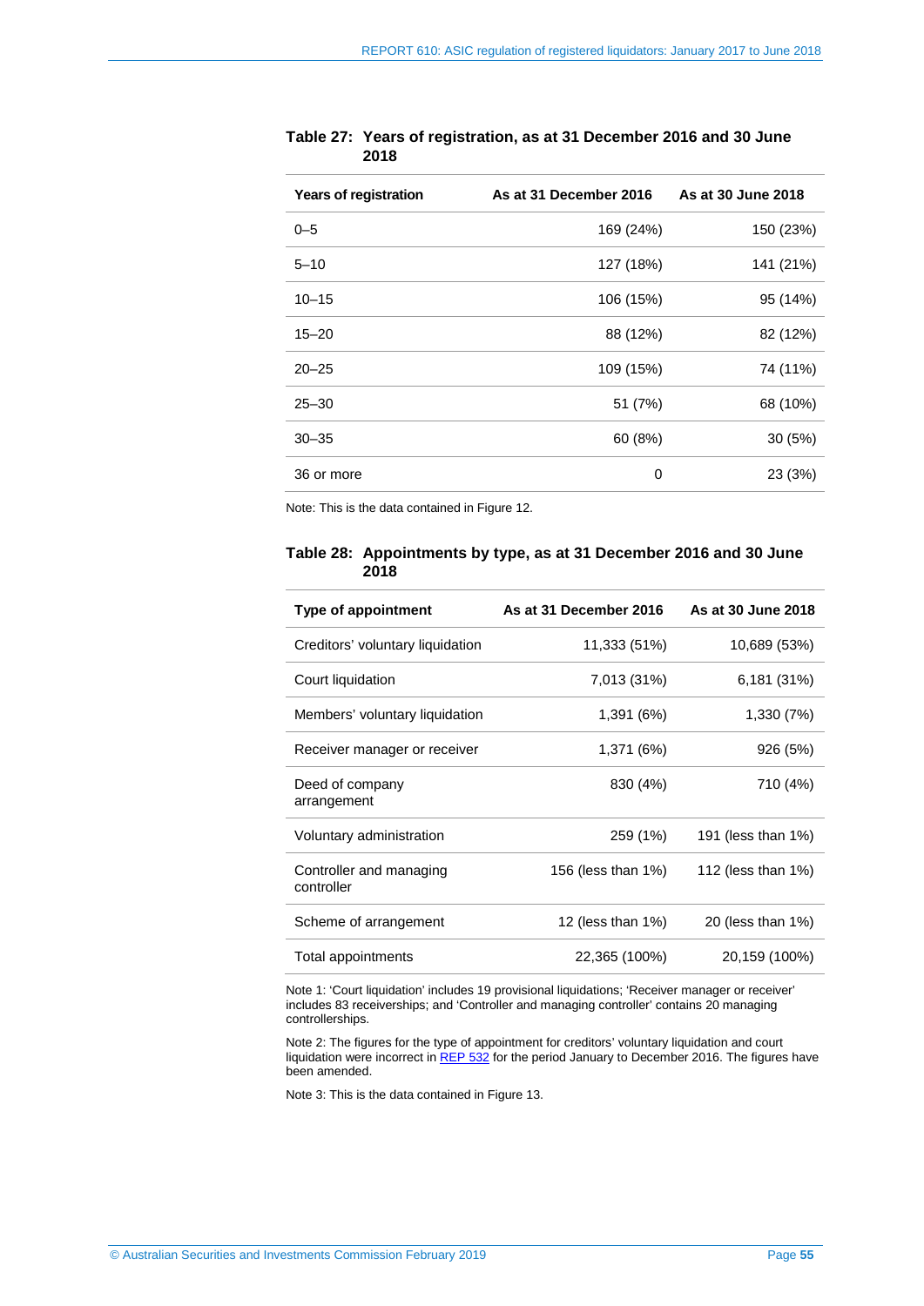**Table 27: Years of registration, as at 31 December 2016 and 30 June 2018**

| Years of registration | As at 31 December 2016 | As at 30 June 2018 |
|---|---|---|
| 0–5 | 169 (24%) | 150 (23%) |
| 5–10 | 127 (18%) | 141 (21%) |
| 10–15 | 106 (15%) | 95 (14%) |
| 15–20 | 88 (12%) | 82 (12%) |
| 20–25 | 109 (15%) | 74 (11%) |
| 25–30 | 51 (7%) | 68 (10%) |
| 30–35 | 60 (8%) | 30 (5%) |
| 36 or more | 0 | 23 (3%) |

Note: This is the data contained in Figure 12.

**Table 28: Appointments by type, as at 31 December 2016 and 30 June 2018**

| Type of appointment | As at 31 December 2016 | As at 30 June 2018 |
|---|---|---|
| Creditors' voluntary liquidation | 11,333 (51%) | 10,689 (53%) |
| Court liquidation | 7,013 (31%) | 6,181 (31%) |
| Members' voluntary liquidation | 1,391 (6%) | 1,330 (7%) |
| Receiver manager or receiver | 1,371 (6%) | 926 (5%) |
| Deed of company arrangement | 830 (4%) | 710 (4%) |
| Voluntary administration | 259 (1%) | 191 (less than 1%) |
| Controller and managing controller | 156 (less than 1%) | 112 (less than 1%) |
| Scheme of arrangement | 12 (less than 1%) | 20 (less than 1%) |
| Total appointments | 22,365 (100%) | 20,159 (100%) |

Note 1: 'Court liquidation' includes 19 provisional liquidations; 'Receiver manager or receiver' includes 83 receiverships; and 'Controller and managing controller' contains 20 managing controllerships.

Note 2: The figures for the type of appointment for creditors' voluntary liquidation and court liquidation were incorrect in REP 532 for the period January to December 2016. The figures have been amended.

Note 3: This is the data contained in Figure 13.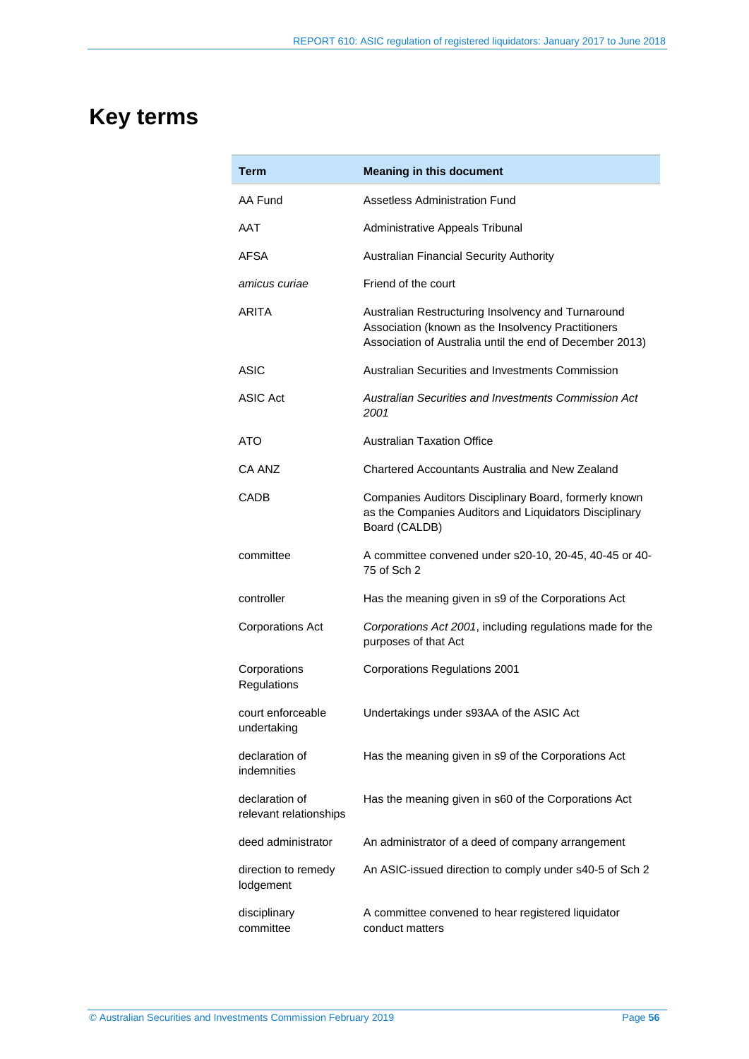# Key terms

| Term | Meaning in this document |
|---|---|
| AA Fund | Assetless Administration Fund |
| AAT | Administrative Appeals Tribunal |
| AFSA | Australian Financial Security Authority |
| *amicus curiae* | Friend of the court |
| ARITA | Australian Restructuring Insolvency and Turnaround Association (known as the Insolvency Practitioners Association of Australia until the end of December 2013) |
| ASIC | Australian Securities and Investments Commission |
| ASIC Act | *Australian Securities and Investments Commission Act 2001* |
| ATO | Australian Taxation Office |
| CA ANZ | Chartered Accountants Australia and New Zealand |
| CADB | Companies Auditors Disciplinary Board, formerly known as the Companies Auditors and Liquidators Disciplinary Board (CALDB) |
| committee | A committee convened under s20-10, 20-45, 40-45 or 40-75 of Sch 2 |
| controller | Has the meaning given in s9 of the Corporations Act |
| Corporations Act | *Corporations Act 2001*, including regulations made for the purposes of that Act |
| Corporations Regulations | Corporations Regulations 2001 |
| court enforceable undertaking | Undertakings under s93AA of the ASIC Act |
| declaration of indemnities | Has the meaning given in s9 of the Corporations Act |
| declaration of relevant relationships | Has the meaning given in s60 of the Corporations Act |
| deed administrator | An administrator of a deed of company arrangement |
| direction to remedy lodgement | An ASIC-issued direction to comply under s40-5 of Sch 2 |
| disciplinary committee | A committee convened to hear registered liquidator conduct matters |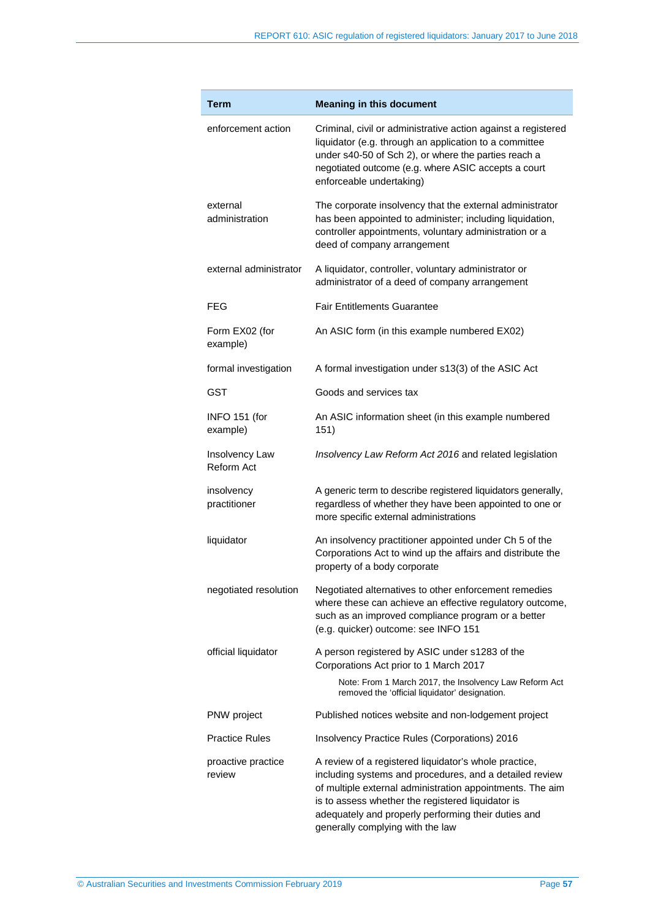| Term | Meaning in this document |
|---|---|
| enforcement action | Criminal, civil or administrative action against a registered liquidator (e.g. through an application to a committee under s40-50 of Sch 2), or where the parties reach a negotiated outcome (e.g. where ASIC accepts a court enforceable undertaking) |
| external administration | The corporate insolvency that the external administrator has been appointed to administer; including liquidation, controller appointments, voluntary administration or a deed of company arrangement |
| external administrator | A liquidator, controller, voluntary administrator or administrator of a deed of company arrangement |
| FEG | Fair Entitlements Guarantee |
| Form EX02 (for example) | An ASIC form (in this example numbered EX02) |
| formal investigation | A formal investigation under s13(3) of the ASIC Act |
| GST | Goods and services tax |
| INFO 151 (for example) | An ASIC information sheet (in this example numbered 151) |
| Insolvency Law Reform Act | *Insolvency Law Reform Act 2016* and related legislation |
| insolvency practitioner | A generic term to describe registered liquidators generally, regardless of whether they have been appointed to one or more specific external administrations |
| liquidator | An insolvency practitioner appointed under Ch 5 of the Corporations Act to wind up the affairs and distribute the property of a body corporate |
| negotiated resolution | Negotiated alternatives to other enforcement remedies where these can achieve an effective regulatory outcome, such as an improved compliance program or a better (e.g. quicker) outcome: see INFO 151 |
| official liquidator | A person registered by ASIC under s1283 of the Corporations Act prior to 1 March 2017<br><br>Note: From 1 March 2017, the Insolvency Law Reform Act removed the 'official liquidator' designation. |
| PNW project | Published notices website and non-lodgement project |
| Practice Rules | Insolvency Practice Rules (Corporations) 2016 |
| proactive practice review | A review of a registered liquidator's whole practice, including systems and procedures, and a detailed review of multiple external administration appointments. The aim is to assess whether the registered liquidator is adequately and properly performing their duties and generally complying with the law |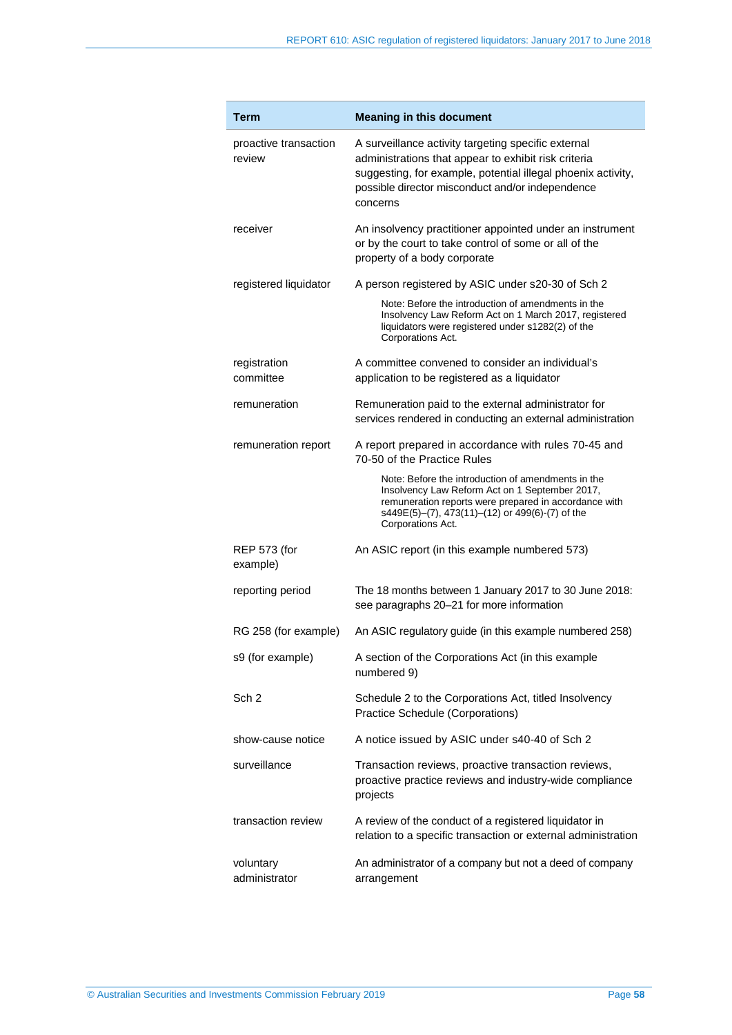| Term | Meaning in this document |
| --- | --- |
| proactive transaction review | A surveillance activity targeting specific external administrations that appear to exhibit risk criteria suggesting, for example, potential illegal phoenix activity, possible director misconduct and/or independence concerns |
| receiver | An insolvency practitioner appointed under an instrument or by the court to take control of some or all of the property of a body corporate |
| registered liquidator | A person registered by ASIC under s20-30 of Sch 2<br><br>Note: Before the introduction of amendments in the Insolvency Law Reform Act on 1 March 2017, registered liquidators were registered under s1282(2) of the Corporations Act. |
| registration committee | A committee convened to consider an individual's application to be registered as a liquidator |
| remuneration | Remuneration paid to the external administrator for services rendered in conducting an external administration |
| remuneration report | A report prepared in accordance with rules 70-45 and 70-50 of the Practice Rules<br><br>Note: Before the introduction of amendments in the Insolvency Law Reform Act on 1 September 2017, remuneration reports were prepared in accordance with s449E(5)–(7), 473(11)–(12) or 499(6)-(7) of the Corporations Act. |
| REP 573 (for example) | An ASIC report (in this example numbered 573) |
| reporting period | The 18 months between 1 January 2017 to 30 June 2018: see paragraphs 20–21 for more information |
| RG 258 (for example) | An ASIC regulatory guide (in this example numbered 258) |
| s9 (for example) | A section of the Corporations Act (in this example numbered 9) |
| Sch 2 | Schedule 2 to the Corporations Act, titled Insolvency Practice Schedule (Corporations) |
| show-cause notice | A notice issued by ASIC under s40-40 of Sch 2 |
| surveillance | Transaction reviews, proactive transaction reviews, proactive practice reviews and industry-wide compliance projects |
| transaction review | A review of the conduct of a registered liquidator in relation to a specific transaction or external administration |
| voluntary administrator | An administrator of a company but not a deed of company arrangement |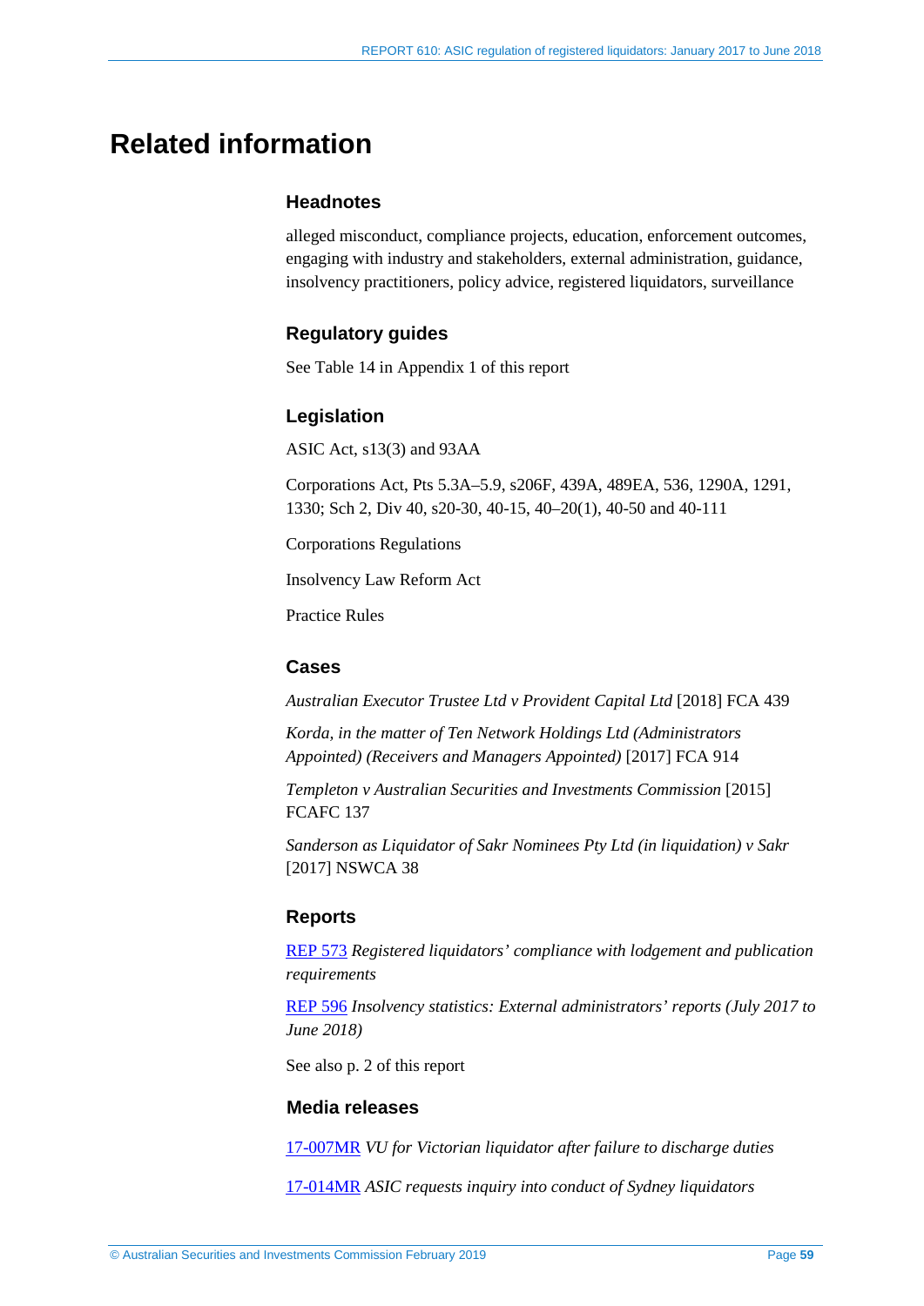# Related information

### Headnotes

alleged misconduct, compliance projects, education, enforcement outcomes, engaging with industry and stakeholders, external administration, guidance, insolvency practitioners, policy advice, registered liquidators, surveillance

### Regulatory guides

See Table 14 in Appendix 1 of this report

### Legislation

ASIC Act, s13(3) and 93AA

Corporations Act, Pts 5.3A–5.9, s206F, 439A, 489EA, 536, 1290A, 1291, 1330; Sch 2, Div 40, s20-30, 40-15, 40–20(1), 40-50 and 40-111

Corporations Regulations

Insolvency Law Reform Act

Practice Rules

### Cases

*Australian Executor Trustee Ltd v Provident Capital Ltd* [2018] FCA 439

*Korda, in the matter of Ten Network Holdings Ltd (Administrators Appointed) (Receivers and Managers Appointed)* [2017] FCA 914

*Templeton v Australian Securities and Investments Commission* [2015] FCAFC 137

*Sanderson as Liquidator of Sakr Nominees Pty Ltd (in liquidation) v Sakr* [2017] NSWCA 38

### Reports

REP 573 *Registered liquidators' compliance with lodgement and publication requirements*

REP 596 *Insolvency statistics: External administrators' reports (July 2017 to June 2018)*

See also p. 2 of this report

### Media releases

17-007MR *VU for Victorian liquidator after failure to discharge duties*

17-014MR *ASIC requests inquiry into conduct of Sydney liquidators*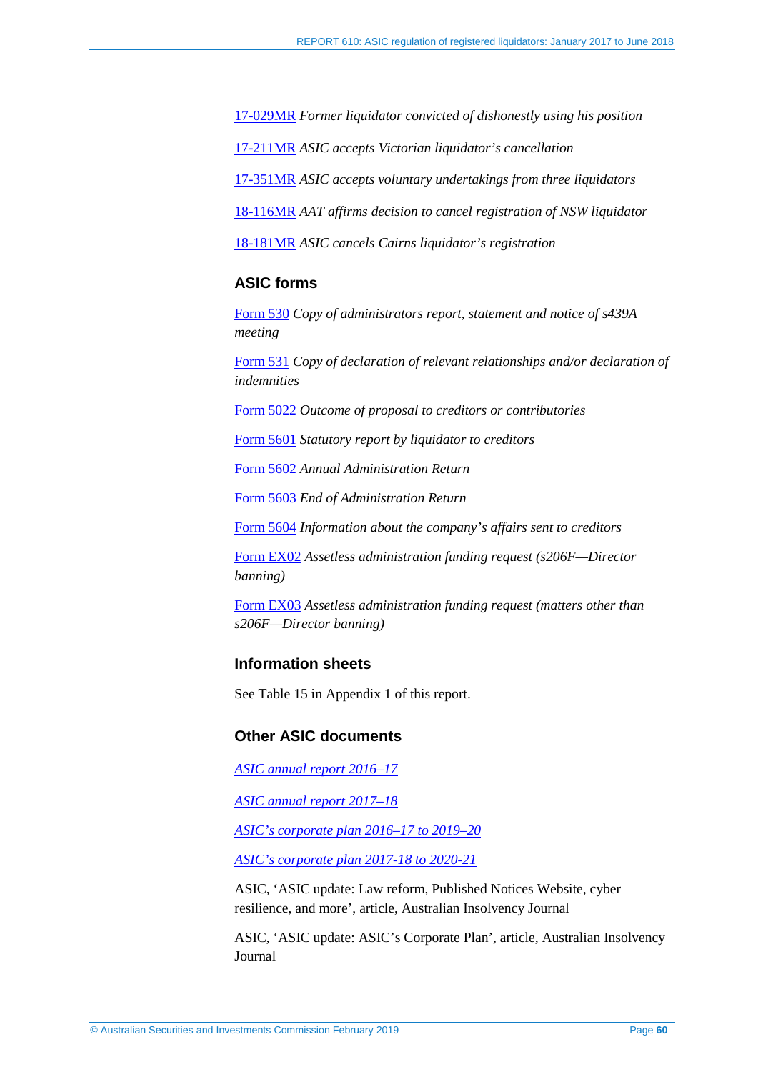17-029MR *Former liquidator convicted of dishonestly using his position*

17-211MR *ASIC accepts Victorian liquidator's cancellation*

17-351MR *ASIC accepts voluntary undertakings from three liquidators*

18-116MR *AAT affirms decision to cancel registration of NSW liquidator*

18-181MR *ASIC cancels Cairns liquidator's registration*

## ASIC forms

Form 530 *Copy of administrators report, statement and notice of s439A meeting*

Form 531 *Copy of declaration of relevant relationships and/or declaration of indemnities*

Form 5022 *Outcome of proposal to creditors or contributories*

Form 5601 *Statutory report by liquidator to creditors*

Form 5602 *Annual Administration Return*

Form 5603 *End of Administration Return*

Form 5604 *Information about the company's affairs sent to creditors*

Form EX02 *Assetless administration funding request (s206F—Director banning)*

Form EX03 *Assetless administration funding request (matters other than s206F—Director banning)*

## Information sheets

See Table 15 in Appendix 1 of this report.

## Other ASIC documents

*ASIC annual report 2016–17*

*ASIC annual report 2017–18*

*ASIC's corporate plan 2016–17 to 2019–20*

*ASIC's corporate plan 2017-18 to 2020-21*

ASIC, 'ASIC update: Law reform, Published Notices Website, cyber resilience, and more', article, Australian Insolvency Journal

ASIC, 'ASIC update: ASIC's Corporate Plan', article, Australian Insolvency Journal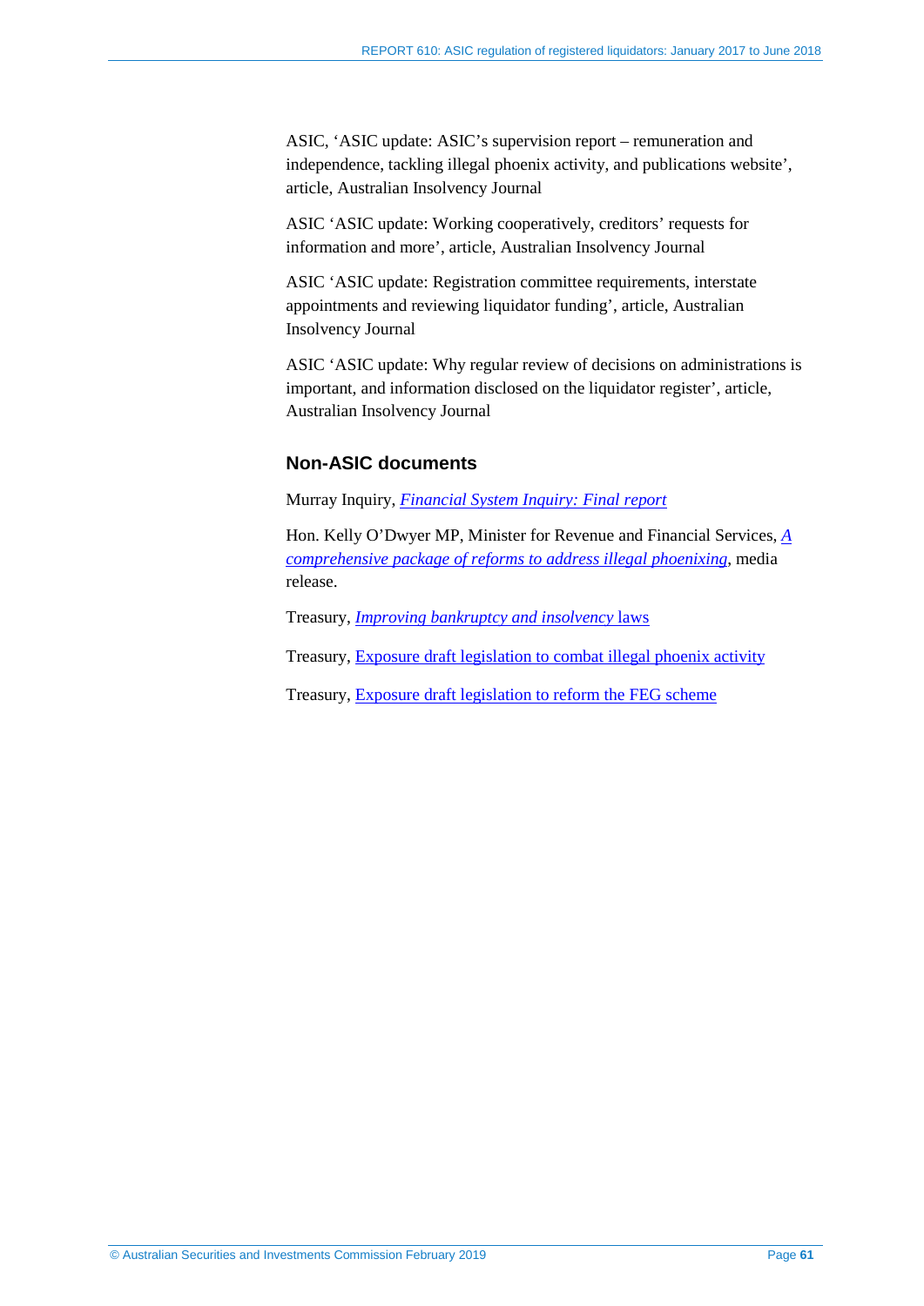ASIC, 'ASIC update: ASIC's supervision report – remuneration and independence, tackling illegal phoenix activity, and publications website', article, Australian Insolvency Journal

ASIC 'ASIC update: Working cooperatively, creditors' requests for information and more', article, Australian Insolvency Journal

ASIC 'ASIC update: Registration committee requirements, interstate appointments and reviewing liquidator funding', article, Australian Insolvency Journal

ASIC 'ASIC update: Why regular review of decisions on administrations is important, and information disclosed on the liquidator register', article, Australian Insolvency Journal

### Non-ASIC documents

Murray Inquiry, *Financial System Inquiry: Final report*

Hon. Kelly O'Dwyer MP, Minister for Revenue and Financial Services, *A comprehensive package of reforms to address illegal phoenixing*, media release.

Treasury, *Improving bankruptcy and insolvency* laws

Treasury, Exposure draft legislation to combat illegal phoenix activity

Treasury, Exposure draft legislation to reform the FEG scheme